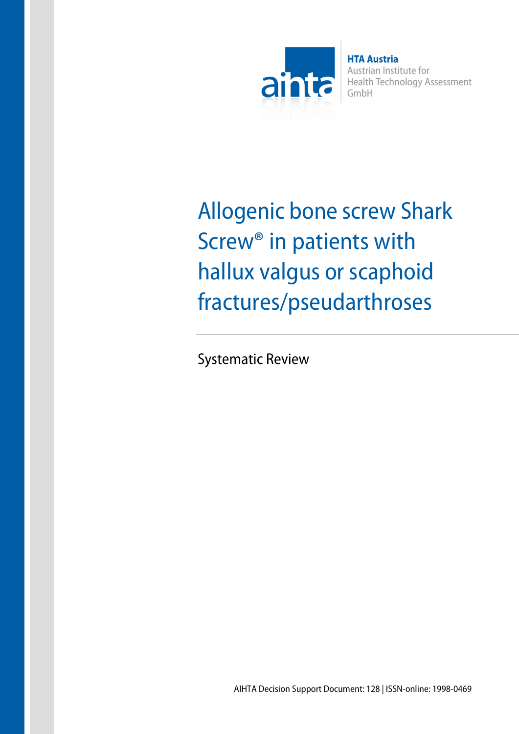HTA Austria
Austrian Institute for
Health Technology Assessment
GmbH

# Allogenic bone screw Shark Screw® in patients with hallux valgus or scaphoid fractures/pseudarthroses

Systematic Review

AIHTA Decision Support Document: 128 | ISSN-online: 1998-0469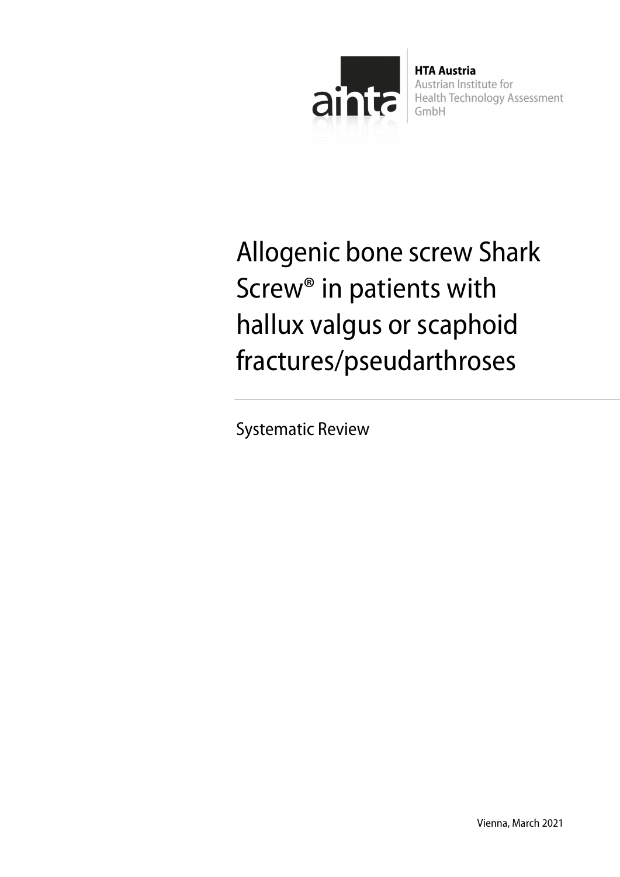**HTA Austria**
Austrian Institute for
Health Technology Assessment
GmbH

# Allogenic bone screw Shark Screw® in patients with hallux valgus or scaphoid fractures/pseudarthroses

Systematic Review

Vienna, March 2021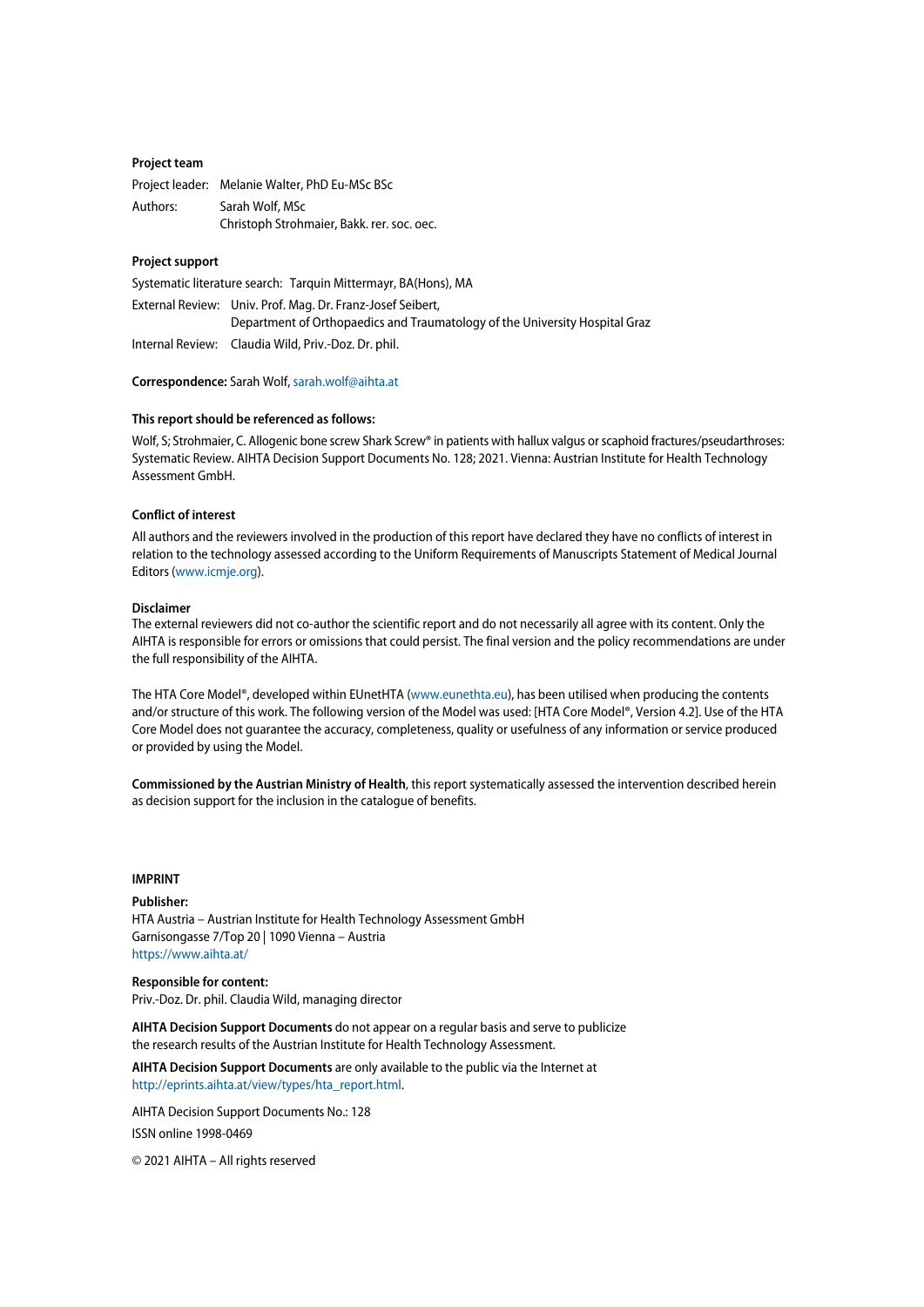**Project team**

Project leader: Melanie Walter, PhD Eu-MSc BSc

Authors: Sarah Wolf, MSc
Christoph Strohmaier, Bakk. rer. soc. oec.

**Project support**

Systematic literature search: Tarquin Mittermayr, BA(Hons), MA

External Review: Univ. Prof. Mag. Dr. Franz-Josef Seibert,
Department of Orthopaedics and Traumatology of the University Hospital Graz

Internal Review: Claudia Wild, Priv.-Doz. Dr. phil.

**Correspondence:** Sarah Wolf, sarah.wolf@aihta.at

**This report should be referenced as follows:**

Wolf, S; Strohmaier, C. Allogenic bone screw Shark Screw® in patients with hallux valgus or scaphoid fractures/pseudarthroses: Systematic Review. AIHTA Decision Support Documents No. 128; 2021. Vienna: Austrian Institute for Health Technology Assessment GmbH.

**Conflict of interest**

All authors and the reviewers involved in the production of this report have declared they have no conflicts of interest in relation to the technology assessed according to the Uniform Requirements of Manuscripts Statement of Medical Journal Editors (www.icmje.org).

**Disclaimer**

The external reviewers did not co-author the scientific report and do not necessarily all agree with its content. Only the AIHTA is responsible for errors or omissions that could persist. The final version and the policy recommendations are under the full responsibility of the AIHTA.

The HTA Core Model®, developed within EUnetHTA (www.eunethta.eu), has been utilised when producing the contents and/or structure of this work. The following version of the Model was used: [HTA Core Model®, Version 4.2]. Use of the HTA Core Model does not guarantee the accuracy, completeness, quality or usefulness of any information or service produced or provided by using the Model.

**Commissioned by the Austrian Ministry of Health**, this report systematically assessed the intervention described herein as decision support for the inclusion in the catalogue of benefits.

**IMPRINT**

**Publisher:**
HTA Austria – Austrian Institute for Health Technology Assessment GmbH
Garnisongasse 7/Top 20 | 1090 Vienna – Austria
https://www.aihta.at/

**Responsible for content:**
Priv.-Doz. Dr. phil. Claudia Wild, managing director

**AIHTA Decision Support Documents** do not appear on a regular basis and serve to publicize the research results of the Austrian Institute for Health Technology Assessment.

**AIHTA Decision Support Documents** are only available to the public via the Internet at http://eprints.aihta.at/view/types/hta_report.html.

AIHTA Decision Support Documents No.: 128

ISSN online 1998-0469

© 2021 AIHTA – All rights reserved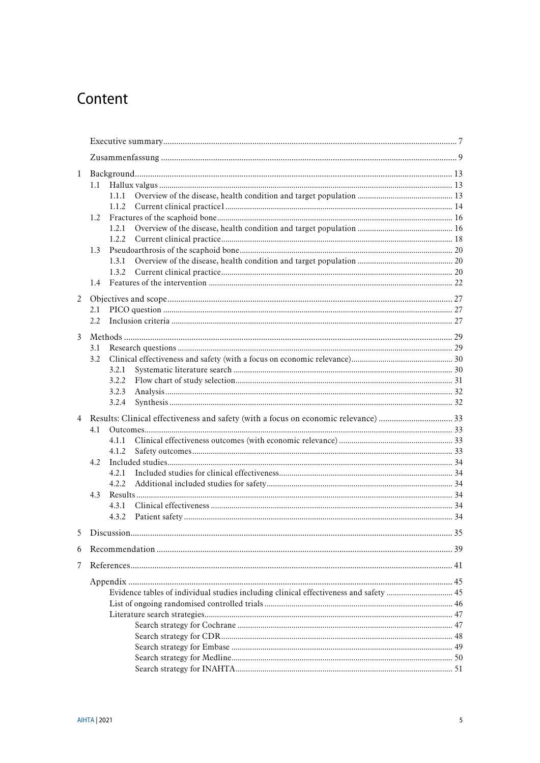# Content

Executive summary ........ 7

Zusammenfassung ........ 9

1 Background ........ 13
  1.1 Hallux valgus ........ 13
    1.1.1 Overview of the disease, health condition and target population ........ 13
    1.1.2 Current clinical practice1 ........ 14
  1.2 Fractures of the scaphoid bone ........ 16
    1.2.1 Overview of the disease, health condition and target population ........ 16
    1.2.2 Current clinical practice ........ 18
  1.3 Pseudoarthrosis of the scaphoid bone ........ 20
    1.3.1 Overview of the disease, health condition and target population ........ 20
    1.3.2 Current clinical practice ........ 20
  1.4 Features of the intervention ........ 22

2 Objectives and scope ........ 27
  2.1 PICO question ........ 27
  2.2 Inclusion criteria ........ 27

3 Methods ........ 29
  3.1 Research questions ........ 29
  3.2 Clinical effectiveness and safety (with a focus on economic relevance) ........ 30
    3.2.1 Systematic literature search ........ 30
    3.2.2 Flow chart of study selection ........ 31
    3.2.3 Analysis ........ 32
    3.2.4 Synthesis ........ 32

4 Results: Clinical effectiveness and safety (with a focus on economic relevance) ........ 33
  4.1 Outcomes ........ 33
    4.1.1 Clinical effectiveness outcomes (with economic relevance) ........ 33
    4.1.2 Safety outcomes ........ 33
  4.2 Included studies ........ 34
    4.2.1 Included studies for clinical effectiveness ........ 34
    4.2.2 Additional included studies for safety ........ 34
  4.3 Results ........ 34
    4.3.1 Clinical effectiveness ........ 34
    4.3.2 Patient safety ........ 34

5 Discussion ........ 35

6 Recommendation ........ 39

7 References ........ 41

Appendix ........ 45
  Evidence tables of individual studies including clinical effectiveness and safety ........ 45
  List of ongoing randomised controlled trials ........ 46
  Literature search strategies ........ 47
    Search strategy for Cochrane ........ 47
    Search strategy for CDR ........ 48
    Search strategy for Embase ........ 49
    Search strategy for Medline ........ 50
    Search strategy for INAHTA ........ 51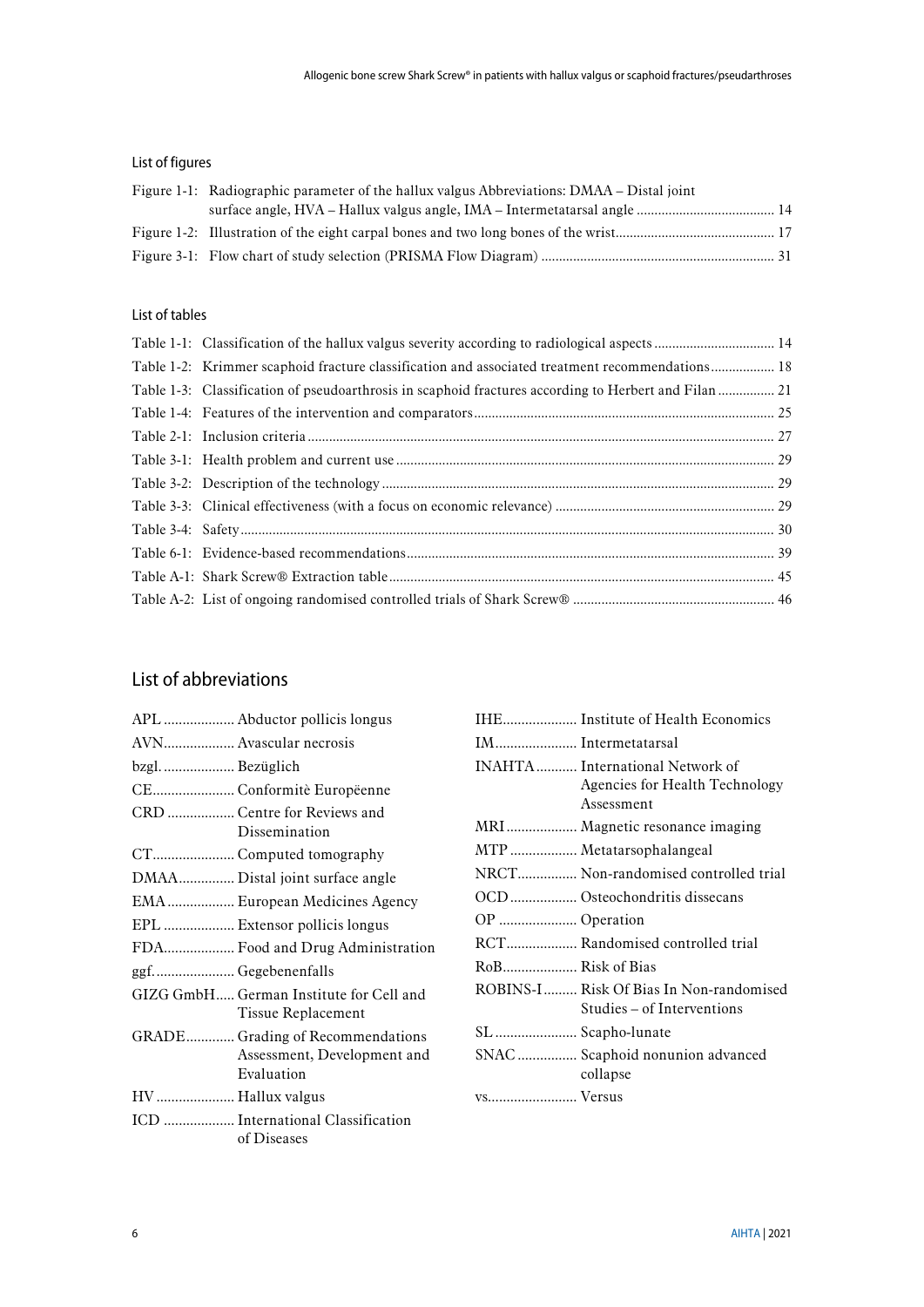## List of figures

Figure 1-1: Radiographic parameter of the hallux valgus Abbreviations: DMAA – Distal joint surface angle, HVA – Hallux valgus angle, IMA – Intermetatarsal angle ........................................ 14

Figure 1-2: Illustration of the eight carpal bones and two long bones of the wrist............................................ 17

Figure 3-1: Flow chart of study selection (PRISMA Flow Diagram) .................................................................. 31

## List of tables

Table 1-1: Classification of the hallux valgus severity according to radiological aspects .................................. 14

Table 1-2: Krimmer scaphoid fracture classification and associated treatment recommendations.................. 18

Table 1-3: Classification of pseudoarthrosis in scaphoid fractures according to Herbert and Filan ................ 21

Table 1-4: Features of the intervention and comparators.................................................................................... 25

Table 2-1: Inclusion criteria.................................................................................................................................. 27

Table 3-1: Health problem and current use .......................................................................................................... 29

Table 3-2: Description of the technology ............................................................................................................. 29

Table 3-3: Clinical effectiveness (with a focus on economic relevance) ............................................................. 29

Table 3-4: Safety..................................................................................................................................................... 30

Table 6-1: Evidence-based recommendations....................................................................................................... 39

Table A-1: Shark Screw® Extraction table............................................................................................................ 45

Table A-2: List of ongoing randomised controlled trials of Shark Screw® ......................................................... 46

## List of abbreviations

APL ................... Abductor pollicis longus
AVN................... Avascular necrosis
bzgl. ................... Bezüglich
CE...................... Conformitè Europëenne
CRD .................. Centre for Reviews and Dissemination
CT...................... Computed tomography
DMAA............... Distal joint surface angle
EMA .................. European Medicines Agency
EPL ................... Extensor pollicis longus
FDA................... Food and Drug Administration
ggf. ..................... Gegebenenfalls
GIZG GmbH..... German Institute for Cell and Tissue Replacement
GRADE............. Grading of Recommendations Assessment, Development and Evaluation
HV ..................... Hallux valgus
ICD ................... International Classification of Diseases
IHE.................... Institute of Health Economics
IM...................... Intermetatarsal
INAHTA........... International Network of Agencies for Health Technology Assessment
MRI................... Magnetic resonance imaging
MTP .................. Metatarsophalangeal
NRCT................ Non-randomised controlled trial
OCD.................. Osteochondritis dissecans
OP ..................... Operation
RCT................... Randomised controlled trial
RoB.................... Risk of Bias
ROBINS-I......... Risk Of Bias In Non-randomised Studies – of Interventions
SL ...................... Scapho-lunate
SNAC................ Scaphoid nonunion advanced collapse
vs........................ Versus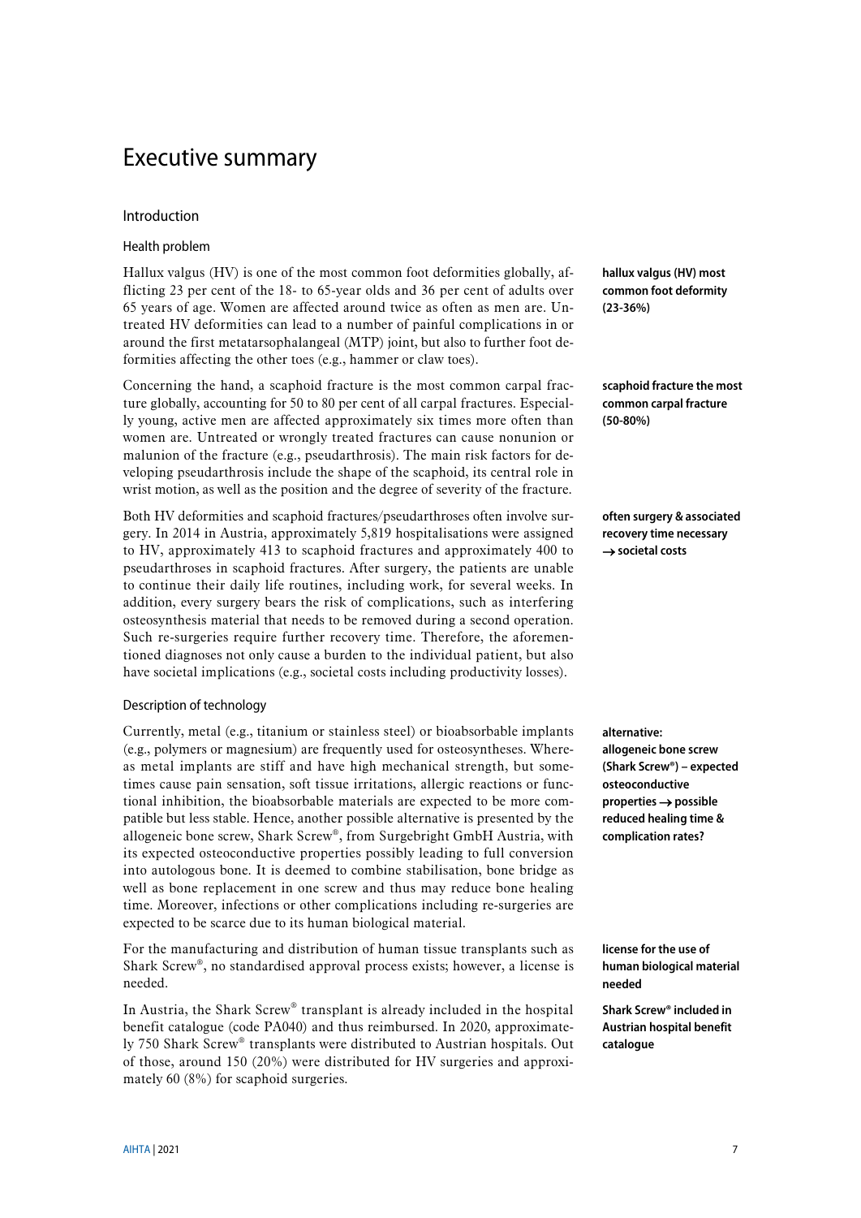# Executive summary

## Introduction

### Health problem

Hallux valgus (HV) is one of the most common foot deformities globally, afflicting 23 per cent of the 18- to 65-year olds and 36 per cent of adults over 65 years of age. Women are affected around twice as often as men are. Untreated HV deformities can lead to a number of painful complications in or around the first metatarsophalangeal (MTP) joint, but also to further foot deformities affecting the other toes (e.g., hammer or claw toes).

**hallux valgus (HV) most common foot deformity (23-36%)**

Concerning the hand, a scaphoid fracture is the most common carpal fracture globally, accounting for 50 to 80 per cent of all carpal fractures. Especially young, active men are affected approximately six times more often than women are. Untreated or wrongly treated fractures can cause nonunion or malunion of the fracture (e.g., pseudarthrosis). The main risk factors for developing pseudarthrosis include the shape of the scaphoid, its central role in wrist motion, as well as the position and the degree of severity of the fracture.

**scaphoid fracture the most common carpal fracture (50-80%)**

Both HV deformities and scaphoid fractures/pseudarthroses often involve surgery. In 2014 in Austria, approximately 5,819 hospitalisations were assigned to HV, approximately 413 to scaphoid fractures and approximately 400 to pseudarthroses in scaphoid fractures. After surgery, the patients are unable to continue their daily life routines, including work, for several weeks. In addition, every surgery bears the risk of complications, such as interfering osteosynthesis material that needs to be removed during a second operation. Such re-surgeries require further recovery time. Therefore, the aforementioned diagnoses not only cause a burden to the individual patient, but also have societal implications (e.g., societal costs including productivity losses).

**often surgery & associated recovery time necessary → societal costs**

### Description of technology

Currently, metal (e.g., titanium or stainless steel) or bioabsorbable implants (e.g., polymers or magnesium) are frequently used for osteosyntheses. Whereas metal implants are stiff and have high mechanical strength, but sometimes cause pain sensation, soft tissue irritations, allergic reactions or functional inhibition, the bioabsorbable materials are expected to be more compatible but less stable. Hence, another possible alternative is presented by the allogeneic bone screw, Shark Screw®, from Surgebright GmbH Austria, with its expected osteoconductive properties possibly leading to full conversion into autologous bone. It is deemed to combine stabilisation, bone bridge as well as bone replacement in one screw and thus may reduce bone healing time. Moreover, infections or other complications including re-surgeries are expected to be scarce due to its human biological material.

**alternative: allogeneic bone screw (Shark Screw®) – expected osteoconductive properties → possible reduced healing time & complication rates?**

For the manufacturing and distribution of human tissue transplants such as Shark Screw®, no standardised approval process exists; however, a license is needed.

**license for the use of human biological material needed**

In Austria, the Shark Screw® transplant is already included in the hospital benefit catalogue (code PA040) and thus reimbursed. In 2020, approximately 750 Shark Screw® transplants were distributed to Austrian hospitals. Out of those, around 150 (20%) were distributed for HV surgeries and approximately 60 (8%) for scaphoid surgeries.

**Shark Screw® included in Austrian hospital benefit catalogue**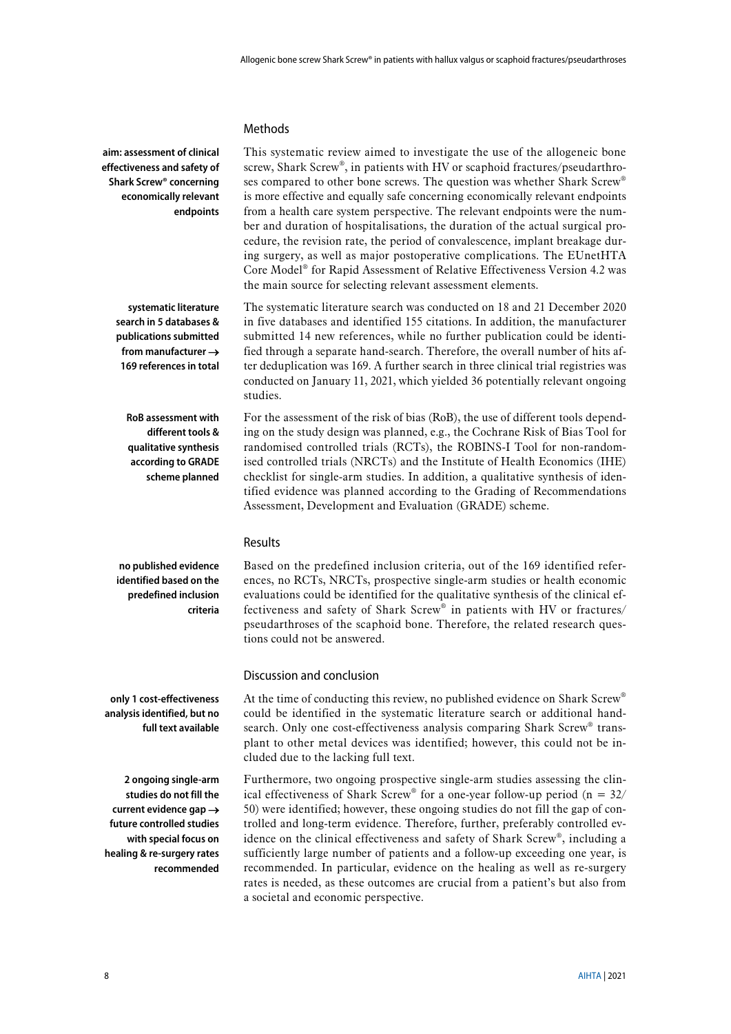## Methods

**aim: assessment of clinical effectiveness and safety of Shark Screw® concerning economically relevant endpoints**

This systematic review aimed to investigate the use of the allogeneic bone screw, Shark Screw®, in patients with HV or scaphoid fractures/pseudarthroses compared to other bone screws. The question was whether Shark Screw® is more effective and equally safe concerning economically relevant endpoints from a health care system perspective. The relevant endpoints were the number and duration of hospitalisations, the duration of the actual surgical procedure, the revision rate, the period of convalescence, implant breakage during surgery, as well as major postoperative complications. The EUnetHTA Core Model® for Rapid Assessment of Relative Effectiveness Version 4.2 was the main source for selecting relevant assessment elements.

**systematic literature search in 5 databases & publications submitted from manufacturer → 169 references in total**

The systematic literature search was conducted on 18 and 21 December 2020 in five databases and identified 155 citations. In addition, the manufacturer submitted 14 new references, while no further publication could be identified through a separate hand-search. Therefore, the overall number of hits after deduplication was 169. A further search in three clinical trial registries was conducted on January 11, 2021, which yielded 36 potentially relevant ongoing studies.

**RoB assessment with different tools & qualitative synthesis according to GRADE scheme planned**

For the assessment of the risk of bias (RoB), the use of different tools depending on the study design was planned, e.g., the Cochrane Risk of Bias Tool for randomised controlled trials (RCTs), the ROBINS-I Tool for non-randomised controlled trials (NRCTs) and the Institute of Health Economics (IHE) checklist for single-arm studies. In addition, a qualitative synthesis of identified evidence was planned according to the Grading of Recommendations Assessment, Development and Evaluation (GRADE) scheme.

## Results

**no published evidence identified based on the predefined inclusion criteria**

Based on the predefined inclusion criteria, out of the 169 identified references, no RCTs, NRCTs, prospective single-arm studies or health economic evaluations could be identified for the qualitative synthesis of the clinical effectiveness and safety of Shark Screw® in patients with HV or fractures/pseudarthroses of the scaphoid bone. Therefore, the related research questions could not be answered.

## Discussion and conclusion

**only 1 cost-effectiveness analysis identified, but no full text available**

At the time of conducting this review, no published evidence on Shark Screw® could be identified in the systematic literature search or additional hand-search. Only one cost-effectiveness analysis comparing Shark Screw® transplant to other metal devices was identified; however, this could not be included due to the lacking full text.

**2 ongoing single-arm studies do not fill the current evidence gap → future controlled studies with special focus on healing & re-surgery rates recommended**

Furthermore, two ongoing prospective single-arm studies assessing the clinical effectiveness of Shark Screw® for a one-year follow-up period (n = 32/50) were identified; however, these ongoing studies do not fill the gap of controlled and long-term evidence. Therefore, further, preferably controlled evidence on the clinical effectiveness and safety of Shark Screw®, including a sufficiently large number of patients and a follow-up exceeding one year, is recommended. In particular, evidence on the healing as well as re-surgery rates is needed, as these outcomes are crucial from a patient's but also from a societal and economic perspective.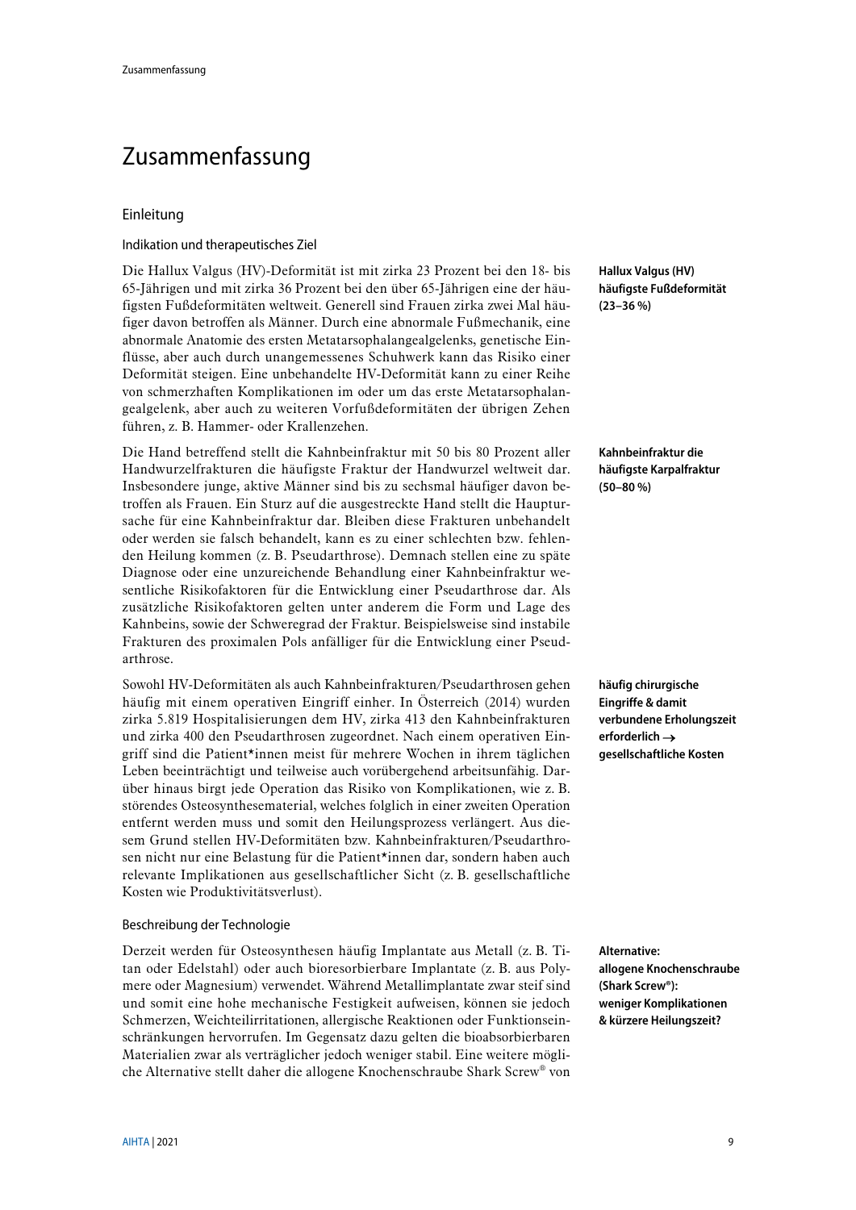# Zusammenfassung

## Einleitung

### Indikation und therapeutisches Ziel

**Hallux Valgus (HV) häufigste Fußdeformität (23–36 %)**

Die Hallux Valgus (HV)-Deformität ist mit zirka 23 Prozent bei den 18- bis 65-Jährigen und mit zirka 36 Prozent bei den über 65-Jährigen eine der häufigsten Fußdeformitäten weltweit. Generell sind Frauen zirka zwei Mal häufiger davon betroffen als Männer. Durch eine abnormale Fußmechanik, eine abnormale Anatomie des ersten Metatarsophalangealgelenks, genetische Einflüsse, aber auch durch unangemessenes Schuhwerk kann das Risiko einer Deformität steigen. Eine unbehandelte HV-Deformität kann zu einer Reihe von schmerzhaften Komplikationen im oder um das erste Metatarsophalangealgelenk, aber auch zu weiteren Vorfußdeformitäten der übrigen Zehen führen, z. B. Hammer- oder Krallenzehen.

**Kahnbeinfraktur die häufigste Karpalfraktur (50–80 %)**

Die Hand betreffend stellt die Kahnbeinfraktur mit 50 bis 80 Prozent aller Handwurzelfrakturen die häufigste Fraktur der Handwurzel weltweit dar. Insbesondere junge, aktive Männer sind bis zu sechsmal häufiger davon betroffen als Frauen. Ein Sturz auf die ausgestreckte Hand stellt die Hauptursache für eine Kahnbeinfraktur dar. Bleiben diese Frakturen unbehandelt oder werden sie falsch behandelt, kann es zu einer schlechten bzw. fehlenden Heilung kommen (z. B. Pseudarthrose). Demnach stellen eine zu späte Diagnose oder eine unzureichende Behandlung einer Kahnbeinfraktur wesentliche Risikofaktoren für die Entwicklung einer Pseudarthrose dar. Als zusätzliche Risikofaktoren gelten unter anderem die Form und Lage des Kahnbeins, sowie der Schweregrad der Fraktur. Beispielsweise sind instabile Frakturen des proximalen Pols anfälliger für die Entwicklung einer Pseudarthrose.

**häufig chirurgische Eingriffe & damit verbundene Erholungszeit erforderlich → gesellschaftliche Kosten**

Sowohl HV-Deformitäten als auch Kahnbeinfrakturen/Pseudarthrosen gehen häufig mit einem operativen Eingriff einher. In Österreich (2014) wurden zirka 5.819 Hospitalisierungen dem HV, zirka 413 den Kahnbeinfrakturen und zirka 400 den Pseudarthrosen zugeordnet. Nach einem operativen Eingriff sind die Patient*innen meist für mehrere Wochen in ihrem täglichen Leben beeinträchtigt und teilweise auch vorübergehend arbeitsunfähig. Darüber hinaus birgt jede Operation das Risiko von Komplikationen, wie z. B. störendes Osteosynthesematerial, welches folglich in einer zweiten Operation entfernt werden muss und somit den Heilungsprozess verlängert. Aus diesem Grund stellen HV-Deformitäten bzw. Kahnbeinfrakturen/Pseudarthrosen nicht nur eine Belastung für die Patient*innen dar, sondern haben auch relevante Implikationen aus gesellschaftlicher Sicht (z. B. gesellschaftliche Kosten wie Produktivitätsverlust).

### Beschreibung der Technologie

**Alternative: allogene Knochenschraube (Shark Screw®): weniger Komplikationen & kürzere Heilungszeit?**

Derzeit werden für Osteosynthesen häufig Implantate aus Metall (z. B. Titan oder Edelstahl) oder auch bioresorbierbare Implantate (z. B. aus Polymere oder Magnesium) verwendet. Während Metallimplantate zwar steif sind und somit eine hohe mechanische Festigkeit aufweisen, können sie jedoch Schmerzen, Weichteilirritationen, allergische Reaktionen oder Funktionseinschränkungen hervorrufen. Im Gegensatz dazu gelten die bioabsorbierbaren Materialien zwar als verträglicher jedoch weniger stabil. Eine weitere mögliche Alternative stellt daher die allogene Knochenschraube Shark Screw® von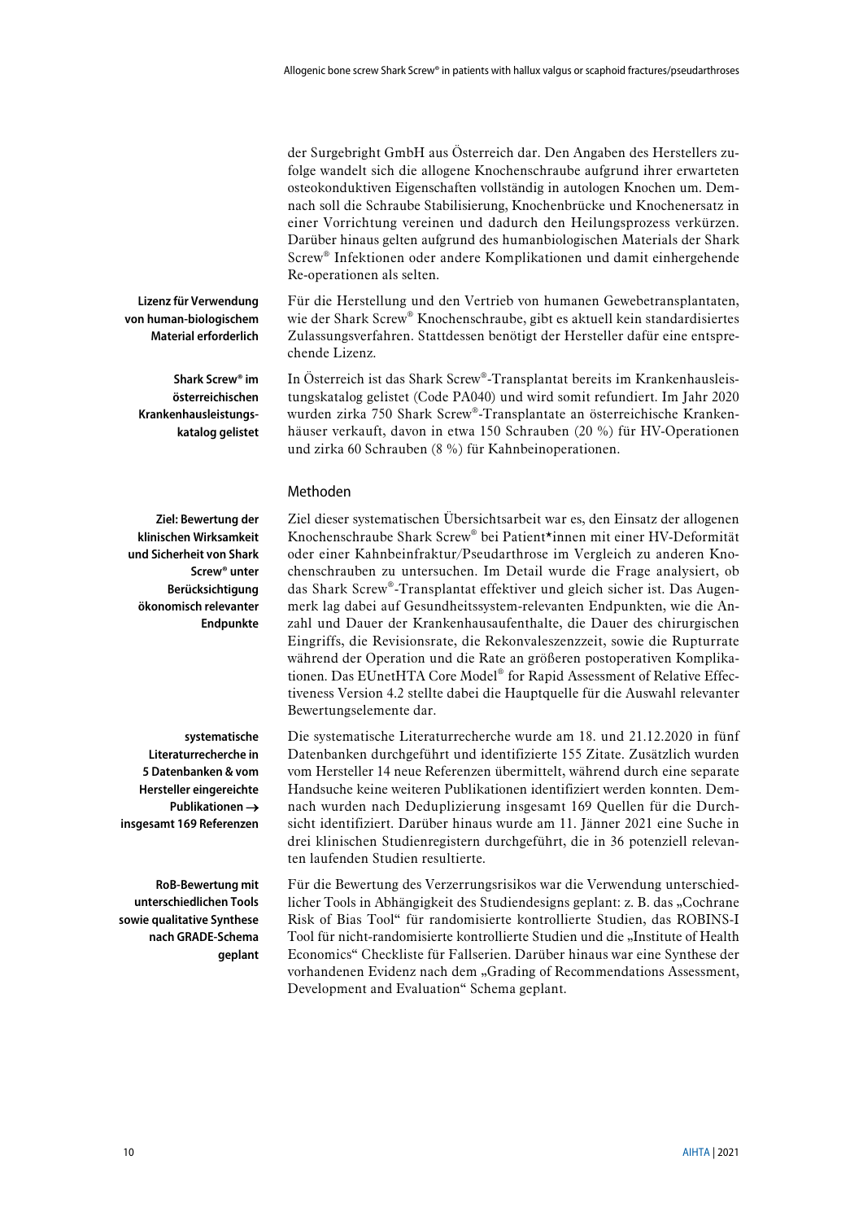der Surgebright GmbH aus Österreich dar. Den Angaben des Herstellers zufolge wandelt sich die allogene Knochenschraube aufgrund ihrer erwarteten osteokonduktiven Eigenschaften vollständig in autologen Knochen um. Demnach soll die Schraube Stabilisierung, Knochenbrücke und Knochenersatz in einer Vorrichtung vereinen und dadurch den Heilungsprozess verkürzen. Darüber hinaus gelten aufgrund des humanbiologischen Materials der Shark Screw® Infektionen oder andere Komplikationen und damit einhergehende Re-operationen als selten.

**Lizenz für Verwendung von human-biologischem Material erforderlich**

Für die Herstellung und den Vertrieb von humanen Gewebetransplantaten, wie der Shark Screw® Knochenschraube, gibt es aktuell kein standardisiertes Zulassungsverfahren. Stattdessen benötigt der Hersteller dafür eine entsprechende Lizenz.

**Shark Screw® im österreichischen Krankenhausleistungskatalog gelistet**

In Österreich ist das Shark Screw®-Transplantat bereits im Krankenhausleistungskatalog gelistet (Code PA040) und wird somit refundiert. Im Jahr 2020 wurden zirka 750 Shark Screw®-Transplantate an österreichische Krankenhäuser verkauft, davon in etwa 150 Schrauben (20 %) für HV-Operationen und zirka 60 Schrauben (8 %) für Kahnbeinoperationen.

## Methoden

**Ziel: Bewertung der klinischen Wirksamkeit und Sicherheit von Shark Screw® unter Berücksichtigung ökonomisch relevanter Endpunkte**

Ziel dieser systematischen Übersichtsarbeit war es, den Einsatz der allogenen Knochenschraube Shark Screw® bei Patient*innen mit einer HV-Deformität oder einer Kahnbeinfraktur/Pseudarthrose im Vergleich zu anderen Knochenschrauben zu untersuchen. Im Detail wurde die Frage analysiert, ob das Shark Screw®-Transplantat effektiver und gleich sicher ist. Das Augenmerk lag dabei auf Gesundheitssystem-relevanten Endpunkten, wie die Anzahl und Dauer der Krankenhausaufenthalte, die Dauer des chirurgischen Eingriffs, die Revisionsrate, die Rekonvaleszenzzeit, sowie die Rupturrate während der Operation und die Rate an größeren postoperativen Komplikationen. Das EUnetHTA Core Model® for Rapid Assessment of Relative Effectiveness Version 4.2 stellte dabei die Hauptquelle für die Auswahl relevanter Bewertungselemente dar.

**systematische Literaturrecherche in 5 Datenbanken & vom Hersteller eingereichte Publikationen → insgesamt 169 Referenzen**

Die systematische Literaturrecherche wurde am 18. und 21.12.2020 in fünf Datenbanken durchgeführt und identifizierte 155 Zitate. Zusätzlich wurden vom Hersteller 14 neue Referenzen übermittelt, während durch eine separate Handsuche keine weiteren Publikationen identifiziert werden konnten. Demnach wurden nach Deduplizierung insgesamt 169 Quellen für die Durchsicht identifiziert. Darüber hinaus wurde am 11. Jänner 2021 eine Suche in drei klinischen Studienregistern durchgeführt, die in 36 potenziell relevanten laufenden Studien resultierte.

**RoB-Bewertung mit unterschiedlichen Tools sowie qualitative Synthese nach GRADE-Schema geplant**

Für die Bewertung des Verzerrungsrisikos war die Verwendung unterschiedlicher Tools in Abhängigkeit des Studiendesigns geplant: z. B. das „Cochrane Risk of Bias Tool" für randomisierte kontrollierte Studien, das ROBINS-I Tool für nicht-randomisierte kontrollierte Studien und die „Institute of Health Economics" Checkliste für Fallserien. Darüber hinaus war eine Synthese der vorhandenen Evidenz nach dem „Grading of Recommendations Assessment, Development and Evaluation" Schema geplant.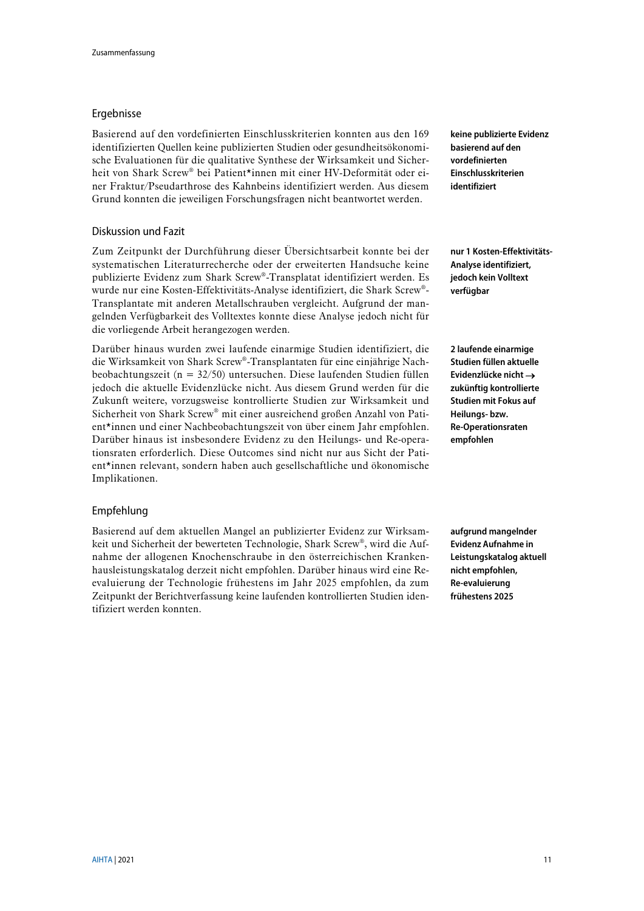## Ergebnisse

Basierend auf den vordefinierten Einschlusskriterien konnten aus den 169 identifizierten Quellen keine publizierten Studien oder gesundheitsökonomische Evaluationen für die qualitative Synthese der Wirksamkeit und Sicherheit von Shark Screw® bei Patient*innen mit einer HV-Deformität oder einer Fraktur/Pseudarthrose des Kahnbeins identifiziert werden. Aus diesem Grund konnten die jeweiligen Forschungsfragen nicht beantwortet werden.

**keine publizierte Evidenz basierend auf den vordefinierten Einschlusskriterien identifiziert**

## Diskussion und Fazit

Zum Zeitpunkt der Durchführung dieser Übersichtsarbeit konnte bei der systematischen Literaturrecherche oder der erweiterten Handsuche keine publizierte Evidenz zum Shark Screw®-Transplatat identifiziert werden. Es wurde nur eine Kosten-Effektivitäts-Analyse identifiziert, die Shark Screw®-Transplantate mit anderen Metallschrauben vergleicht. Aufgrund der mangelnden Verfügbarkeit des Volltextes konnte diese Analyse jedoch nicht für die vorliegende Arbeit herangezogen werden.

**nur 1 Kosten-Effektivitäts-Analyse identifiziert, jedoch kein Volltext verfügbar**

Darüber hinaus wurden zwei laufende einarmige Studien identifiziert, die die Wirksamkeit von Shark Screw®-Transplantaten für eine einjährige Nachbeobachtungszeit (n = 32/50) untersuchen. Diese laufenden Studien füllen jedoch die aktuelle Evidenzlücke nicht. Aus diesem Grund werden für die Zukunft weitere, vorzugsweise kontrollierte Studien zur Wirksamkeit und Sicherheit von Shark Screw® mit einer ausreichend großen Anzahl von Patient*innen und einer Nachbeobachtungszeit von über einem Jahr empfohlen. Darüber hinaus ist insbesondere Evidenz zu den Heilungs- und Re-operationsraten erforderlich. Diese Outcomes sind nicht nur aus Sicht der Patient*innen relevant, sondern haben auch gesellschaftliche und ökonomische Implikationen.

**2 laufende einarmige Studien füllen aktuelle Evidenzlücke nicht → zukünftig kontrollierte Studien mit Fokus auf Heilungs- bzw. Re-Operationsraten empfohlen**

## Empfehlung

Basierend auf dem aktuellen Mangel an publizierter Evidenz zur Wirksamkeit und Sicherheit der bewerteten Technologie, Shark Screw®, wird die Aufnahme der allogenen Knochenschraube in den österreichischen Krankenhausleistungskatalog derzeit nicht empfohlen. Darüber hinaus wird eine Reevaluierung der Technologie frühestens im Jahr 2025 empfohlen, da zum Zeitpunkt der Berichtverfassung keine laufenden kontrollierten Studien identifiziert werden konnten.

**aufgrund mangelnder Evidenz Aufnahme in Leistungskatalog aktuell nicht empfohlen, Re-evaluierung frühestens 2025**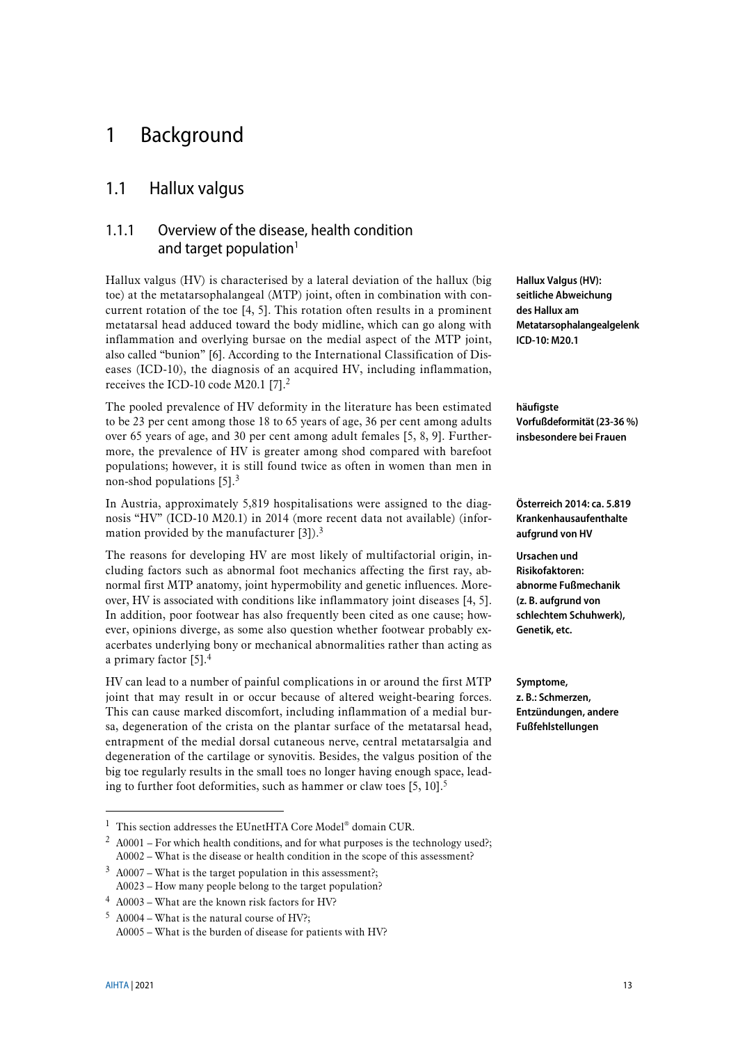# 1 Background

## 1.1 Hallux valgus

### 1.1.1 Overview of the disease, health condition and target population[1]

**Hallux Valgus (HV): seitliche Abweichung des Hallux am Metatarsophalangealgelenk ICD-10: M20.1**

Hallux valgus (HV) is characterised by a lateral deviation of the hallux (big toe) at the metatarsophalangeal (MTP) joint, often in combination with concurrent rotation of the toe [4, 5]. This rotation often results in a prominent metatarsal head adduced toward the body midline, which can go along with inflammation and overlying bursae on the medial aspect of the MTP joint, also called "bunion" [6]. According to the International Classification of Diseases (ICD-10), the diagnosis of an acquired HV, including inflammation, receives the ICD-10 code M20.1 [7].[2]

**häufigste Vorfußdeformität (23-36 %) insbesondere bei Frauen**

The pooled prevalence of HV deformity in the literature has been estimated to be 23 per cent among those 18 to 65 years of age, 36 per cent among adults over 65 years of age, and 30 per cent among adult females [5, 8, 9]. Furthermore, the prevalence of HV is greater among shod compared with barefoot populations; however, it is still found twice as often in women than men in non-shod populations [5].[3]

**Österreich 2014: ca. 5.819 Krankenhausaufenthalte aufgrund von HV**

In Austria, approximately 5,819 hospitalisations were assigned to the diagnosis "HV" (ICD-10 M20.1) in 2014 (more recent data not available) (information provided by the manufacturer [3]).[3]

**Ursachen und Risikofaktoren: abnorme Fußmechanik (z. B. aufgrund von schlechtem Schuhwerk), Genetik, etc.**

The reasons for developing HV are most likely of multifactorial origin, including factors such as abnormal foot mechanics affecting the first ray, abnormal first MTP anatomy, joint hypermobility and genetic influences. Moreover, HV is associated with conditions like inflammatory joint diseases [4, 5]. In addition, poor footwear has also frequently been cited as one cause; however, opinions diverge, as some also question whether footwear probably exacerbates underlying bony or mechanical abnormalities rather than acting as a primary factor [5].[4]

**Symptome, z. B.: Schmerzen, Entzündungen, andere Fußfehlstellungen**

HV can lead to a number of painful complications in or around the first MTP joint that may result in or occur because of altered weight-bearing forces. This can cause marked discomfort, including inflammation of a medial bursa, degeneration of the crista on the plantar surface of the metatarsal head, entrapment of the medial dorsal cutaneous nerve, central metatarsalgia and degeneration of the cartilage or synovitis. Besides, the valgus position of the big toe regularly results in the small toes no longer having enough space, leading to further foot deformities, such as hammer or claw toes [5, 10].[5]

---

[1] This section addresses the EUnetHTA Core Model® domain CUR.

[2] A0001 – For which health conditions, and for what purposes is the technology used?; A0002 – What is the disease or health condition in the scope of this assessment?

[3] A0007 – What is the target population in this assessment?; A0023 – How many people belong to the target population?

[4] A0003 – What are the known risk factors for HV?

[5] A0004 – What is the natural course of HV?; A0005 – What is the burden of disease for patients with HV?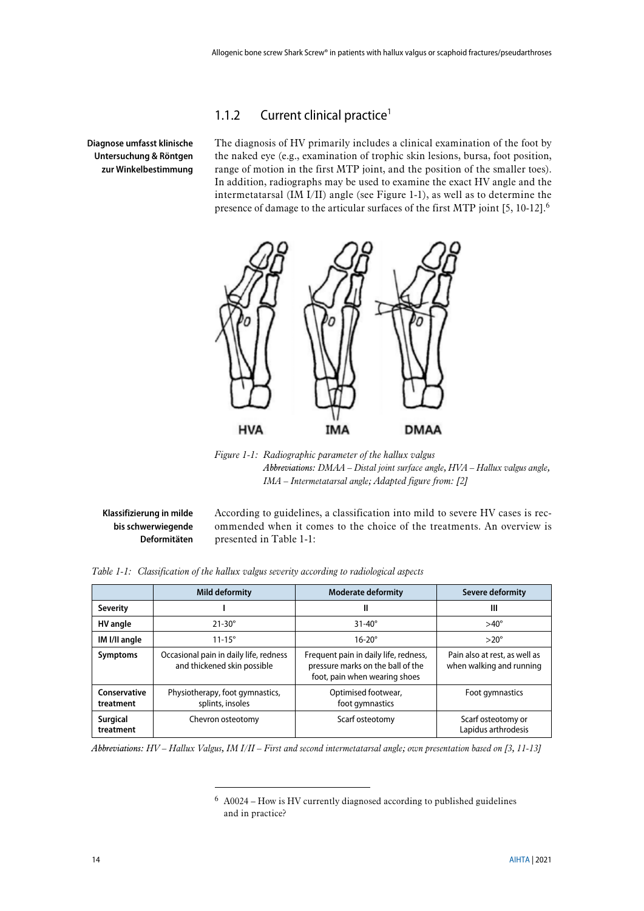### 1.1.2 Current clinical practice[1]

**Diagnose umfasst klinische Untersuchung & Röntgen zur Winkelbestimmung**

The diagnosis of HV primarily includes a clinical examination of the foot by the naked eye (e.g., examination of trophic skin lesions, bursa, foot position, range of motion in the first MTP joint, and the position of the smaller toes). In addition, radiographs may be used to examine the exact HV angle and the intermetatarsal (IM I/II) angle (see Figure 1-1), as well as to determine the presence of damage to the articular surfaces of the first MTP joint [5, 10-12].[6]

*Figure 1-1: Radiographic parameter of the hallux valgus*
***Abbreviations:** DMAA – Distal joint surface angle, HVA – Hallux valgus angle, IMA – Intermetatarsal angle; Adapted figure from: [2]*

**Klassifizierung in milde bis schwerwiegende Deformitäten**

According to guidelines, a classification into mild to severe HV cases is recommended when it comes to the choice of the treatments. An overview is presented in Table 1-1:

*Table 1-1: Classification of the hallux valgus severity according to radiological aspects*

| | Mild deformity | Moderate deformity | Severe deformity |
|---|---|---|---|
| **Severity** | I | II | III |
| **HV angle** | 21-30° | 31-40° | >40° |
| **IM I/II angle** | 11-15° | 16-20° | >20° |
| **Symptoms** | Occasional pain in daily life, redness and thickened skin possible | Frequent pain in daily life, redness, pressure marks on the ball of the foot, pain when wearing shoes | Pain also at rest, as well as when walking and running |
| **Conservative treatment** | Physiotherapy, foot gymnastics, splints, insoles | Optimised footwear, foot gymnastics | Foot gymnastics |
| **Surgical treatment** | Chevron osteotomy | Scarf osteotomy | Scarf osteotomy or Lapidus arthrodesis |

***Abbreviations:** HV – Hallux Valgus, IM I/II – First and second intermetatarsal angle; own presentation based on [3, 11-13]*

---

[6] A0024 – How is HV currently diagnosed according to published guidelines and in practice?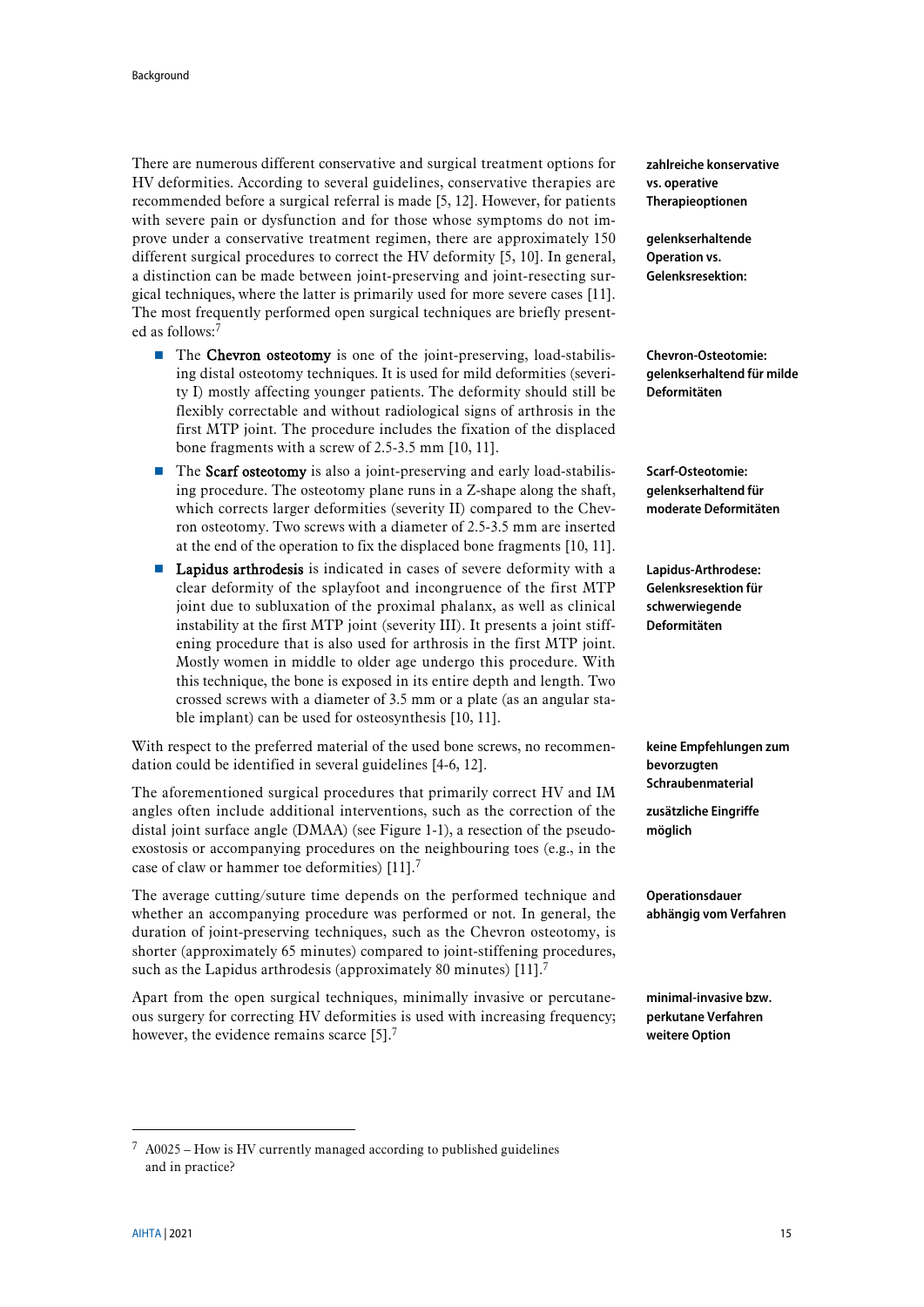There are numerous different conservative and surgical treatment options for HV deformities. According to several guidelines, conservative therapies are recommended before a surgical referral is made [5, 12]. However, for patients with severe pain or dysfunction and for those whose symptoms do not improve under a conservative treatment regimen, there are approximately 150 different surgical procedures to correct the HV deformity [5, 10]. In general, a distinction can be made between joint-preserving and joint-resecting surgical techniques, where the latter is primarily used for more severe cases [11]. The most frequently performed open surgical techniques are briefly presented as follows:[7]

**zahlreiche konservative vs. operative Therapieoptionen**

**gelenkserhaltende Operation vs. Gelenksresektion:**

- The **Chevron osteotomy** is one of the joint-preserving, load-stabilising distal osteotomy techniques. It is used for mild deformities (severity I) mostly affecting younger patients. The deformity should still be flexibly correctable and without radiological signs of arthrosis in the first MTP joint. The procedure includes the fixation of the displaced bone fragments with a screw of 2.5-3.5 mm [10, 11].

**Chevron-Osteotomie: gelenkserhaltend für milde Deformitäten**

- The **Scarf osteotomy** is also a joint-preserving and early load-stabilising procedure. The osteotomy plane runs in a Z-shape along the shaft, which corrects larger deformities (severity II) compared to the Chevron osteotomy. Two screws with a diameter of 2.5-3.5 mm are inserted at the end of the operation to fix the displaced bone fragments [10, 11].

**Scarf-Osteotomie: gelenkserhaltend für moderate Deformitäten**

- **Lapidus arthrodesis** is indicated in cases of severe deformity with a clear deformity of the splayfoot and incongruence of the first MTP joint due to subluxation of the proximal phalanx, as well as clinical instability at the first MTP joint (severity III). It presents a joint stiffening procedure that is also used for arthrosis in the first MTP joint. Mostly women in middle to older age undergo this procedure. With this technique, the bone is exposed in its entire depth and length. Two crossed screws with a diameter of 3.5 mm or a plate (as an angular stable implant) can be used for osteosynthesis [10, 11].

**Lapidus-Arthrodese: Gelenksresektion für schwerwiegende Deformitäten**

With respect to the preferred material of the used bone screws, no recommendation could be identified in several guidelines [4-6, 12].

**keine Empfehlungen zum bevorzugten Schraubenmaterial**

The aforementioned surgical procedures that primarily correct HV and IM angles often include additional interventions, such as the correction of the distal joint surface angle (DMAA) (see Figure 1-1), a resection of the pseudoexostosis or accompanying procedures on the neighbouring toes (e.g., in the case of claw or hammer toe deformities) [11].[7]

**zusätzliche Eingriffe möglich**

The average cutting/suture time depends on the performed technique and whether an accompanying procedure was performed or not. In general, the duration of joint-preserving techniques, such as the Chevron osteotomy, is shorter (approximately 65 minutes) compared to joint-stiffening procedures, such as the Lapidus arthrodesis (approximately 80 minutes) [11].[7]

**Operationsdauer abhängig vom Verfahren**

Apart from the open surgical techniques, minimally invasive or percutaneous surgery for correcting HV deformities is used with increasing frequency; however, the evidence remains scarce [5].[7]

**minimal-invasive bzw. perkutane Verfahren weitere Option**

---

[7] A0025 – How is HV currently managed according to published guidelines and in practice?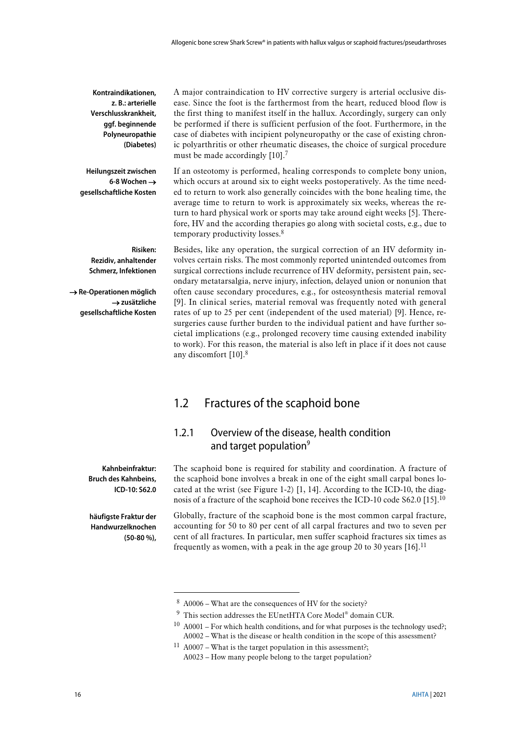Kontraindikationen, z. B.: arterielle Verschlusskrankheit, ggf. beginnende Polyneuropathie (Diabetes)

A major contraindication to HV corrective surgery is arterial occlusive disease. Since the foot is the farthermost from the heart, reduced blood flow is the first thing to manifest itself in the hallux. Accordingly, surgery can only be performed if there is sufficient perfusion of the foot. Furthermore, in the case of diabetes with incipient polyneuropathy or the case of existing chronic polyarthritis or other rheumatic diseases, the choice of surgical procedure must be made accordingly [10].[7]

Heilungszeit zwischen 6-8 Wochen → gesellschaftliche Kosten

If an osteotomy is performed, healing corresponds to complete bony union, which occurs at around six to eight weeks postoperatively. As the time needed to return to work also generally coincides with the bone healing time, the average time to return to work is approximately six weeks, whereas the return to hard physical work or sports may take around eight weeks [5]. Therefore, HV and the according therapies go along with societal costs, e.g., due to temporary productivity losses.[8]

Risiken: Rezidiv, anhaltender Schmerz, Infektionen

→ Re-Operationen möglich → zusätzliche gesellschaftliche Kosten

Besides, like any operation, the surgical correction of an HV deformity involves certain risks. The most commonly reported unintended outcomes from surgical corrections include recurrence of HV deformity, persistent pain, secondary metatarsalgia, nerve injury, infection, delayed union or nonunion that often cause secondary procedures, e.g., for osteosynthesis material removal [9]. In clinical series, material removal was frequently noted with general rates of up to 25 per cent (independent of the used material) [9]. Hence, resurgeries cause further burden to the individual patient and have further societal implications (e.g., prolonged recovery time causing extended inability to work). For this reason, the material is also left in place if it does not cause any discomfort [10].[8]

## 1.2 Fractures of the scaphoid bone

### 1.2.1 Overview of the disease, health condition and target population[9]

Kahnbeinfraktur: Bruch des Kahnbeins, ICD-10: S62.0

The scaphoid bone is required for stability and coordination. A fracture of the scaphoid bone involves a break in one of the eight small carpal bones located at the wrist (see Figure 1-2) [1, 14]. According to the ICD-10, the diagnosis of a fracture of the scaphoid bone receives the ICD-10 code S62.0 [15].[10]

häufigste Fraktur der Handwurzelknochen (50-80 %),

Globally, fracture of the scaphoid bone is the most common carpal fracture, accounting for 50 to 80 per cent of all carpal fractures and two to seven per cent of all fractures. In particular, men suffer scaphoid fractures six times as frequently as women, with a peak in the age group 20 to 30 years [16].[11]

---

[8] A0006 – What are the consequences of HV for the society?

[9] This section addresses the EUnetHTA Core Model® domain CUR.

[10] A0001 – For which health conditions, and for what purposes is the technology used?; A0002 – What is the disease or health condition in the scope of this assessment?

[11] A0007 – What is the target population in this assessment?; A0023 – How many people belong to the target population?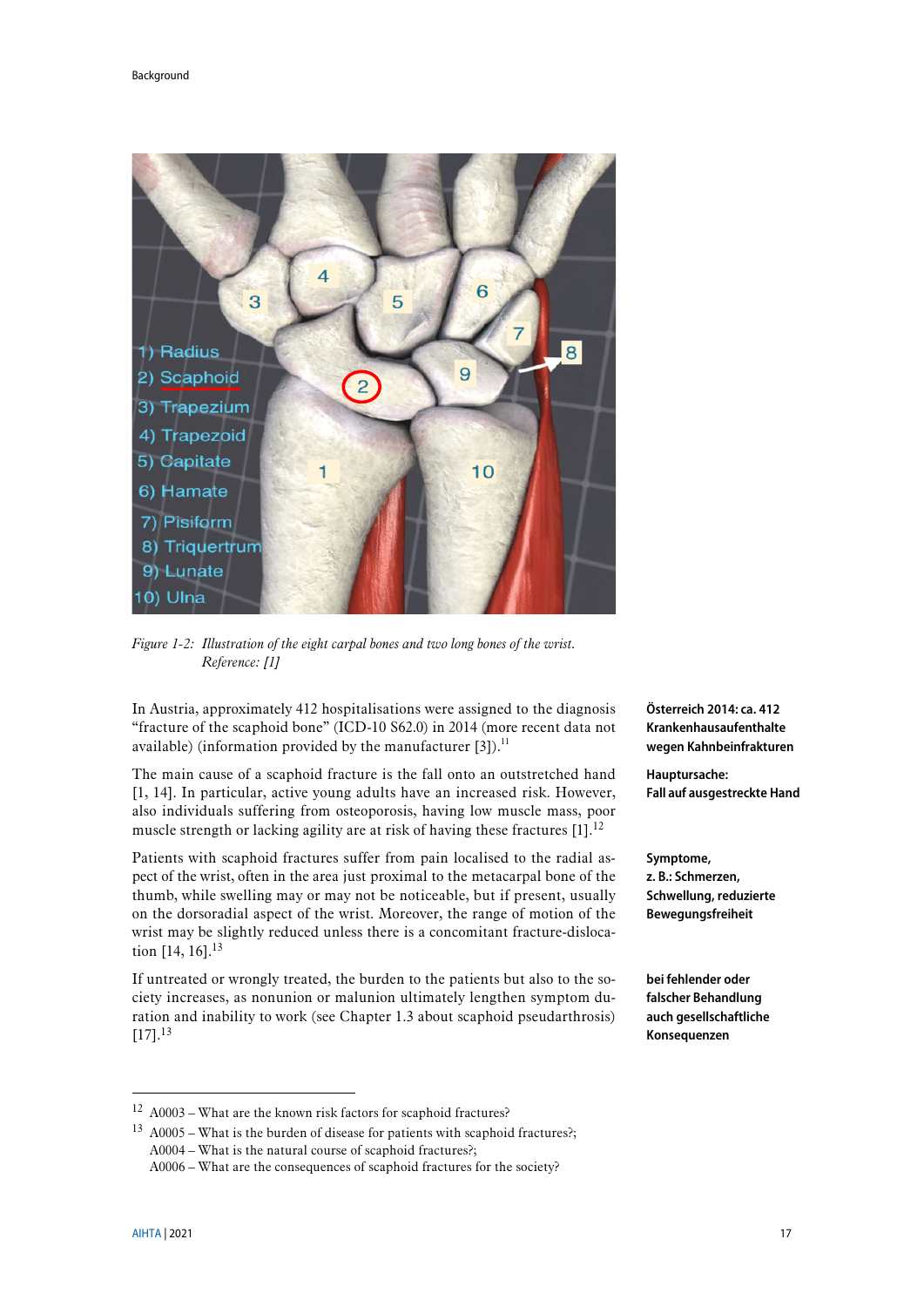*Figure 1-2: Illustration of the eight carpal bones and two long bones of the wrist. Reference: [1]*

In Austria, approximately 412 hospitalisations were assigned to the diagnosis "fracture of the scaphoid bone" (ICD-10 S62.0) in 2014 (more recent data not available) (information provided by the manufacturer [3]).[11]

**Österreich 2014: ca. 412 Krankenhausaufenthalte wegen Kahnbeinfrakturen**

The main cause of a scaphoid fracture is the fall onto an outstretched hand [1, 14]. In particular, active young adults have an increased risk. However, also individuals suffering from osteoporosis, having low muscle mass, poor muscle strength or lacking agility are at risk of having these fractures [1].[12]

**Hauptursache: Fall auf ausgestreckte Hand**

Patients with scaphoid fractures suffer from pain localised to the radial aspect of the wrist, often in the area just proximal to the metacarpal bone of the thumb, while swelling may or may not be noticeable, but if present, usually on the dorsoradial aspect of the wrist. Moreover, the range of motion of the wrist may be slightly reduced unless there is a concomitant fracture-dislocation [14, 16].[13]

**Symptome, z. B.: Schmerzen, Schwellung, reduzierte Bewegungsfreiheit**

If untreated or wrongly treated, the burden to the patients but also to the society increases, as nonunion or malunion ultimately lengthen symptom duration and inability to work (see Chapter 1.3 about scaphoid pseudarthrosis) [17].[13]

**bei fehlender oder falscher Behandlung auch gesellschaftliche Konsequenzen**

---

[12] A0003 – What are the known risk factors for scaphoid fractures?

[13] A0005 – What is the burden of disease for patients with scaphoid fractures?; A0004 – What is the natural course of scaphoid fractures?; A0006 – What are the consequences of scaphoid fractures for the society?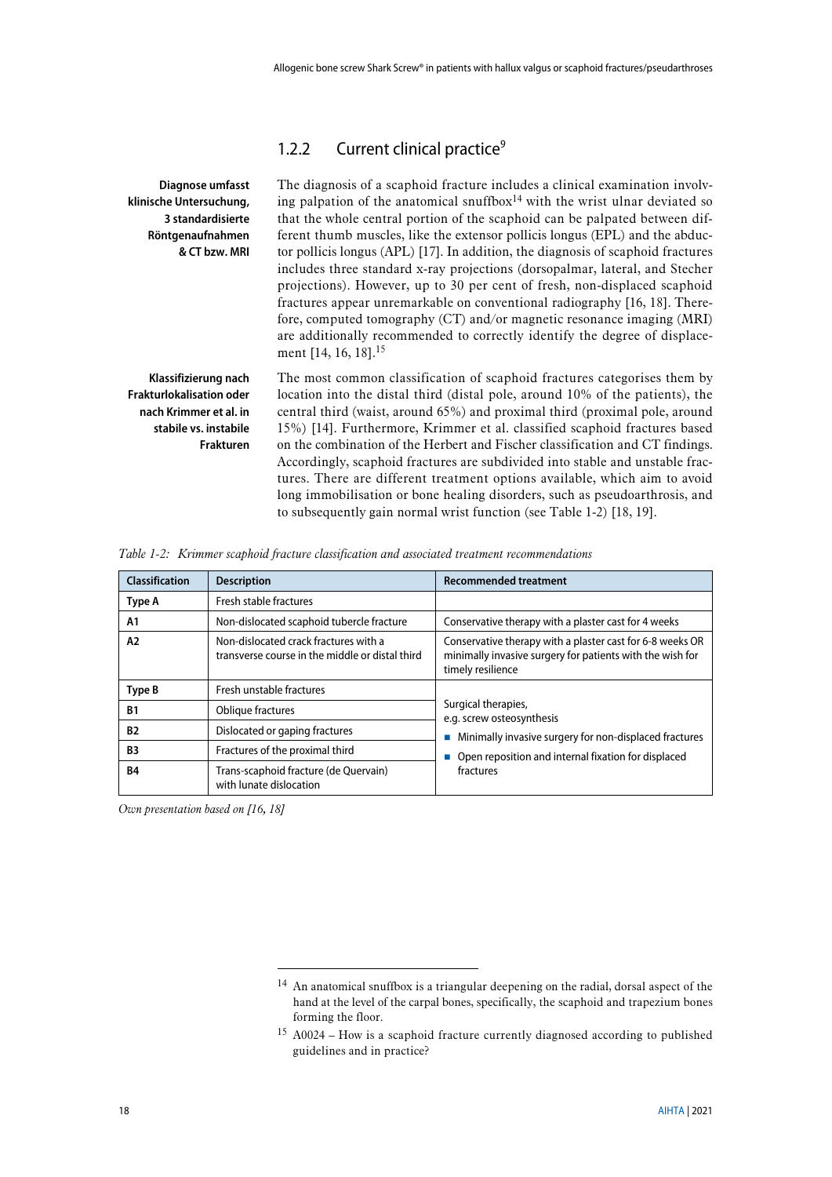### 1.2.2 Current clinical practice[9]

**Diagnose umfasst klinische Untersuchung, 3 standardisierte Röntgenaufnahmen & CT bzw. MRI**

The diagnosis of a scaphoid fracture includes a clinical examination involving palpation of the anatomical snuffbox[14] with the wrist ulnar deviated so that the whole central portion of the scaphoid can be palpated between different thumb muscles, like the extensor pollicis longus (EPL) and the abductor pollicis longus (APL) [17]. In addition, the diagnosis of scaphoid fractures includes three standard x-ray projections (dorsopalmar, lateral, and Stecher projections). However, up to 30 per cent of fresh, non-displaced scaphoid fractures appear unremarkable on conventional radiography [16, 18]. Therefore, computed tomography (CT) and/or magnetic resonance imaging (MRI) are additionally recommended to correctly identify the degree of displacement [14, 16, 18].[15]

**Klassifizierung nach Frakturlokalisation oder nach Krimmer et al. in stabile vs. instabile Frakturen**

The most common classification of scaphoid fractures categorises them by location into the distal third (distal pole, around 10% of the patients), the central third (waist, around 65%) and proximal third (proximal pole, around 15%) [14]. Furthermore, Krimmer et al. classified scaphoid fractures based on the combination of the Herbert and Fischer classification and CT findings. Accordingly, scaphoid fractures are subdivided into stable and unstable fractures. There are different treatment options available, which aim to avoid long immobilisation or bone healing disorders, such as pseudoarthrosis, and to subsequently gain normal wrist function (see Table 1-2) [18, 19].

*Table 1-2: Krimmer scaphoid fracture classification and associated treatment recommendations*

| Classification | Description | Recommended treatment |
|---|---|---|
| **Type A** | Fresh stable fractures | |
| **A1** | Non-dislocated scaphoid tubercle fracture | Conservative therapy with a plaster cast for 4 weeks |
| **A2** | Non-dislocated crack fractures with a transverse course in the middle or distal third | Conservative therapy with a plaster cast for 6-8 weeks OR minimally invasive surgery for patients with the wish for timely resilience |
| **Type B** | Fresh unstable fractures | Surgical therapies, e.g. screw osteosynthesis<br>■ Minimally invasive surgery for non-displaced fractures<br>■ Open reposition and internal fixation for displaced fractures |
| **B1** | Oblique fractures | |
| **B2** | Dislocated or gaping fractures | |
| **B3** | Fractures of the proximal third | |
| **B4** | Trans-scaphoid fracture (de Quervain) with lunate dislocation | |

*Own presentation based on [16, 18]*

---

[14] An anatomical snuffbox is a triangular deepening on the radial, dorsal aspect of the hand at the level of the carpal bones, specifically, the scaphoid and trapezium bones forming the floor.

[15] A0024 – How is a scaphoid fracture currently diagnosed according to published guidelines and in practice?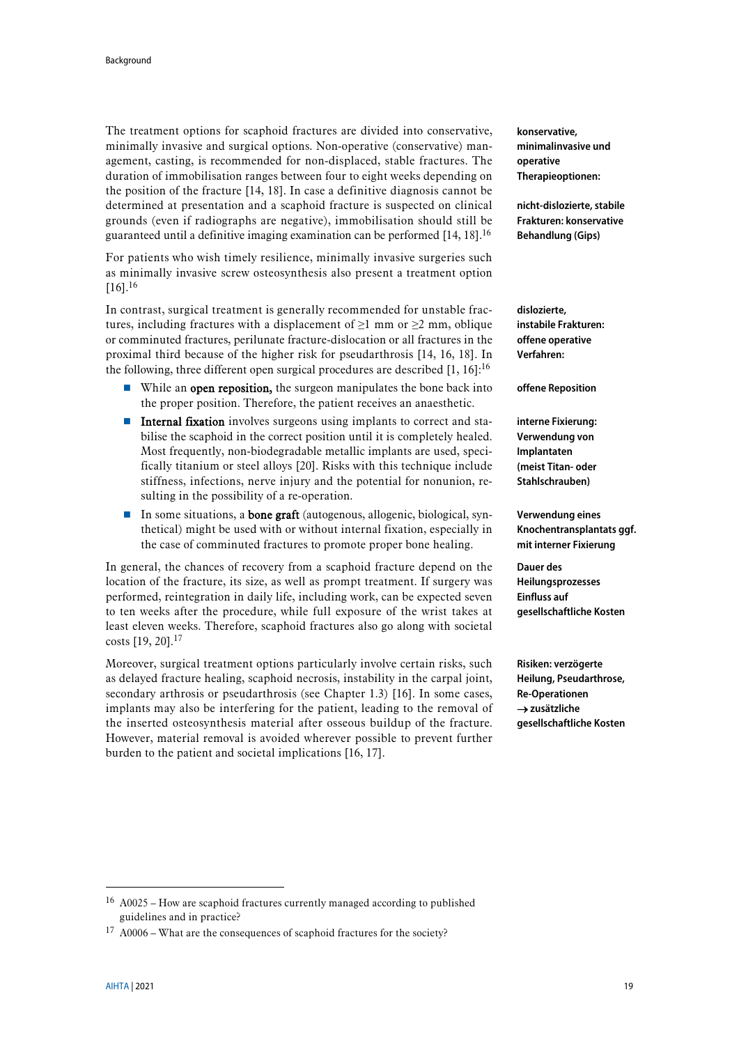The treatment options for scaphoid fractures are divided into conservative, minimally invasive and surgical options. Non-operative (conservative) management, casting, is recommended for non-displaced, stable fractures. The duration of immobilisation ranges between four to eight weeks depending on the position of the fracture [14, 18]. In case a definitive diagnosis cannot be determined at presentation and a scaphoid fracture is suspected on clinical grounds (even if radiographs are negative), immobilisation should still be guaranteed until a definitive imaging examination can be performed [14, 18].[16]

**konservative, minimalinvasive und operative Therapieoptionen:**

**nicht-dislozierte, stabile Frakturen: konservative Behandlung (Gips)**

For patients who wish timely resilience, minimally invasive surgeries such as minimally invasive screw osteosynthesis also present a treatment option [16].[16]

In contrast, surgical treatment is generally recommended for unstable fractures, including fractures with a displacement of ≥1 mm or ≥2 mm, oblique or comminuted fractures, perilunate fracture-dislocation or all fractures in the proximal third because of the higher risk for pseudarthrosis [14, 16, 18]. In the following, three different open surgical procedures are described [1, 16]:[16]

**dislozierte, instabile Frakturen: offene operative Verfahren:**

- While an **open reposition,** the surgeon manipulates the bone back into the proper position. Therefore, the patient receives an anaesthetic.

**offene Reposition**

- **Internal fixation** involves surgeons using implants to correct and stabilise the scaphoid in the correct position until it is completely healed. Most frequently, non-biodegradable metallic implants are used, specifically titanium or steel alloys [20]. Risks with this technique include stiffness, infections, nerve injury and the potential for nonunion, resulting in the possibility of a re-operation.

**interne Fixierung: Verwendung von Implantaten (meist Titan- oder Stahlschrauben)**

- In some situations, a **bone graft** (autogenous, allogenic, biological, synthetical) might be used with or without internal fixation, especially in the case of comminuted fractures to promote proper bone healing.

**Verwendung eines Knochentransplantats ggf. mit interner Fixierung**

In general, the chances of recovery from a scaphoid fracture depend on the location of the fracture, its size, as well as prompt treatment. If surgery was performed, reintegration in daily life, including work, can be expected seven to ten weeks after the procedure, while full exposure of the wrist takes at least eleven weeks. Therefore, scaphoid fractures also go along with societal costs [19, 20].[17]

**Dauer des Heilungsprozesses Einfluss auf gesellschaftliche Kosten**

Moreover, surgical treatment options particularly involve certain risks, such as delayed fracture healing, scaphoid necrosis, instability in the carpal joint, secondary arthrosis or pseudarthrosis (see Chapter 1.3) [16]. In some cases, implants may also be interfering for the patient, leading to the removal of the inserted osteosynthesis material after osseous buildup of the fracture. However, material removal is avoided wherever possible to prevent further burden to the patient and societal implications [16, 17].

**Risiken: verzögerte Heilung, Pseudarthrose, Re-Operationen → zusätzliche gesellschaftliche Kosten**

---

[16] A0025 – How are scaphoid fractures currently managed according to published guidelines and in practice?

[17] A0006 – What are the consequences of scaphoid fractures for the society?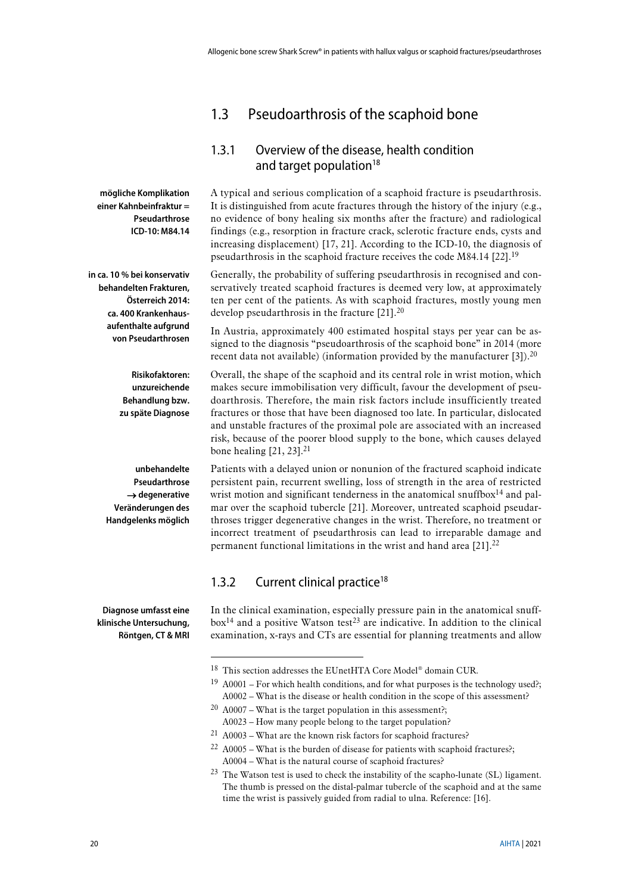## 1.3 Pseudoarthrosis of the scaphoid bone

### 1.3.1 Overview of the disease, health condition and target population[18]

**mögliche Komplikation einer Kahnbeinfraktur = Pseudarthrose ICD-10: M84.14**

A typical and serious complication of a scaphoid fracture is pseudarthrosis. It is distinguished from acute fractures through the history of the injury (e.g., no evidence of bony healing six months after the fracture) and radiological findings (e.g., resorption in fracture crack, sclerotic fracture ends, cysts and increasing displacement) [17, 21]. According to the ICD-10, the diagnosis of pseudarthrosis in the scaphoid fracture receives the code M84.14 [22].[19]

**in ca. 10 % bei konservativ behandelten Frakturen, Österreich 2014: ca. 400 Krankenhausaufenthalte aufgrund von Pseudarthrosen**

Generally, the probability of suffering pseudarthrosis in recognised and conservatively treated scaphoid fractures is deemed very low, at approximately ten per cent of the patients. As with scaphoid fractures, mostly young men develop pseudarthrosis in the fracture [21].[20]

In Austria, approximately 400 estimated hospital stays per year can be assigned to the diagnosis "pseudoarthrosis of the scaphoid bone" in 2014 (more recent data not available) (information provided by the manufacturer [3]).[20]

**Risikofaktoren: unzureichende Behandlung bzw. zu späte Diagnose**

Overall, the shape of the scaphoid and its central role in wrist motion, which makes secure immobilisation very difficult, favour the development of pseudoarthrosis. Therefore, the main risk factors include insufficiently treated fractures or those that have been diagnosed too late. In particular, dislocated and unstable fractures of the proximal pole are associated with an increased risk, because of the poorer blood supply to the bone, which causes delayed bone healing [21, 23].[21]

**unbehandelte Pseudarthrose → degenerative Veränderungen des Handgelenks möglich**

Patients with a delayed union or nonunion of the fractured scaphoid indicate persistent pain, recurrent swelling, loss of strength in the area of restricted wrist motion and significant tenderness in the anatomical snuffbox[14] and palmar over the scaphoid tubercle [21]. Moreover, untreated scaphoid pseudarthroses trigger degenerative changes in the wrist. Therefore, no treatment or incorrect treatment of pseudarthrosis can lead to irreparable damage and permanent functional limitations in the wrist and hand area [21].[22]

### 1.3.2 Current clinical practice[18]

**Diagnose umfasst eine klinische Untersuchung, Röntgen, CT & MRI**

In the clinical examination, especially pressure pain in the anatomical snuffbox[14] and a positive Watson test[23] are indicative. In addition to the clinical examination, x-rays and CTs are essential for planning treatments and allow

---

[18] This section addresses the EUnetHTA Core Model® domain CUR.

[19] A0001 – For which health conditions, and for what purposes is the technology used?; A0002 – What is the disease or health condition in the scope of this assessment?

[20] A0007 – What is the target population in this assessment?; A0023 – How many people belong to the target population?

[21] A0003 – What are the known risk factors for scaphoid fractures?

[22] A0005 – What is the burden of disease for patients with scaphoid fractures?; A0004 – What is the natural course of scaphoid fractures?

[23] The Watson test is used to check the instability of the scapho-lunate (SL) ligament. The thumb is pressed on the distal-palmar tubercle of the scaphoid and at the same time the wrist is passively guided from radial to ulna. Reference: [16].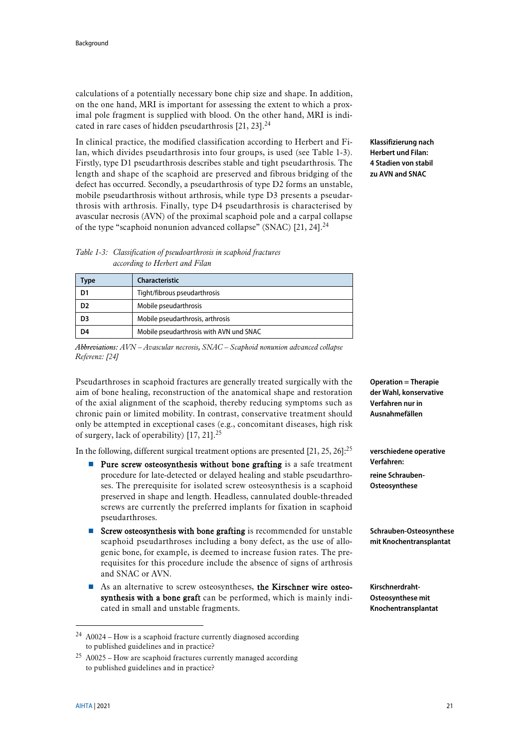calculations of a potentially necessary bone chip size and shape. In addition, on the one hand, MRI is important for assessing the extent to which a proximal pole fragment is supplied with blood. On the other hand, MRI is indicated in rare cases of hidden pseudarthrosis [21, 23].[24]

**Klassifizierung nach Herbert und Filan: 4 Stadien von stabil zu AVN and SNAC**

In clinical practice, the modified classification according to Herbert and Filan, which divides pseudarthrosis into four groups, is used (see Table 1-3). Firstly, type D1 pseudarthrosis describes stable and tight pseudarthrosis. The length and shape of the scaphoid are preserved and fibrous bridging of the defect has occurred. Secondly, a pseudarthrosis of type D2 forms an unstable, mobile pseudarthrosis without arthrosis, while type D3 presents a pseudarthrosis with arthrosis. Finally, type D4 pseudarthrosis is characterised by avascular necrosis (AVN) of the proximal scaphoid pole and a carpal collapse of the type "scaphoid nonunion advanced collapse" (SNAC) [21, 24].[24]

*Table 1-3: Classification of pseudoarthrosis in scaphoid fractures according to Herbert and Filan*

| Type | Characteristic |
|---|---|
| D1 | Tight/fibrous pseudarthrosis |
| D2 | Mobile pseudarthrosis |
| D3 | Mobile pseudarthrosis, arthrosis |
| D4 | Mobile pseudarthrosis with AVN und SNAC |

*Abbreviations: AVN – Avascular necrosis, SNAC – Scaphoid nonunion advanced collapse*
*Referenz: [24]*

**Operation = Therapie der Wahl, konservative Verfahren nur in Ausnahmefällen**

Pseudarthroses in scaphoid fractures are generally treated surgically with the aim of bone healing, reconstruction of the anatomical shape and restoration of the axial alignment of the scaphoid, thereby reducing symptoms such as chronic pain or limited mobility. In contrast, conservative treatment should only be attempted in exceptional cases (e.g., concomitant diseases, high risk of surgery, lack of operability) [17, 21].[25]

**verschiedene operative Verfahren:**

In the following, different surgical treatment options are presented [21, 25, 26]:[25]

**reine Schrauben-Osteosynthese**

- **Pure screw osteosynthesis without bone grafting** is a safe treatment procedure for late-detected or delayed healing and stable pseudarthroses. The prerequisite for isolated screw osteosynthesis is a scaphoid preserved in shape and length. Headless, cannulated double-threaded screws are currently the preferred implants for fixation in scaphoid pseudarthroses.

**Schrauben-Osteosynthese mit Knochentransplantat**

- **Screw osteosynthesis with bone grafting** is recommended for unstable scaphoid pseudarthroses including a bony defect, as the use of allogenic bone, for example, is deemed to increase fusion rates. The prerequisites for this procedure include the absence of signs of arthrosis and SNAC or AVN.

**Kirschnerdraht-Osteosynthese mit Knochentransplantat**

- As an alternative to screw osteosyntheses, **the Kirschner wire osteosynthesis with a bone graft** can be performed, which is mainly indicated in small and unstable fragments.

---

[24] A0024 – How is a scaphoid fracture currently diagnosed according to published guidelines and in practice?

[25] A0025 – How are scaphoid fractures currently managed according to published guidelines and in practice?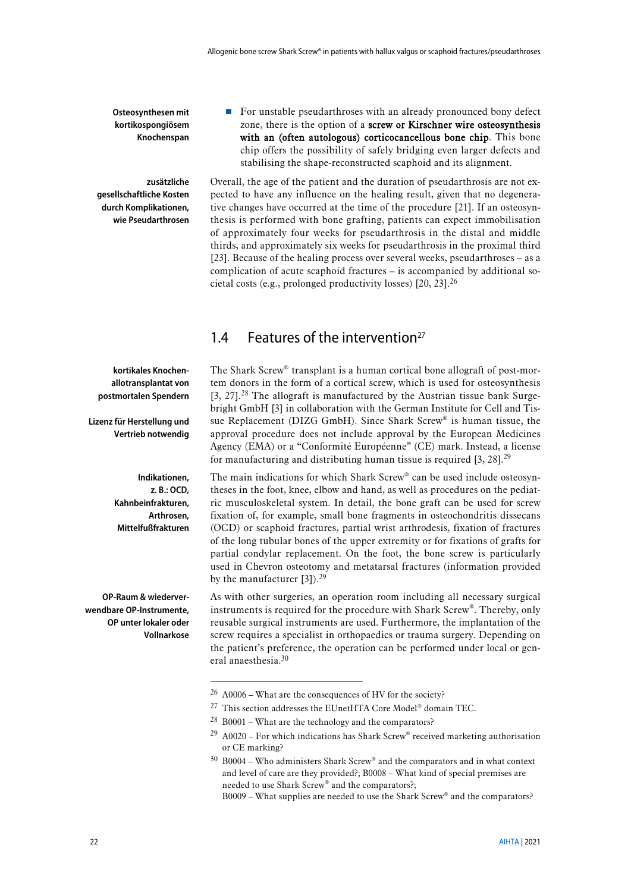**Osteosynthesen mit kortikospongiösem Knochenspan**

- For unstable pseudarthroses with an already pronounced bony defect zone, there is the option of a **screw or Kirschner wire osteosynthesis with an (often autologous) corticocancellous bone chip**. This bone chip offers the possibility of safely bridging even larger defects and stabilising the shape-reconstructed scaphoid and its alignment.

**zusätzliche gesellschaftliche Kosten durch Komplikationen, wie Pseudarthrosen**

Overall, the age of the patient and the duration of pseudarthrosis are not expected to have any influence on the healing result, given that no degenerative changes have occurred at the time of the procedure [21]. If an osteosynthesis is performed with bone grafting, patients can expect immobilisation of approximately four weeks for pseudarthrosis in the distal and middle thirds, and approximately six weeks for pseudarthrosis in the proximal third [23]. Because of the healing process over several weeks, pseudarthroses – as a complication of acute scaphoid fractures – is accompanied by additional societal costs (e.g., prolonged productivity losses) [20, 23].[26]

## 1.4 Features of the intervention[27]

**kortikales Knochenallotransplantat von postmortalen Spendern**

**Lizenz für Herstellung und Vertrieb notwendig**

The Shark Screw® transplant is a human cortical bone allograft of post-mortem donors in the form of a cortical screw, which is used for osteosynthesis [3, 27].[28] The allograft is manufactured by the Austrian tissue bank Surgebright GmbH [3] in collaboration with the German Institute for Cell and Tissue Replacement (DIZG GmbH). Since Shark Screw® is human tissue, the approval procedure does not include approval by the European Medicines Agency (EMA) or a "Conformité Européenne" (CE) mark. Instead, a license for manufacturing and distributing human tissue is required [3, 28].[29]

**Indikationen, z. B.: OCD, Kahnbeinfrakturen, Arthrosen, Mittelfußfrakturen**

The main indications for which Shark Screw® can be used include osteosyntheses in the foot, knee, elbow and hand, as well as procedures on the pediatric musculoskeletal system. In detail, the bone graft can be used for screw fixation of, for example, small bone fragments in osteochondritis dissecans (OCD) or scaphoid fractures, partial wrist arthrodesis, fixation of fractures of the long tubular bones of the upper extremity or for fixations of grafts for partial condylar replacement. On the foot, the bone screw is particularly used in Chevron osteotomy and metatarsal fractures (information provided by the manufacturer [3]).[29]

**OP-Raum & wiederverwendbare OP-Instrumente, OP unter lokaler oder Vollnarkose**

As with other surgeries, an operation room including all necessary surgical instruments is required for the procedure with Shark Screw®. Thereby, only reusable surgical instruments are used. Furthermore, the implantation of the screw requires a specialist in orthopaedics or trauma surgery. Depending on the patient's preference, the operation can be performed under local or general anaesthesia.[30]

---

[26] A0006 – What are the consequences of HV for the society?

[27] This section addresses the EUnetHTA Core Model® domain TEC.

[28] B0001 – What are the technology and the comparators?

[29] A0020 – For which indications has Shark Screw® received marketing authorisation or CE marking?

[30] B0004 – Who administers Shark Screw® and the comparators and in what context and level of care are they provided?; B0008 – What kind of special premises are needed to use Shark Screw® and the comparators?;
B0009 – What supplies are needed to use the Shark Screw® and the comparators?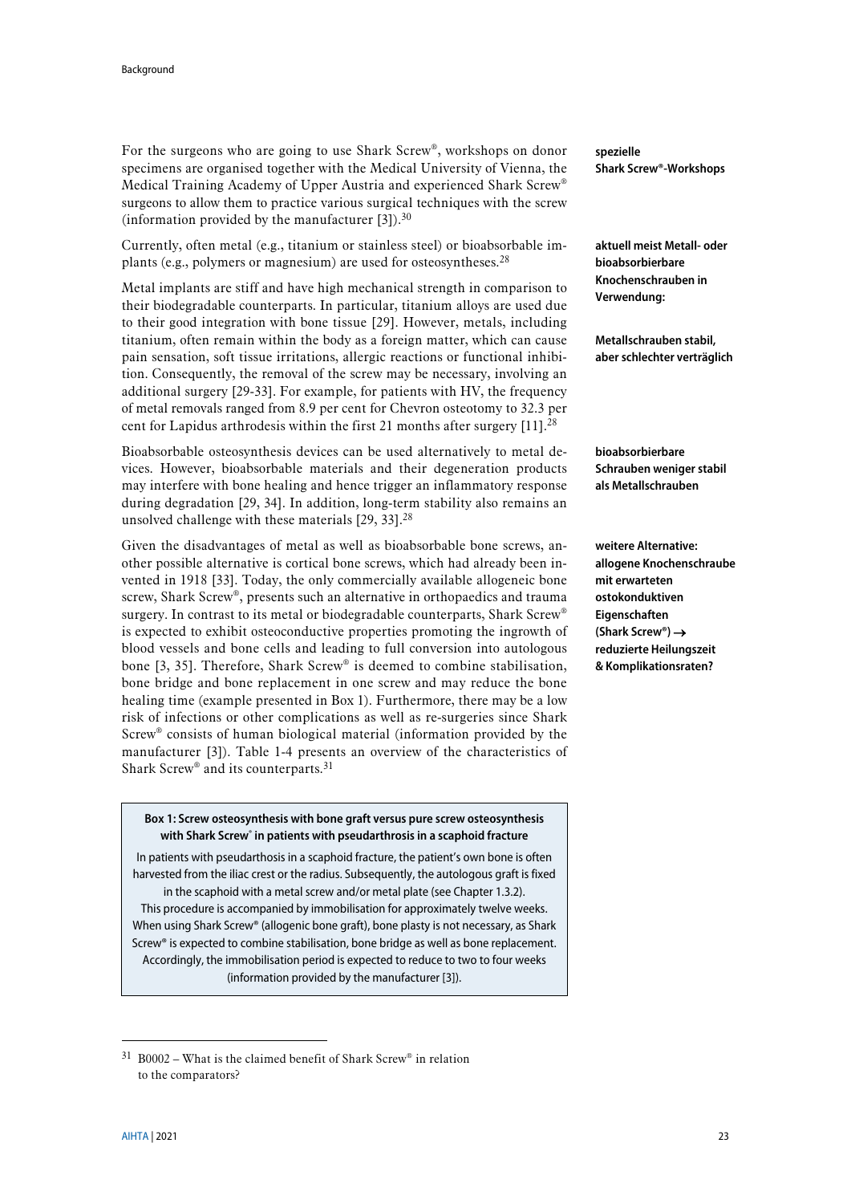For the surgeons who are going to use Shark Screw®, workshops on donor specimens are organised together with the Medical University of Vienna, the Medical Training Academy of Upper Austria and experienced Shark Screw® surgeons to allow them to practice various surgical techniques with the screw (information provided by the manufacturer [3]).[30]

**spezielle Shark Screw®-Workshops**

Currently, often metal (e.g., titanium or stainless steel) or bioabsorbable implants (e.g., polymers or magnesium) are used for osteosyntheses.[28]

**aktuell meist Metall- oder bioabsorbierbare Knochenschrauben in Verwendung:**

Metal implants are stiff and have high mechanical strength in comparison to their biodegradable counterparts. In particular, titanium alloys are used due to their good integration with bone tissue [29]. However, metals, including titanium, often remain within the body as a foreign matter, which can cause pain sensation, soft tissue irritations, allergic reactions or functional inhibition. Consequently, the removal of the screw may be necessary, involving an additional surgery [29-33]. For example, for patients with HV, the frequency of metal removals ranged from 8.9 per cent for Chevron osteotomy to 32.3 per cent for Lapidus arthrodesis within the first 21 months after surgery [11].[28]

**Metallschrauben stabil, aber schlechter verträglich**

Bioabsorbable osteosynthesis devices can be used alternatively to metal devices. However, bioabsorbable materials and their degeneration products may interfere with bone healing and hence trigger an inflammatory response during degradation [29, 34]. In addition, long-term stability also remains an unsolved challenge with these materials [29, 33].[28]

**bioabsorbierbare Schrauben weniger stabil als Metallschrauben**

Given the disadvantages of metal as well as bioabsorbable bone screws, another possible alternative is cortical bone screws, which had already been invented in 1918 [33]. Today, the only commercially available allogeneic bone screw, Shark Screw®, presents such an alternative in orthopaedics and trauma surgery. In contrast to its metal or biodegradable counterparts, Shark Screw® is expected to exhibit osteoconductive properties promoting the ingrowth of blood vessels and bone cells and leading to full conversion into autologous bone [3, 35]. Therefore, Shark Screw® is deemed to combine stabilisation, bone bridge and bone replacement in one screw and may reduce the bone healing time (example presented in Box 1). Furthermore, there may be a low risk of infections or other complications as well as re-surgeries since Shark Screw® consists of human biological material (information provided by the manufacturer [3]). Table 1-4 presents an overview of the characteristics of Shark Screw® and its counterparts.[31]

**weitere Alternative: allogene Knochenschraube mit erwarteten ostokonduktiven Eigenschaften (Shark Screw®) → reduzierte Heilungszeit & Komplikationsraten?**

**Box 1: Screw osteosynthesis with bone graft versus pure screw osteosynthesis with Shark Screw® in patients with pseudarthrosis in a scaphoid fracture**

In patients with pseudarthosis in a scaphoid fracture, the patient's own bone is often harvested from the iliac crest or the radius. Subsequently, the autologous graft is fixed in the scaphoid with a metal screw and/or metal plate (see Chapter 1.3.2).
This procedure is accompanied by immobilisation for approximately twelve weeks. When using Shark Screw® (allogenic bone graft), bone plasty is not necessary, as Shark Screw® is expected to combine stabilisation, bone bridge as well as bone replacement. Accordingly, the immobilisation period is expected to reduce to two to four weeks (information provided by the manufacturer [3]).

---

[31] B0002 – What is the claimed benefit of Shark Screw® in relation to the comparators?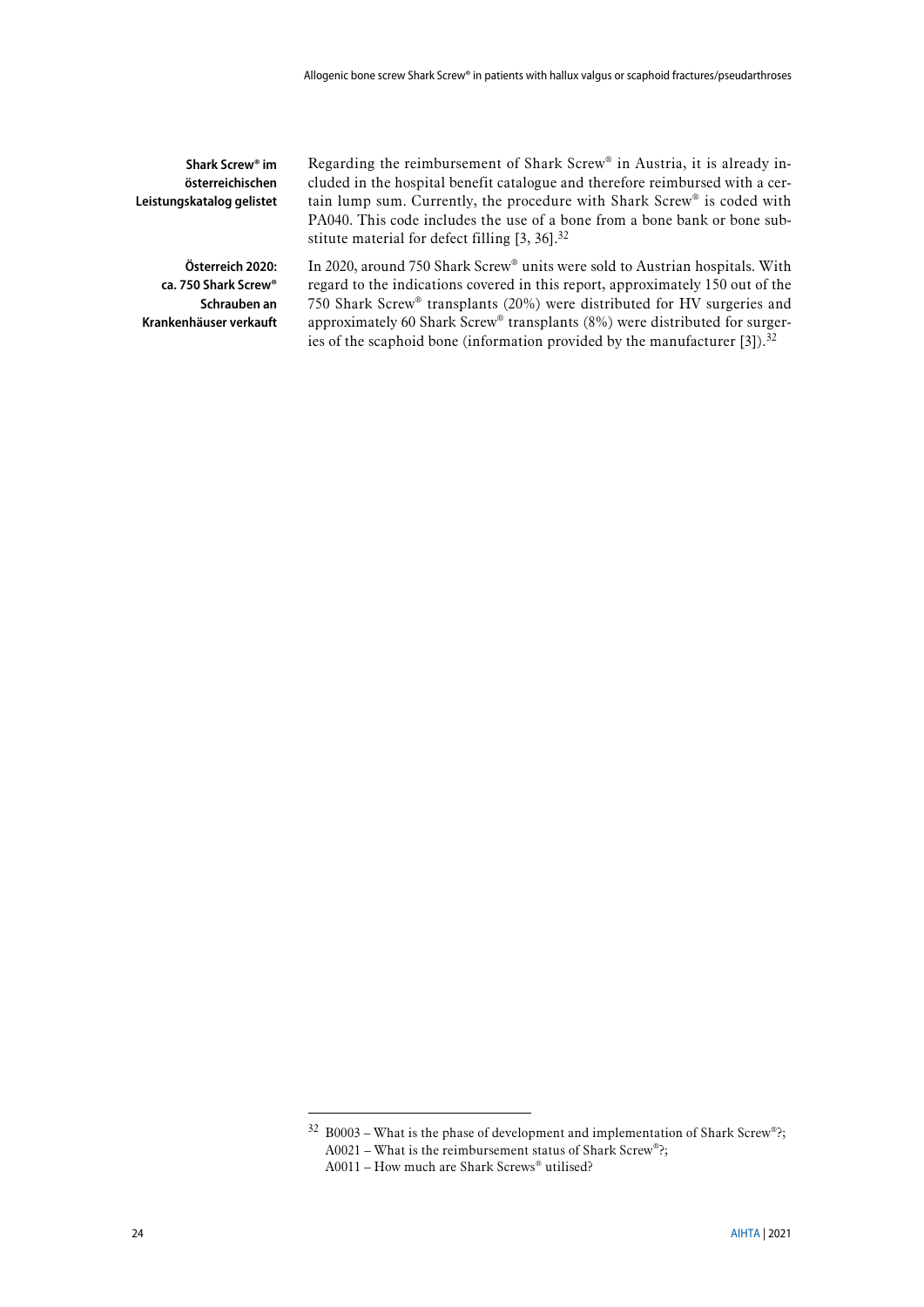**Shark Screw® im österreichischen Leistungskatalog gelistet**

Regarding the reimbursement of Shark Screw® in Austria, it is already included in the hospital benefit catalogue and therefore reimbursed with a certain lump sum. Currently, the procedure with Shark Screw® is coded with PA040. This code includes the use of a bone from a bone bank or bone substitute material for defect filling [3, 36].[32]

**Österreich 2020: ca. 750 Shark Screw® Schrauben an Krankenhäuser verkauft**

In 2020, around 750 Shark Screw® units were sold to Austrian hospitals. With regard to the indications covered in this report, approximately 150 out of the 750 Shark Screw® transplants (20%) were distributed for HV surgeries and approximately 60 Shark Screw® transplants (8%) were distributed for surgeries of the scaphoid bone (information provided by the manufacturer [3]).[32]

---

[32] B0003 – What is the phase of development and implementation of Shark Screw®?; A0021 – What is the reimbursement status of Shark Screw®?; A0011 – How much are Shark Screws® utilised?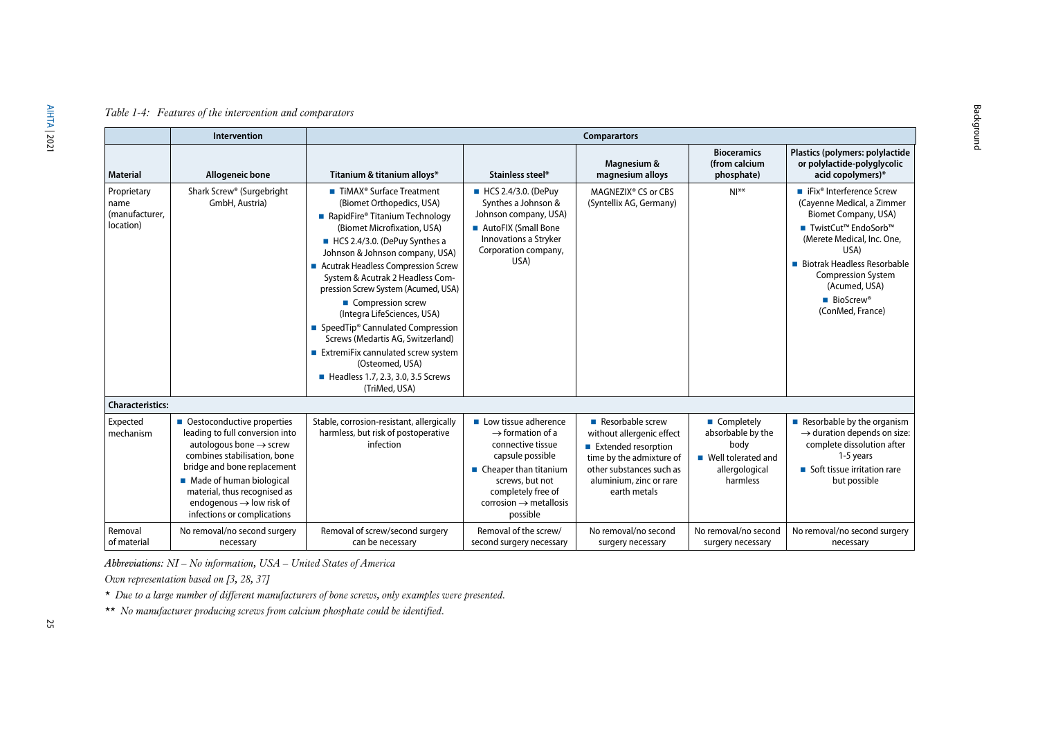*Table 1-4: Features of the intervention and comparators*

| | Intervention | Comparartors | | | | |
|---|---|---|---|---|---|---|
| **Material** | **Allogeneic bone** | **Titanium & titanium alloys*** | **Stainless steel*** | **Magnesium & magnesium alloys** | **Bioceramics (from calcium phosphate)** | **Plastics (polymers: polylactide or polylactide-polyglycolic acid copolymers)*** |
| Proprietary name (manufacturer, location) | Shark Screw® (Surgebright GmbH, Austria) | ■ TiMAX® Surface Treatment (Biomet Orthopedics, USA)<br>■ RapidFire® Titanium Technology (Biomet Microfixation, USA)<br>■ HCS 2.4/3.0. (DePuy Synthes a Johnson & Johnson company, USA)<br>■ Acutrak Headless Compression Screw System & Acutrak 2 Headless Compression Screw System (Acumed, USA)<br>■ Compression screw (Integra LifeSciences, USA)<br>■ SpeedTip® Cannulated Compression Screws (Medartis AG, Switzerland)<br>■ ExtremiFix cannulated screw system (Osteomed, USA)<br>■ Headless 1.7, 2.3, 3.0, 3.5 Screws (TriMed, USA) | ■ HCS 2.4/3.0. (DePuy Synthes a Johnson & Johnson company, USA)<br>■ AutoFIX (Small Bone Innovations a Stryker Corporation company, USA) | MAGNEZIX® CS or CBS (Syntellix AG, Germany) | NI** | ■ iFix® Interference Screw (Cayenne Medical, a Zimmer Biomet Company, USA)<br>■ TwistCut™ EndoSorb™ (Merete Medical, Inc. One, USA)<br>■ Biotrak Headless Resorbable Compression System (Acumed, USA)<br>■ BioScrew® (ConMed, France) |
| **Characteristics:** | | | | | | |
| Expected mechanism | ■ Oestoconductive properties leading to full conversion into autologous bone → screw combines stabilisation, bone bridge and bone replacement<br>■ Made of human biological material, thus recognised as endogenous → low risk of infections or complications | Stable, corrosion-resistant, allergically harmless, but risk of postoperative infection | ■ Low tissue adherence → formation of a connective tissue capsule possible<br>■ Cheaper than titanium screws, but not completely free of corrosion → metallosis possible | ■ Resorbable screw without allergenic effect<br>■ Extended resorption time by the admixture of other substances such as aluminium, zinc or rare earth metals | ■ Completely absorbable by the body<br>■ Well tolerated and allergological harmless | ■ Resorbable by the organism → duration depends on size: complete dissolution after 1-5 years<br>■ Soft tissue irritation rare but possible |
| Removal of material | No removal/no second surgery necessary | Removal of screw/second surgery can be necessary | Removal of the screw/ second surgery necessary | No removal/no second surgery necessary | No removal/no second surgery necessary | No removal/no second surgery necessary |

*Abbreviations: NI – No information, USA – United States of America*

*Own representation based on [3, 28, 37]*

\* *Due to a large number of different manufacturers of bone screws, only examples were presented.*

\*\* *No manufacturer producing screws from calcium phosphate could be identified.*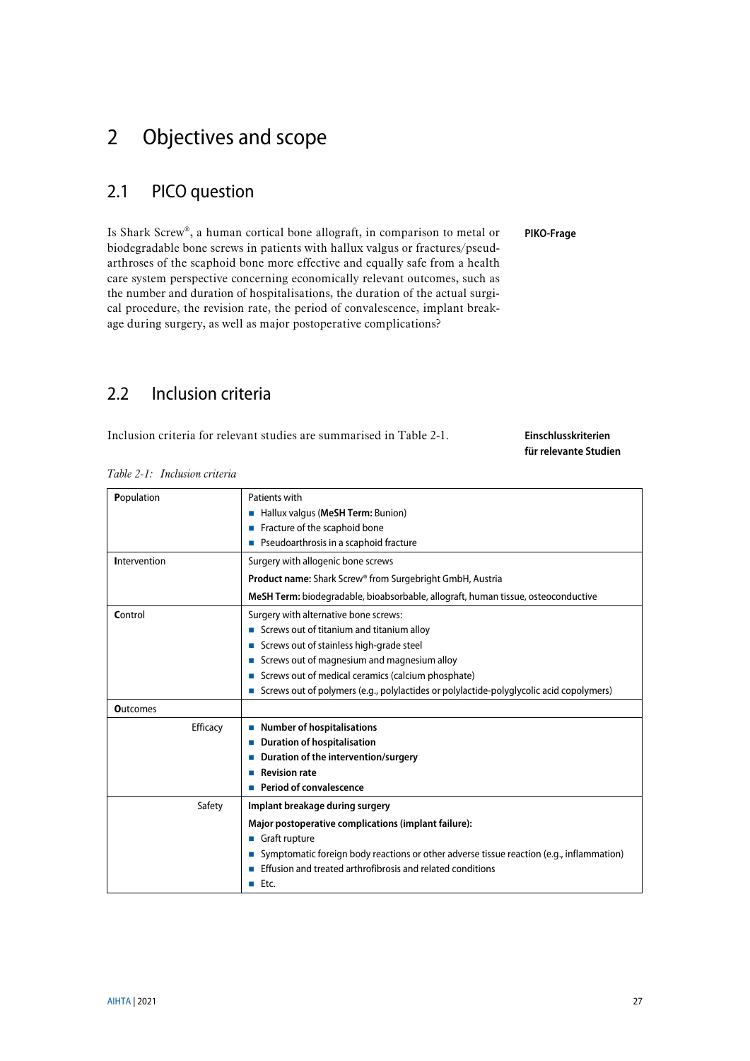# 2 Objectives and scope

## 2.1 PICO question

Is Shark Screw®, a human cortical bone allograft, in comparison to metal or biodegradable bone screws in patients with hallux valgus or fractures/pseudarthroses of the scaphoid bone more effective and equally safe from a health care system perspective concerning economically relevant outcomes, such as the number and duration of hospitalisations, the duration of the actual surgical procedure, the revision rate, the period of convalescence, implant breakage during surgery, as well as major postoperative complications?

**PIKO-Frage**

## 2.2 Inclusion criteria

Inclusion criteria for relevant studies are summarised in Table 2-1.

**Einschlusskriterien für relevante Studien**

*Table 2-1: Inclusion criteria*

| | |
|---|---|
| **P**opulation | Patients with<br>■ Hallux valgus (**MeSH Term:** Bunion)<br>■ Fracture of the scaphoid bone<br>■ Pseudoarthrosis in a scaphoid fracture |
| **I**ntervention | Surgery with allogenic bone screws<br>**Product name:** Shark Screw® from Surgebright GmbH, Austria<br>**MeSH Term:** biodegradable, bioabsorbable, allograft, human tissue, osteoconductive |
| **C**ontrol | Surgery with alternative bone screws:<br>■ Screws out of titanium and titanium alloy<br>■ Screws out of stainless high-grade steel<br>■ Screws out of magnesium and magnesium alloy<br>■ Screws out of medical ceramics (calcium phosphate)<br>■ Screws out of polymers (e.g., polylactides or polylactide-polyglycolic acid copolymers) |
| **O**utcomes | |
| Efficacy | ■ **Number of hospitalisations**<br>■ **Duration of hospitalisation**<br>■ **Duration of the intervention/surgery**<br>■ **Revision rate**<br>■ **Period of convalescence** |
| Safety | **Implant breakage during surgery**<br>**Major postoperative complications (implant failure):**<br>■ Graft rupture<br>■ Symptomatic foreign body reactions or other adverse tissue reaction (e.g., inflammation)<br>■ Effusion and treated arthrofibrosis and related conditions<br>■ Etc. |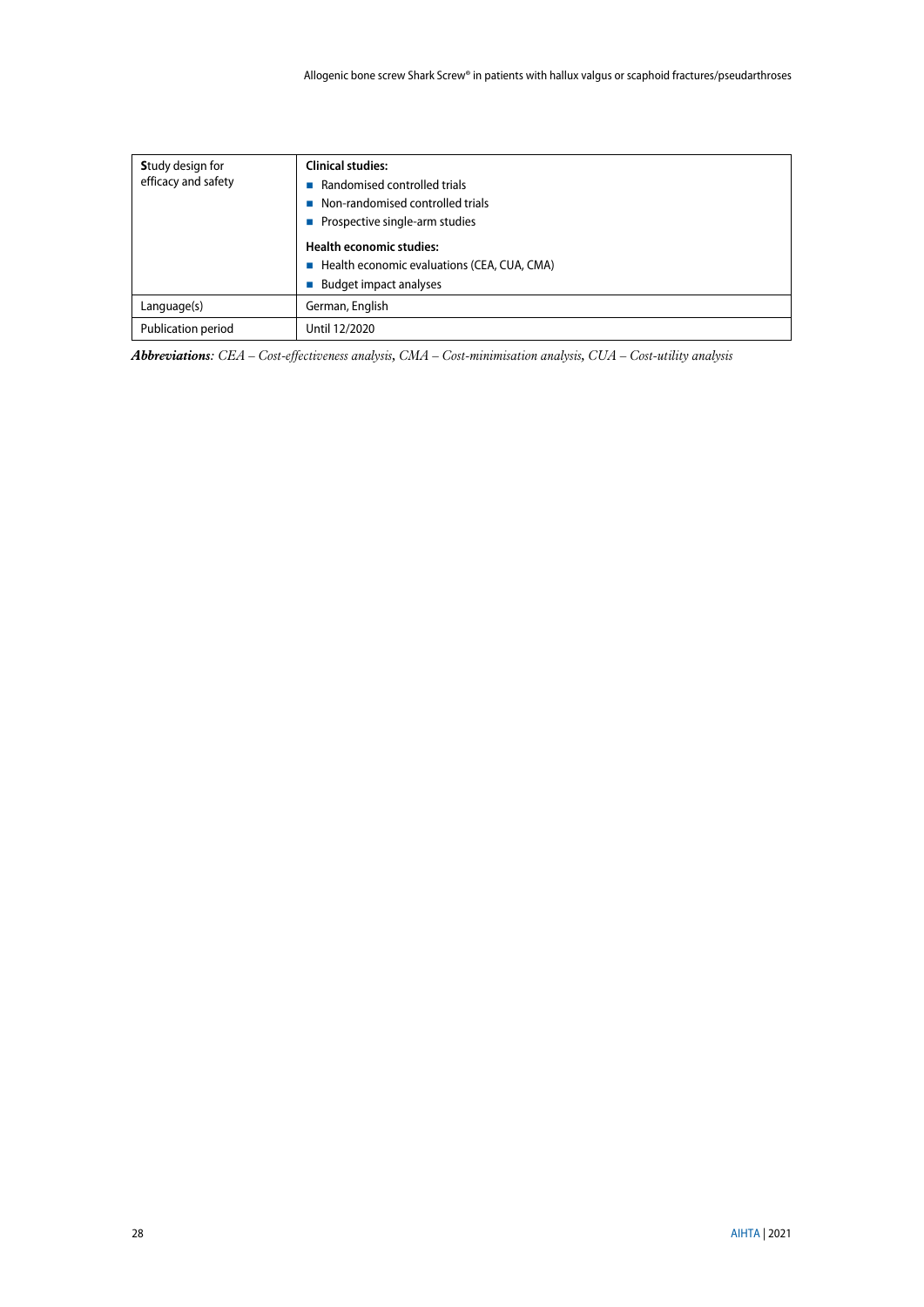| Study design for efficacy and safety | **Clinical studies:**<br>■ Randomised controlled trials<br>■ Non-randomised controlled trials<br>■ Prospective single-arm studies<br>**Health economic studies:**<br>■ Health economic evaluations (CEA, CUA, CMA)<br>■ Budget impact analyses |
|---|---|
| Language(s) | German, English |
| Publication period | Until 12/2020 |

***Abbreviations****: CEA – Cost-effectiveness analysis, CMA – Cost-minimisation analysis, CUA – Cost-utility analysis*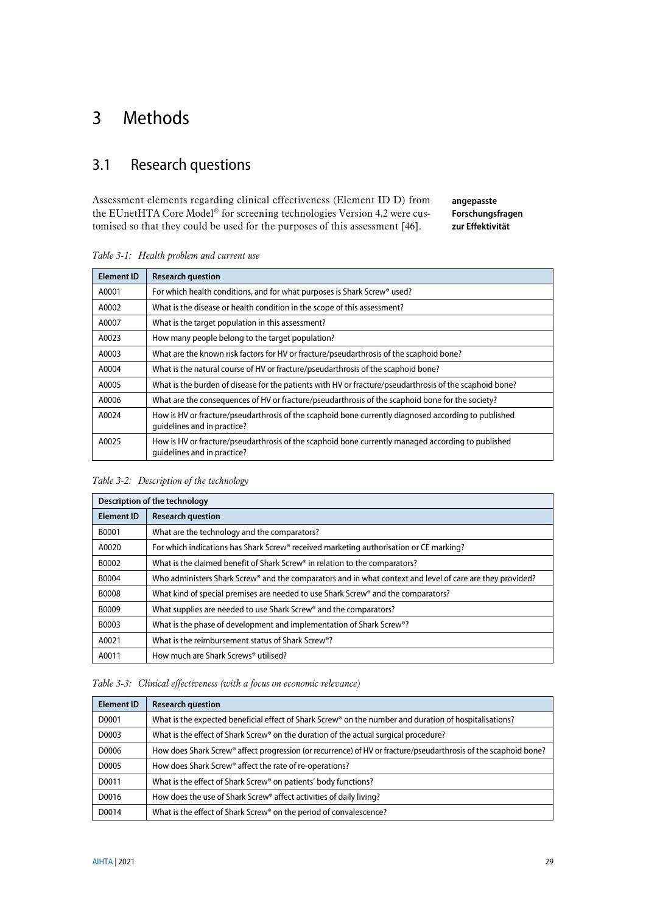# 3 Methods

## 3.1 Research questions

Assessment elements regarding clinical effectiveness (Element ID D) from the EUnetHTA Core Model® for screening technologies Version 4.2 were customised so that they could be used for the purposes of this assessment [46].

**angepasste Forschungsfragen zur Effektivität**

*Table 3-1: Health problem and current use*

| Element ID | Research question |
|---|---|
| A0001 | For which health conditions, and for what purposes is Shark Screw® used? |
| A0002 | What is the disease or health condition in the scope of this assessment? |
| A0007 | What is the target population in this assessment? |
| A0023 | How many people belong to the target population? |
| A0003 | What are the known risk factors for HV or fracture/pseudarthrosis of the scaphoid bone? |
| A0004 | What is the natural course of HV or fracture/pseudarthrosis of the scaphoid bone? |
| A0005 | What is the burden of disease for the patients with HV or fracture/pseudarthrosis of the scaphoid bone? |
| A0006 | What are the consequences of HV or fracture/pseudarthrosis of the scaphoid bone for the society? |
| A0024 | How is HV or fracture/pseudarthrosis of the scaphoid bone currently diagnosed according to published guidelines and in practice? |
| A0025 | How is HV or fracture/pseudarthrosis of the scaphoid bone currently managed according to published guidelines and in practice? |

*Table 3-2: Description of the technology*

| Description of the technology | |
|---|---|
| **Element ID** | **Research question** |
| B0001 | What are the technology and the comparators? |
| A0020 | For which indications has Shark Screw® received marketing authorisation or CE marking? |
| B0002 | What is the claimed benefit of Shark Screw® in relation to the comparators? |
| B0004 | Who administers Shark Screw® and the comparators and in what context and level of care are they provided? |
| B0008 | What kind of special premises are needed to use Shark Screw® and the comparators? |
| B0009 | What supplies are needed to use Shark Screw® and the comparators? |
| B0003 | What is the phase of development and implementation of Shark Screw®? |
| A0021 | What is the reimbursement status of Shark Screw®? |
| A0011 | How much are Shark Screws® utilised? |

*Table 3-3: Clinical effectiveness (with a focus on economic relevance)*

| Element ID | Research question |
|---|---|
| D0001 | What is the expected beneficial effect of Shark Screw® on the number and duration of hospitalisations? |
| D0003 | What is the effect of Shark Screw® on the duration of the actual surgical procedure? |
| D0006 | How does Shark Screw® affect progression (or recurrence) of HV or fracture/pseudarthrosis of the scaphoid bone? |
| D0005 | How does Shark Screw® affect the rate of re-operations? |
| D0011 | What is the effect of Shark Screw® on patients' body functions? |
| D0016 | How does the use of Shark Screw® affect activities of daily living? |
| D0014 | What is the effect of Shark Screw® on the period of convalescence? |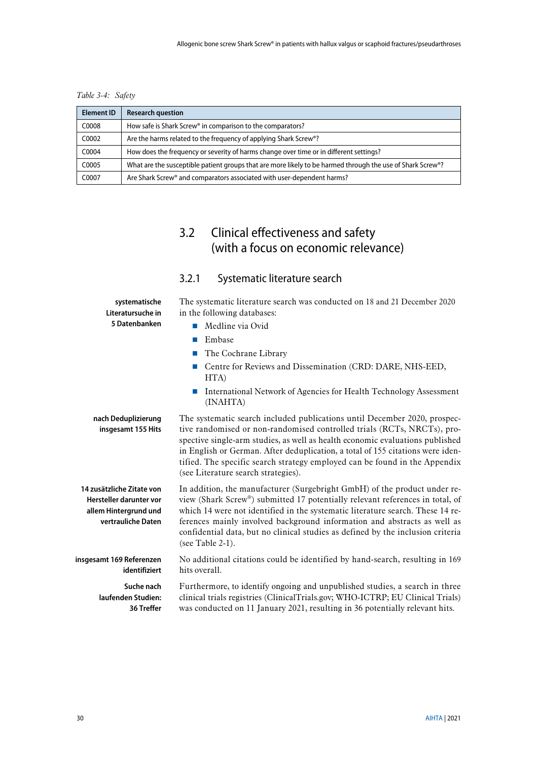*Table 3-4: Safety*

| Element ID | Research question |
|---|---|
| C0008 | How safe is Shark Screw® in comparison to the comparators? |
| C0002 | Are the harms related to the frequency of applying Shark Screw®? |
| C0004 | How does the frequency or severity of harms change over time or in different settings? |
| C0005 | What are the susceptible patient groups that are more likely to be harmed through the use of Shark Screw®? |
| C0007 | Are Shark Screw® and comparators associated with user-dependent harms? |

## 3.2 Clinical effectiveness and safety (with a focus on economic relevance)

### 3.2.1 Systematic literature search

**systematische Literatursuche in 5 Datenbanken**

The systematic literature search was conducted on 18 and 21 December 2020 in the following databases:

- Medline via Ovid
- Embase
- The Cochrane Library
- Centre for Reviews and Dissemination (CRD: DARE, NHS-EED, HTA)
- International Network of Agencies for Health Technology Assessment (INAHTA)

**nach Deduplizierung insgesamt 155 Hits**

The systematic search included publications until December 2020, prospective randomised or non-randomised controlled trials (RCTs, NRCTs), prospective single-arm studies, as well as health economic evaluations published in English or German. After deduplication, a total of 155 citations were identified. The specific search strategy employed can be found in the Appendix (see Literature search strategies).

**14 zusätzliche Zitate von Hersteller darunter vor allem Hintergrund und vertrauliche Daten**

In addition, the manufacturer (Surgebright GmbH) of the product under review (Shark Screw®) submitted 17 potentially relevant references in total, of which 14 were not identified in the systematic literature search. These 14 references mainly involved background information and abstracts as well as confidential data, but no clinical studies as defined by the inclusion criteria (see Table 2-1).

**insgesamt 169 Referenzen identifiziert**

No additional citations could be identified by hand-search, resulting in 169 hits overall.

**Suche nach laufenden Studien: 36 Treffer**

Furthermore, to identify ongoing and unpublished studies, a search in three clinical trials registries (ClinicalTrials.gov; WHO-ICTRP; EU Clinical Trials) was conducted on 11 January 2021, resulting in 36 potentially relevant hits.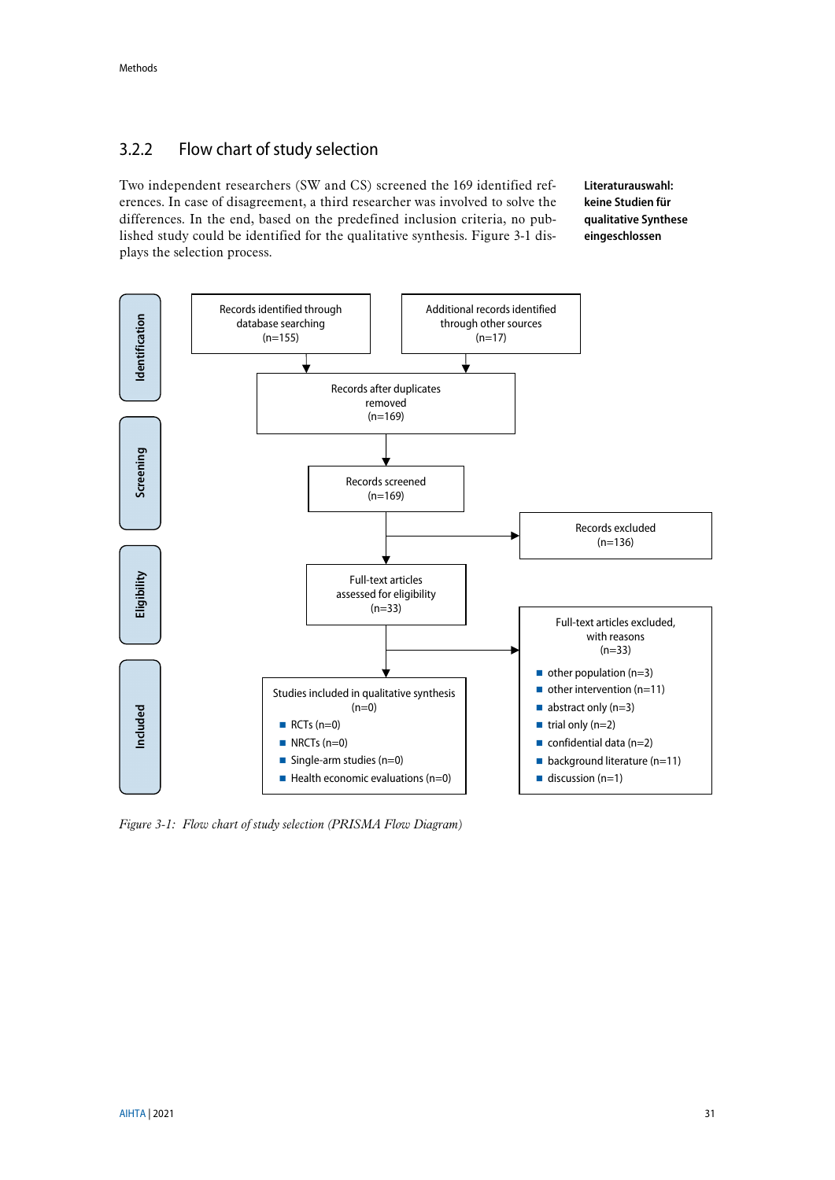### 3.2.2 Flow chart of study selection

Two independent researchers (SW and CS) screened the 169 identified references. In case of disagreement, a third researcher was involved to solve the differences. In the end, based on the predefined inclusion criteria, no published study could be identified for the qualitative synthesis. Figure 3-1 displays the selection process.

**Literaturauswahl: keine Studien für qualitative Synthese eingeschlossen**

**Identification**

- Records identified through database searching (n=155)
- Additional records identified through other sources (n=17)

→ Records after duplicates removed (n=169)

**Screening**

- Records screened (n=169)
- → Records excluded (n=136)

**Eligibility**

- Full-text articles assessed for eligibility (n=33)
- → Full-text articles excluded, with reasons (n=33)
  - other population (n=3)
  - other intervention (n=11)
  - abstract only (n=3)
  - trial only (n=2)
  - confidential data (n=2)
  - background literature (n=11)
  - discussion (n=1)

**Included**

- Studies included in qualitative synthesis (n=0)
  - RCTs (n=0)
  - NRCTs (n=0)
  - Single-arm studies (n=0)
  - Health economic evaluations (n=0)

*Figure 3-1: Flow chart of study selection (PRISMA Flow Diagram)*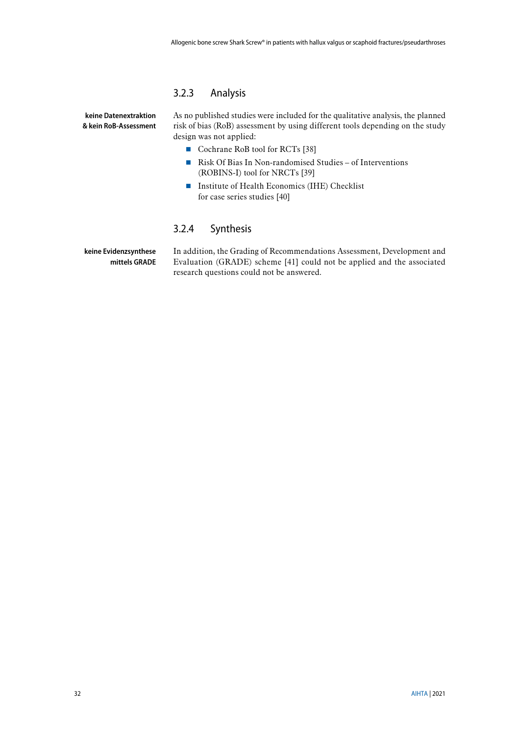### 3.2.3 Analysis

**keine Datenextraktion & kein RoB-Assessment**

As no published studies were included for the qualitative analysis, the planned risk of bias (RoB) assessment by using different tools depending on the study design was not applied:

- Cochrane RoB tool for RCTs [38]
- Risk Of Bias In Non-randomised Studies – of Interventions (ROBINS-I) tool for NRCTs [39]
- Institute of Health Economics (IHE) Checklist for case series studies [40]

### 3.2.4 Synthesis

**keine Evidenzsynthese mittels GRADE**

In addition, the Grading of Recommendations Assessment, Development and Evaluation (GRADE) scheme [41] could not be applied and the associated research questions could not be answered.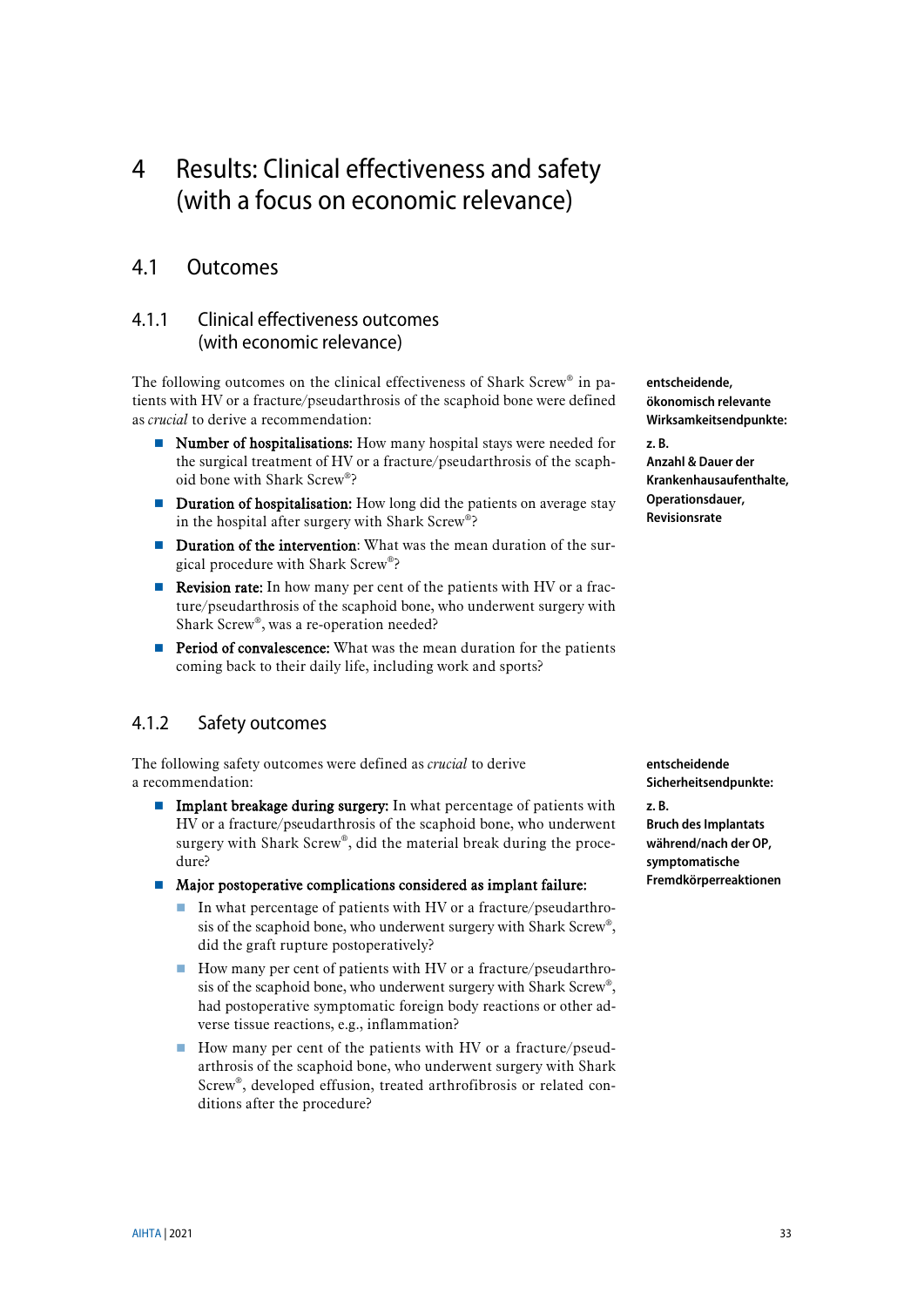# 4 Results: Clinical effectiveness and safety (with a focus on economic relevance)

## 4.1 Outcomes

### 4.1.1 Clinical effectiveness outcomes (with economic relevance)

The following outcomes on the clinical effectiveness of Shark Screw® in patients with HV or a fracture/pseudarthrosis of the scaphoid bone were defined as *crucial* to derive a recommendation:

**entscheidende, ökonomisch relevante Wirksamkeitsendpunkte:**

**z. B.**
**Anzahl & Dauer der Krankenhausaufenthalte, Operationsdauer, Revisionsrate**

- **Number of hospitalisations:** How many hospital stays were needed for the surgical treatment of HV or a fracture/pseudarthrosis of the scaphoid bone with Shark Screw®?
- **Duration of hospitalisation:** How long did the patients on average stay in the hospital after surgery with Shark Screw®?
- **Duration of the intervention**: What was the mean duration of the surgical procedure with Shark Screw®?
- **Revision rate:** In how many per cent of the patients with HV or a fracture/pseudarthrosis of the scaphoid bone, who underwent surgery with Shark Screw®, was a re-operation needed?
- **Period of convalescence:** What was the mean duration for the patients coming back to their daily life, including work and sports?

### 4.1.2 Safety outcomes

The following safety outcomes were defined as *crucial* to derive a recommendation:

**entscheidende Sicherheitsendpunkte:**

**z. B.**
**Bruch des Implantats während/nach der OP, symptomatische Fremdkörperreaktionen**

- **Implant breakage during surgery:** In what percentage of patients with HV or a fracture/pseudarthrosis of the scaphoid bone, who underwent surgery with Shark Screw®, did the material break during the procedure?
- **Major postoperative complications considered as implant failure:**
  - In what percentage of patients with HV or a fracture/pseudarthrosis of the scaphoid bone, who underwent surgery with Shark Screw®, did the graft rupture postoperatively?
  - How many per cent of patients with HV or a fracture/pseudarthrosis of the scaphoid bone, who underwent surgery with Shark Screw®, had postoperative symptomatic foreign body reactions or other adverse tissue reactions, e.g., inflammation?
  - How many per cent of the patients with HV or a fracture/pseudarthrosis of the scaphoid bone, who underwent surgery with Shark Screw®, developed effusion, treated arthrofibrosis or related conditions after the procedure?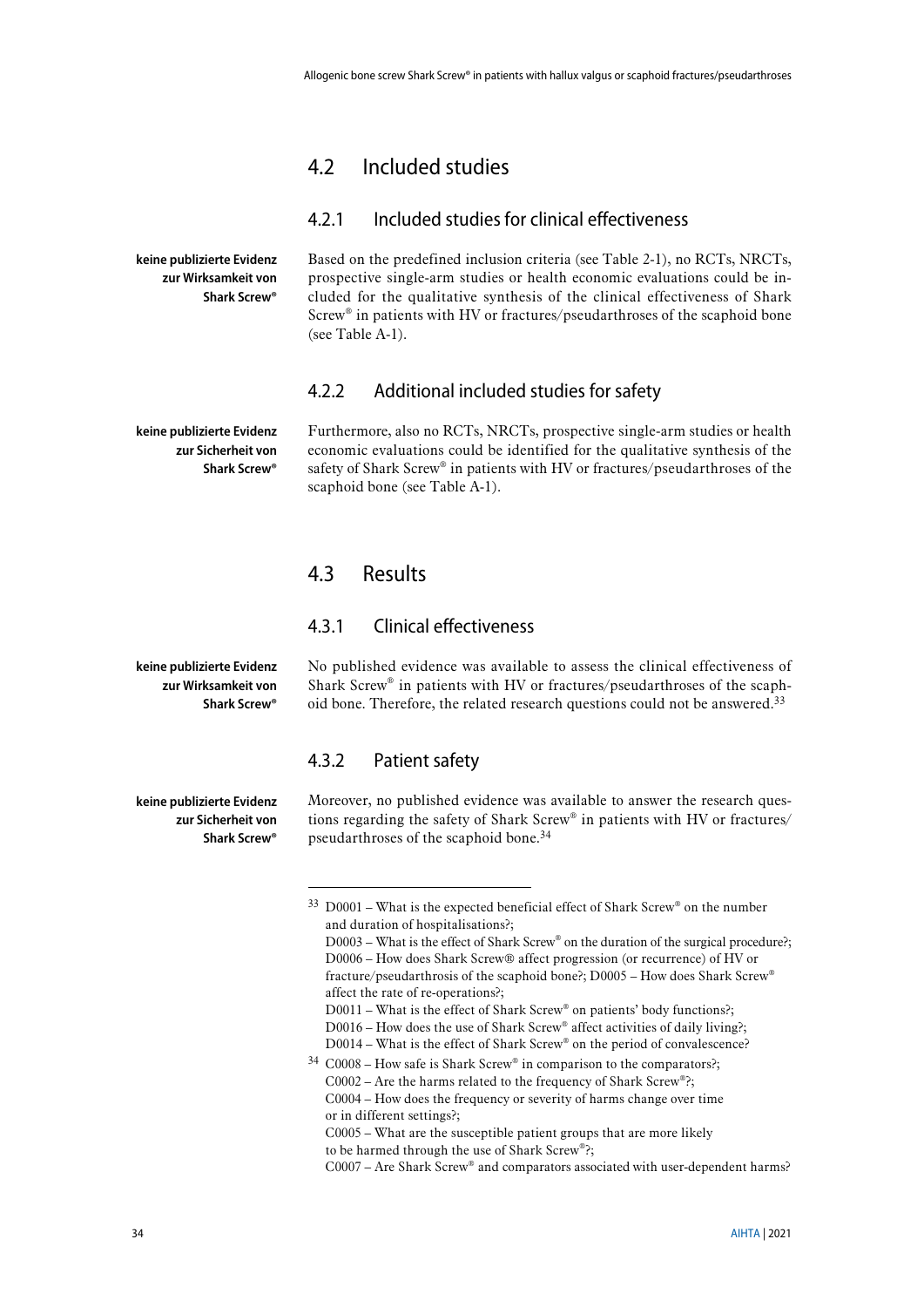## 4.2 Included studies

### 4.2.1 Included studies for clinical effectiveness

**keine publizierte Evidenz zur Wirksamkeit von Shark Screw®**

Based on the predefined inclusion criteria (see Table 2-1), no RCTs, NRCTs, prospective single-arm studies or health economic evaluations could be included for the qualitative synthesis of the clinical effectiveness of Shark Screw® in patients with HV or fractures/pseudarthroses of the scaphoid bone (see Table A-1).

### 4.2.2 Additional included studies for safety

**keine publizierte Evidenz zur Sicherheit von Shark Screw®**

Furthermore, also no RCTs, NRCTs, prospective single-arm studies or health economic evaluations could be identified for the qualitative synthesis of the safety of Shark Screw® in patients with HV or fractures/pseudarthroses of the scaphoid bone (see Table A-1).

## 4.3 Results

### 4.3.1 Clinical effectiveness

**keine publizierte Evidenz zur Wirksamkeit von Shark Screw®**

No published evidence was available to assess the clinical effectiveness of Shark Screw® in patients with HV or fractures/pseudarthroses of the scaphoid bone. Therefore, the related research questions could not be answered.[33]

### 4.3.2 Patient safety

**keine publizierte Evidenz zur Sicherheit von Shark Screw®**

Moreover, no published evidence was available to answer the research questions regarding the safety of Shark Screw® in patients with HV or fractures/pseudarthroses of the scaphoid bone.[34]

---

[33] D0001 – What is the expected beneficial effect of Shark Screw® on the number and duration of hospitalisations?;
D0003 – What is the effect of Shark Screw® on the duration of the surgical procedure?;
D0006 – How does Shark Screw® affect progression (or recurrence) of HV or fracture/pseudarthrosis of the scaphoid bone?; D0005 – How does Shark Screw® affect the rate of re-operations?;
D0011 – What is the effect of Shark Screw® on patients' body functions?;
D0016 – How does the use of Shark Screw® affect activities of daily living?;
D0014 – What is the effect of Shark Screw® on the period of convalescence?

[34] C0008 – How safe is Shark Screw® in comparison to the comparators?;
C0002 – Are the harms related to the frequency of Shark Screw®?;
C0004 – How does the frequency or severity of harms change over time or in different settings?;
C0005 – What are the susceptible patient groups that are more likely to be harmed through the use of Shark Screw®?;
C0007 – Are Shark Screw® and comparators associated with user-dependent harms?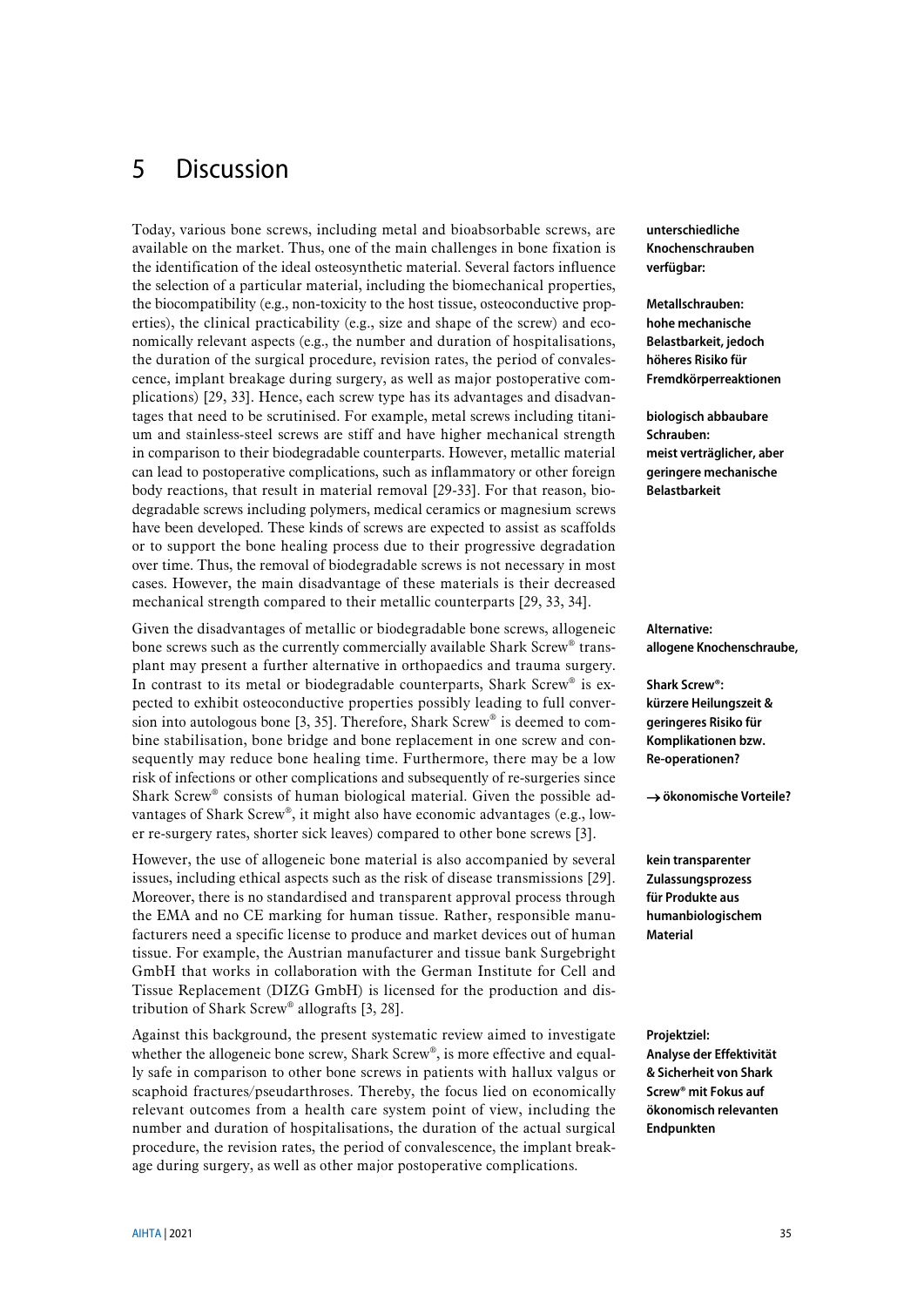# 5 Discussion

Today, various bone screws, including metal and bioabsorbable screws, are available on the market. Thus, one of the main challenges in bone fixation is the identification of the ideal osteosynthetic material. Several factors influence the selection of a particular material, including the biomechanical properties, the biocompatibility (e.g., non-toxicity to the host tissue, osteoconductive properties), the clinical practicability (e.g., size and shape of the screw) and economically relevant aspects (e.g., the number and duration of hospitalisations, the duration of the surgical procedure, revision rates, the period of convalescence, implant breakage during surgery, as well as major postoperative complications) [29, 33]. Hence, each screw type has its advantages and disadvantages that need to be scrutinised. For example, metal screws including titanium and stainless-steel screws are stiff and have higher mechanical strength in comparison to their biodegradable counterparts. However, metallic material can lead to postoperative complications, such as inflammatory or other foreign body reactions, that result in material removal [29-33]. For that reason, biodegradable screws including polymers, medical ceramics or magnesium screws have been developed. These kinds of screws are expected to assist as scaffolds or to support the bone healing process due to their progressive degradation over time. Thus, the removal of biodegradable screws is not necessary in most cases. However, the main disadvantage of these materials is their decreased mechanical strength compared to their metallic counterparts [29, 33, 34].

**unterschiedliche Knochenschrauben verfügbar:**

**Metallschrauben: hohe mechanische Belastbarkeit, jedoch höheres Risiko für Fremdkörperreaktionen**

**biologisch abbaubare Schrauben: meist verträglicher, aber geringere mechanische Belastbarkeit**

Given the disadvantages of metallic or biodegradable bone screws, allogeneic bone screws such as the currently commercially available Shark Screw® transplant may present a further alternative in orthopaedics and trauma surgery. In contrast to its metal or biodegradable counterparts, Shark Screw® is expected to exhibit osteoconductive properties possibly leading to full conversion into autologous bone [3, 35]. Therefore, Shark Screw® is deemed to combine stabilisation, bone bridge and bone replacement in one screw and consequently may reduce bone healing time. Furthermore, there may be a low risk of infections or other complications and subsequently of re-surgeries since Shark Screw® consists of human biological material. Given the possible advantages of Shark Screw®, it might also have economic advantages (e.g., lower re-surgery rates, shorter sick leaves) compared to other bone screws [3].

**Alternative: allogene Knochenschraube,**

**Shark Screw®: kürzere Heilungszeit & geringeres Risiko für Komplikationen bzw. Re-operationen?**

**→ ökonomische Vorteile?**

However, the use of allogeneic bone material is also accompanied by several issues, including ethical aspects such as the risk of disease transmissions [29]. Moreover, there is no standardised and transparent approval process through the EMA and no CE marking for human tissue. Rather, responsible manufacturers need a specific license to produce and market devices out of human tissue. For example, the Austrian manufacturer and tissue bank Surgebright GmbH that works in collaboration with the German Institute for Cell and Tissue Replacement (DIZG GmbH) is licensed for the production and distribution of Shark Screw® allografts [3, 28].

**kein transparenter Zulassungsprozess für Produkte aus humanbiologischem Material**

Against this background, the present systematic review aimed to investigate whether the allogeneic bone screw, Shark Screw®, is more effective and equally safe in comparison to other bone screws in patients with hallux valgus or scaphoid fractures/pseudarthroses. Thereby, the focus lied on economically relevant outcomes from a health care system point of view, including the number and duration of hospitalisations, the duration of the actual surgical procedure, the revision rates, the period of convalescence, the implant breakage during surgery, as well as other major postoperative complications.

**Projektziel: Analyse der Effektivität & Sicherheit von Shark Screw® mit Fokus auf ökonomisch relevanten Endpunkten**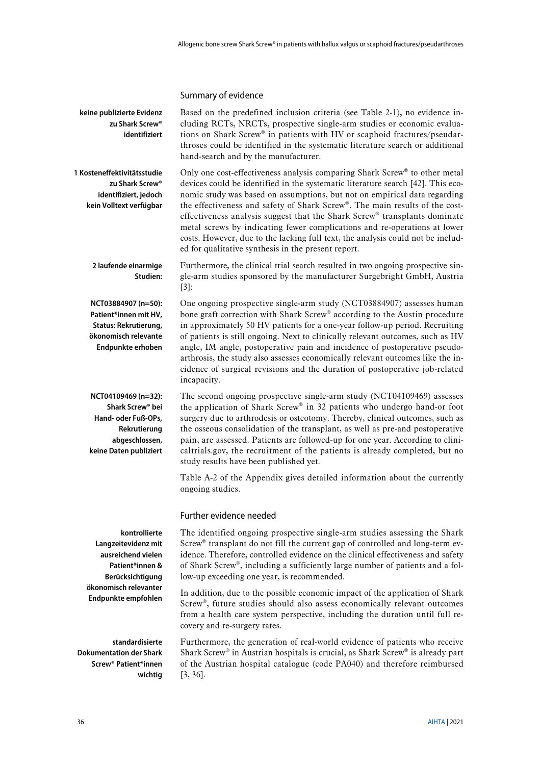## Summary of evidence

**keine publizierte Evidenz zu Shark Screw® identifiziert**

Based on the predefined inclusion criteria (see Table 2-1), no evidence including RCTs, NRCTs, prospective single-arm studies or economic evaluations on Shark Screw® in patients with HV or scaphoid fractures/pseudarthroses could be identified in the systematic literature search or additional hand-search and by the manufacturer.

**1 Kosteneffektivitätsstudie zu Shark Screw® identifiziert, jedoch kein Volltext verfügbar**

Only one cost-effectiveness analysis comparing Shark Screw® to other metal devices could be identified in the systematic literature search [42]. This economic study was based on assumptions, but not on empirical data regarding the effectiveness and safety of Shark Screw®. The main results of the cost-effectiveness analysis suggest that the Shark Screw® transplants dominate metal screws by indicating fewer complications and re-operations at lower costs. However, due to the lacking full text, the analysis could not be included for qualitative synthesis in the present report.

**2 laufende einarmige Studien:**

Furthermore, the clinical trial search resulted in two ongoing prospective single-arm studies sponsored by the manufacturer Surgebright GmbH, Austria [3]:

**NCT03884907 (n=50): Patient\*innen mit HV, Status: Rekrutierung, ökonomisch relevante Endpunkte erhoben**

One ongoing prospective single-arm study (NCT03884907) assesses human bone graft correction with Shark Screw® according to the Austin procedure in approximately 50 HV patients for a one-year follow-up period. Recruiting of patients is still ongoing. Next to clinically relevant outcomes, such as HV angle, IM angle, postoperative pain and incidence of postoperative pseudoarthrosis, the study also assesses economically relevant outcomes like the incidence of surgical revisions and the duration of postoperative job-related incapacity.

**NCT04109469 (n=32): Shark Screw® bei Hand- oder Fuß-OPs, Rekrutierung abgeschlossen, keine Daten publiziert**

The second ongoing prospective single-arm study (NCT04109469) assesses the application of Shark Screw® in 32 patients who undergo hand-or foot surgery due to arthrodesis or osteotomy. Thereby, clinical outcomes, such as the osseous consolidation of the transplant, as well as pre-and postoperative pain, are assessed. Patients are followed-up for one year. According to clinicaltrials.gov, the recruitment of the patients is already completed, but no study results have been published yet.

Table A-2 of the Appendix gives detailed information about the currently ongoing studies.

## Further evidence needed

**kontrollierte Langzeitevidenz mit ausreichend vielen Patient\*innen & Berücksichtigung ökonomisch relevanter Endpunkte empfohlen**

The identified ongoing prospective single-arm studies assessing the Shark Screw® transplant do not fill the current gap of controlled and long-term evidence. Therefore, controlled evidence on the clinical effectiveness and safety of Shark Screw®, including a sufficiently large number of patients and a follow-up exceeding one year, is recommended.

In addition, due to the possible economic impact of the application of Shark Screw®, future studies should also assess economically relevant outcomes from a health care system perspective, including the duration until full recovery and re-surgery rates.

**standardisierte Dokumentation der Shark Screw® Patient\*innen wichtig**

Furthermore, the generation of real-world evidence of patients who receive Shark Screw® in Austrian hospitals is crucial, as Shark Screw® is already part of the Austrian hospital catalogue (code PA040) and therefore reimbursed [3, 36].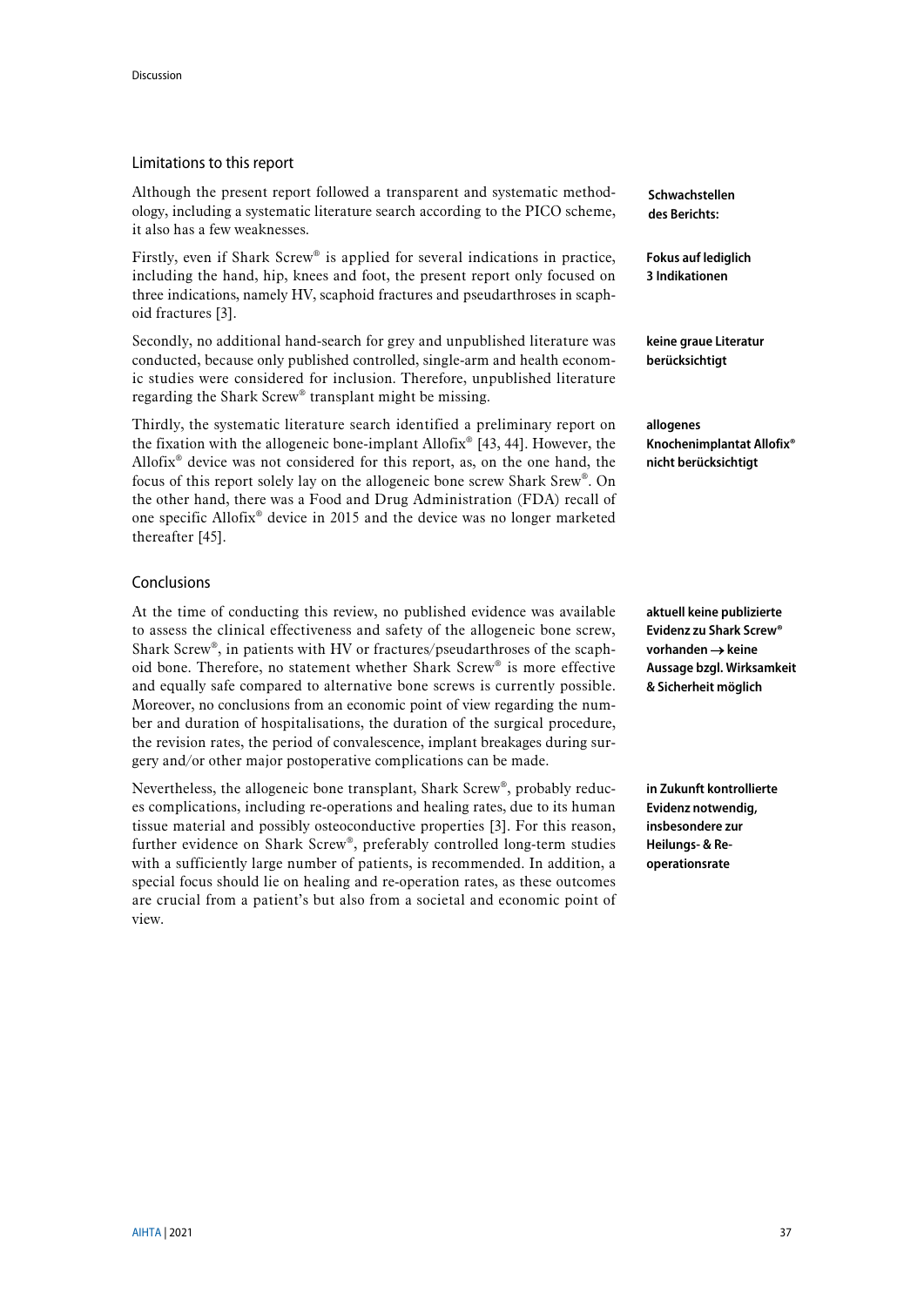## Limitations to this report

Although the present report followed a transparent and systematic methodology, including a systematic literature search according to the PICO scheme, it also has a few weaknesses.

**Schwachstellen des Berichts:**

Firstly, even if Shark Screw® is applied for several indications in practice, including the hand, hip, knees and foot, the present report only focused on three indications, namely HV, scaphoid fractures and pseudarthroses in scaphoid fractures [3].

**Fokus auf lediglich 3 Indikationen**

Secondly, no additional hand-search for grey and unpublished literature was conducted, because only published controlled, single-arm and health economic studies were considered for inclusion. Therefore, unpublished literature regarding the Shark Screw® transplant might be missing.

**keine graue Literatur berücksichtigt**

Thirdly, the systematic literature search identified a preliminary report on the fixation with the allogeneic bone-implant Allofix® [43, 44]. However, the Allofix® device was not considered for this report, as, on the one hand, the focus of this report solely lay on the allogeneic bone screw Shark Srew®. On the other hand, there was a Food and Drug Administration (FDA) recall of one specific Allofix® device in 2015 and the device was no longer marketed thereafter [45].

**allogenes Knochenimplantat Allofix® nicht berücksichtigt**

## Conclusions

At the time of conducting this review, no published evidence was available to assess the clinical effectiveness and safety of the allogeneic bone screw, Shark Screw®, in patients with HV or fractures/pseudarthroses of the scaphoid bone. Therefore, no statement whether Shark Screw® is more effective and equally safe compared to alternative bone screws is currently possible. Moreover, no conclusions from an economic point of view regarding the number and duration of hospitalisations, the duration of the surgical procedure, the revision rates, the period of convalescence, implant breakages during surgery and/or other major postoperative complications can be made.

**aktuell keine publizierte Evidenz zu Shark Screw® vorhanden → keine Aussage bzgl. Wirksamkeit & Sicherheit möglich**

Nevertheless, the allogeneic bone transplant, Shark Screw®, probably reduces complications, including re-operations and healing rates, due to its human tissue material and possibly osteoconductive properties [3]. For this reason, further evidence on Shark Screw®, preferably controlled long-term studies with a sufficiently large number of patients, is recommended. In addition, a special focus should lie on healing and re-operation rates, as these outcomes are crucial from a patient's but also from a societal and economic point of view.

**in Zukunft kontrollierte Evidenz notwendig, insbesondere zur Heilungs- & Reoperationsrate**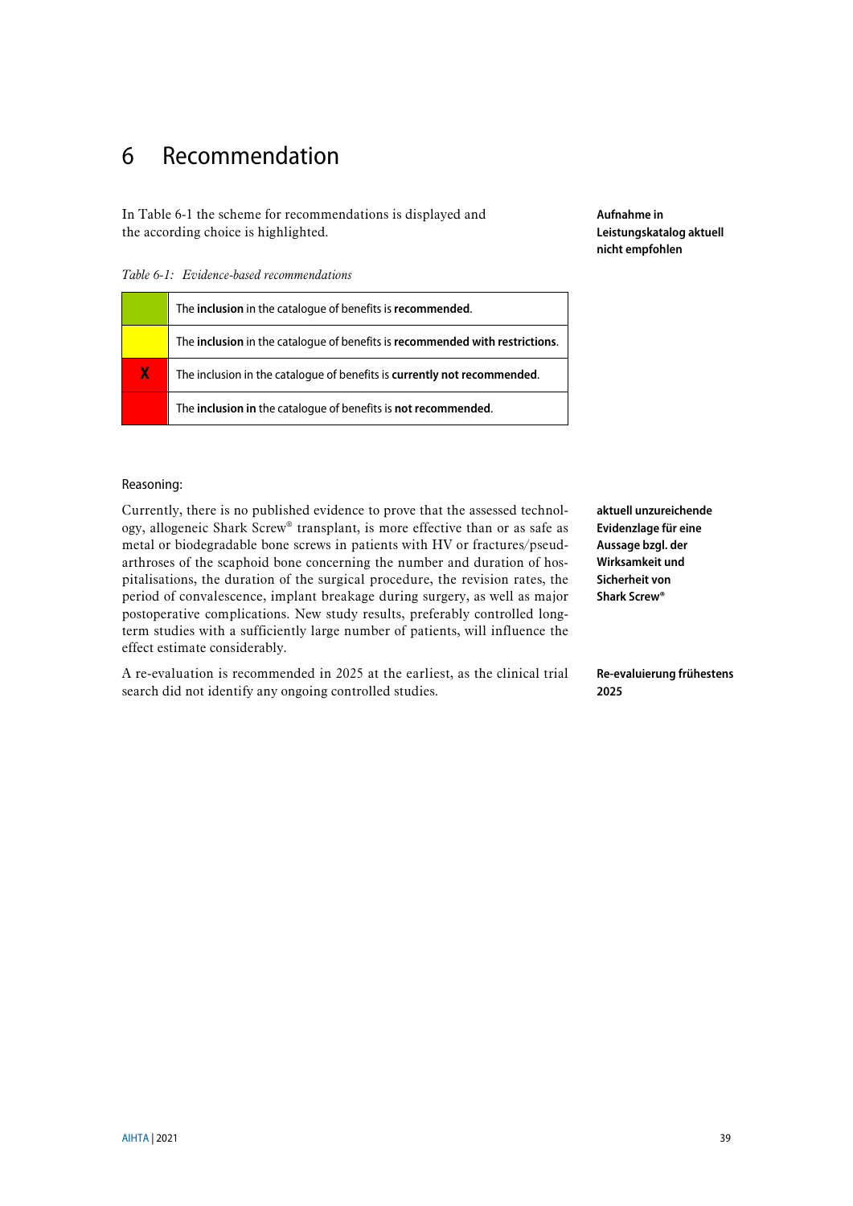# 6 Recommendation

In Table 6-1 the scheme for recommendations is displayed and the according choice is highlighted.

**Aufnahme in Leistungskatalog aktuell nicht empfohlen**

*Table 6-1: Evidence-based recommendations*

| | |
|---|---|
| | The **inclusion** in the catalogue of benefits is **recommended**. |
| | The **inclusion** in the catalogue of benefits is **recommended with restrictions**. |
| **X** | The inclusion in the catalogue of benefits is **currently not recommended**. |
| | The **inclusion in** the catalogue of benefits is **not recommended**. |

Reasoning:

Currently, there is no published evidence to prove that the assessed technology, allogeneic Shark Screw® transplant, is more effective than or as safe as metal or biodegradable bone screws in patients with HV or fractures/pseudarthroses of the scaphoid bone concerning the number and duration of hospitalisations, the duration of the surgical procedure, the revision rates, the period of convalescence, implant breakage during surgery, as well as major postoperative complications. New study results, preferably controlled long-term studies with a sufficiently large number of patients, will influence the effect estimate considerably.

**aktuell unzureichende Evidenzlage für eine Aussage bzgl. der Wirksamkeit und Sicherheit von Shark Screw®**

A re-evaluation is recommended in 2025 at the earliest, as the clinical trial search did not identify any ongoing controlled studies.

**Re-evaluierung frühestens 2025**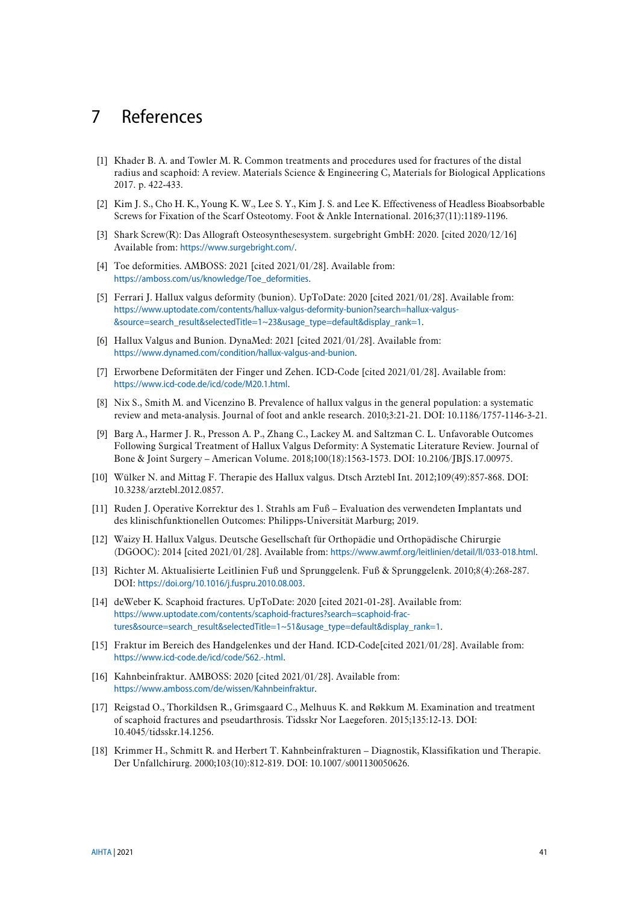# 7 References

[1] Khader B. A. and Towler M. R. Common treatments and procedures used for fractures of the distal radius and scaphoid: A review. Materials Science & Engineering C, Materials for Biological Applications 2017. p. 422-433.

[2] Kim J. S., Cho H. K., Young K. W., Lee S. Y., Kim J. S. and Lee K. Effectiveness of Headless Bioabsorbable Screws for Fixation of the Scarf Osteotomy. Foot & Ankle International. 2016;37(11):1189-1196.

[3] Shark Screw(R): Das Allograft Osteosynthesesystem. surgebright GmbH: 2020. [cited 2020/12/16] Available from: https://www.surgebright.com/.

[4] Toe deformities. AMBOSS: 2021 [cited 2021/01/28]. Available from: https://amboss.com/us/knowledge/Toe_deformities.

[5] Ferrari J. Hallux valgus deformity (bunion). UpToDate: 2020 [cited 2021/01/28]. Available from: https://www.uptodate.com/contents/hallux-valgus-deformity-bunion?search=hallux-valgus-&source=search_result&selectedTitle=1~23&usage_type=default&display_rank=1.

[6] Hallux Valgus and Bunion. DynaMed: 2021 [cited 2021/01/28]. Available from: https://www.dynamed.com/condition/hallux-valgus-and-bunion.

[7] Erworbene Deformitäten der Finger und Zehen. ICD-Code [cited 2021/01/28]. Available from: https://www.icd-code.de/icd/code/M20.1.html.

[8] Nix S., Smith M. and Vicenzino B. Prevalence of hallux valgus in the general population: a systematic review and meta-analysis. Journal of foot and ankle research. 2010;3:21-21. DOI: 10.1186/1757-1146-3-21.

[9] Barg A., Harmer J. R., Presson A. P., Zhang C., Lackey M. and Saltzman C. L. Unfavorable Outcomes Following Surgical Treatment of Hallux Valgus Deformity: A Systematic Literature Review. Journal of Bone & Joint Surgery – American Volume. 2018;100(18):1563-1573. DOI: 10.2106/JBJS.17.00975.

[10] Wülker N. and Mittag F. Therapie des Hallux valgus. Dtsch Arztebl Int. 2012;109(49):857-868. DOI: 10.3238/arztebl.2012.0857.

[11] Ruden J. Operative Korrektur des 1. Strahls am Fuß – Evaluation des verwendeten Implantats und des klinischfunktionellen Outcomes: Philipps-Universität Marburg; 2019.

[12] Waizy H. Hallux Valgus. Deutsche Gesellschaft für Orthopädie und Orthopädische Chirurgie (DGOOC): 2014 [cited 2021/01/28]. Available from: https://www.awmf.org/leitlinien/detail/ll/033-018.html.

[13] Richter M. Aktualisierte Leitlinien Fuß und Sprunggelenk. Fuß & Sprunggelenk. 2010;8(4):268-287. DOI: https://doi.org/10.1016/j.fuspru.2010.08.003.

[14] deWeber K. Scaphoid fractures. UpToDate: 2020 [cited 2021-01-28]. Available from: https://www.uptodate.com/contents/scaphoid-fractures?search=scaphoid-fractures&source=search_result&selectedTitle=1~51&usage_type=default&display_rank=1.

[15] Fraktur im Bereich des Handgelenkes und der Hand. ICD-Code[cited 2021/01/28]. Available from: https://www.icd-code.de/icd/code/S62.-.html.

[16] Kahnbeinfraktur. AMBOSS: 2020 [cited 2021/01/28]. Available from: https://www.amboss.com/de/wissen/Kahnbeinfraktur.

[17] Reigstad O., Thorkildsen R., Grimsgaard C., Melhuus K. and Røkkum M. Examination and treatment of scaphoid fractures and pseudarthrosis. Tidsskr Nor Laegeforen. 2015;135:12-13. DOI: 10.4045/tidsskr.14.1256.

[18] Krimmer H., Schmitt R. and Herbert T. Kahnbeinfrakturen – Diagnostik, Klassifikation und Therapie. Der Unfallchirurg. 2000;103(10):812-819. DOI: 10.1007/s001130050626.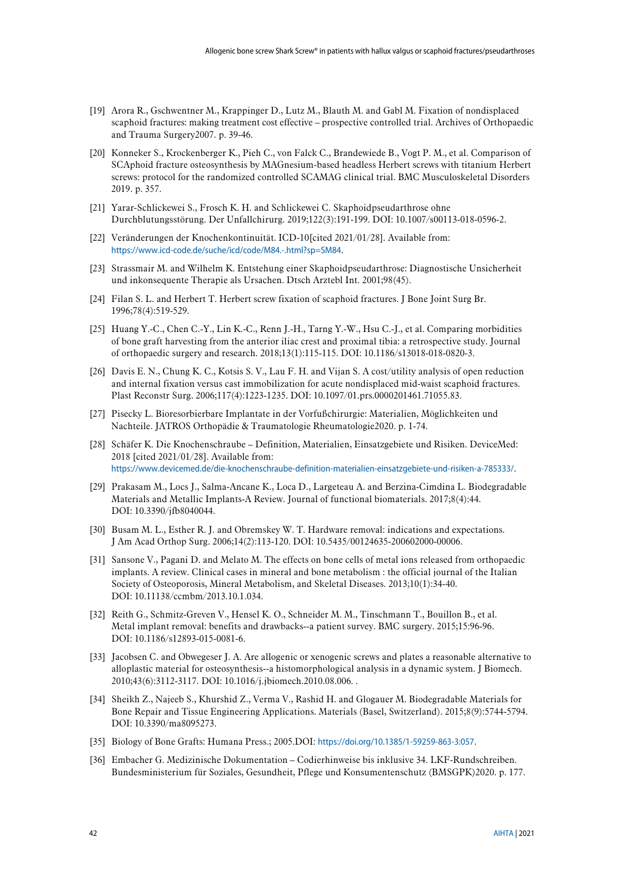[19] Arora R., Gschwentner M., Krappinger D., Lutz M., Blauth M. and Gabl M. Fixation of nondisplaced scaphoid fractures: making treatment cost effective – prospective controlled trial. Archives of Orthopaedic and Trauma Surgery2007. p. 39-46.

[20] Konneker S., Krockenberger K., Pieh C., von Falck C., Brandewiede B., Vogt P. M., et al. Comparison of SCAphoid fracture osteosynthesis by MAGnesium-based headless Herbert screws with titanium Herbert screws: protocol for the randomized controlled SCAMAG clinical trial. BMC Musculoskeletal Disorders 2019. p. 357.

[21] Yarar-Schlickewei S., Frosch K. H. and Schlickewei C. Skaphoidpseudarthrose ohne Durchblutungsstörung. Der Unfallchirurg. 2019;122(3):191-199. DOI: 10.1007/s00113-018-0596-2.

[22] Veränderungen der Knochenkontinuität. ICD-10[cited 2021/01/28]. Available from: https://www.icd-code.de/suche/icd/code/M84.-.html?sp=SM84.

[23] Strassmair M. and Wilhelm K. Entstehung einer Skaphoidpseudarthrose: Diagnostische Unsicherheit und inkonsequente Therapie als Ursachen. Dtsch Arztebl Int. 2001;98(45).

[24] Filan S. L. and Herbert T. Herbert screw fixation of scaphoid fractures. J Bone Joint Surg Br. 1996;78(4):519-529.

[25] Huang Y.-C., Chen C.-Y., Lin K.-C., Renn J.-H., Tarng Y.-W., Hsu C.-J., et al. Comparing morbidities of bone graft harvesting from the anterior iliac crest and proximal tibia: a retrospective study. Journal of orthopaedic surgery and research. 2018;13(1):115-115. DOI: 10.1186/s13018-018-0820-3.

[26] Davis E. N., Chung K. C., Kotsis S. V., Lau F. H. and Vijan S. A cost/utility analysis of open reduction and internal fixation versus cast immobilization for acute nondisplaced mid-waist scaphoid fractures. Plast Reconstr Surg. 2006;117(4):1223-1235. DOI: 10.1097/01.prs.0000201461.71055.83.

[27] Pisecky L. Bioresorbierbare Implantate in der Vorfußchirurgie: Materialien, Möglichkeiten und Nachteile. JATROS Orthopädie & Traumatologie Rheumatologie2020. p. 1-74.

[28] Schäfer K. Die Knochenschraube – Definition, Materialien, Einsatzgebiete und Risiken. DeviceMed: 2018 [cited 2021/01/28]. Available from: https://www.devicemed.de/die-knochenschraube-definition-materialien-einsatzgebiete-und-risiken-a-785333/.

[29] Prakasam M., Locs J., Salma-Ancane K., Loca D., Largeteau A. and Berzina-Cimdina L. Biodegradable Materials and Metallic Implants-A Review. Journal of functional biomaterials. 2017;8(4):44. DOI: 10.3390/jfb8040044.

[30] Busam M. L., Esther R. J. and Obremskey W. T. Hardware removal: indications and expectations. J Am Acad Orthop Surg. 2006;14(2):113-120. DOI: 10.5435/00124635-200602000-00006.

[31] Sansone V., Pagani D. and Melato M. The effects on bone cells of metal ions released from orthopaedic implants. A review. Clinical cases in mineral and bone metabolism : the official journal of the Italian Society of Osteoporosis, Mineral Metabolism, and Skeletal Diseases. 2013;10(1):34-40. DOI: 10.11138/ccmbm/2013.10.1.034.

[32] Reith G., Schmitz-Greven V., Hensel K. O., Schneider M. M., Tinschmann T., Bouillon B., et al. Metal implant removal: benefits and drawbacks--a patient survey. BMC surgery. 2015;15:96-96. DOI: 10.1186/s12893-015-0081-6.

[33] Jacobsen C. and Obwegeser J. A. Are allogenic or xenogenic screws and plates a reasonable alternative to alloplastic material for osteosynthesis--a histomorphological analysis in a dynamic system. J Biomech. 2010;43(6):3112-3117. DOI: 10.1016/j.jbiomech.2010.08.006. .

[34] Sheikh Z., Najeeb S., Khurshid Z., Verma V., Rashid H. and Glogauer M. Biodegradable Materials for Bone Repair and Tissue Engineering Applications. Materials (Basel, Switzerland). 2015;8(9):5744-5794. DOI: 10.3390/ma8095273.

[35] Biology of Bone Grafts: Humana Press.; 2005.DOI: https://doi.org/10.1385/1-59259-863-3:057.

[36] Embacher G. Medizinische Dokumentation – Codierhinweise bis inklusive 34. LKF-Rundschreiben. Bundesministerium für Soziales, Gesundheit, Pflege und Konsumentenschutz (BMSGPK)2020. p. 177.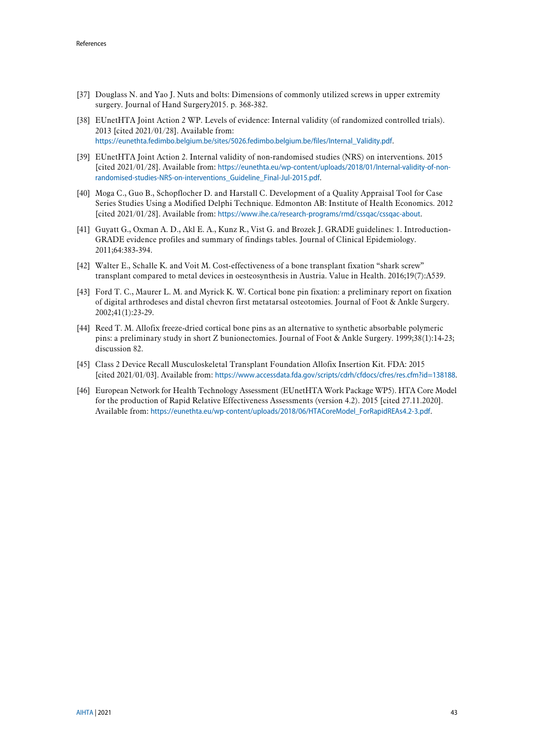[37] Douglass N. and Yao J. Nuts and bolts: Dimensions of commonly utilized screws in upper extremity surgery. Journal of Hand Surgery2015. p. 368-382.

[38] EUnetHTA Joint Action 2 WP. Levels of evidence: Internal validity (of randomized controlled trials). 2013 [cited 2021/01/28]. Available from: https://eunethta.fedimbo.belgium.be/sites/5026.fedimbo.belgium.be/files/Internal_Validity.pdf.

[39] EUnetHTA Joint Action 2. Internal validity of non-randomised studies (NRS) on interventions. 2015 [cited 2021/01/28]. Available from: https://eunethta.eu/wp-content/uploads/2018/01/Internal-validity-of-non-randomised-studies-NRS-on-interventions_Guideline_Final-Jul-2015.pdf.

[40] Moga C., Guo B., Schopflocher D. and Harstall C. Development of a Quality Appraisal Tool for Case Series Studies Using a Modified Delphi Technique. Edmonton AB: Institute of Health Economics. 2012 [cited 2021/01/28]. Available from: https://www.ihe.ca/research-programs/rmd/cssqac/cssqac-about.

[41] Guyatt G., Oxman A. D., Akl E. A., Kunz R., Vist G. and Brozek J. GRADE guidelines: 1. Introduction-GRADE evidence profiles and summary of findings tables. Journal of Clinical Epidemiology. 2011;64:383-394.

[42] Walter E., Schalle K. and Voit M. Cost-effectiveness of a bone transplant fixation "shark screw" transplant compared to metal devices in oesteosynthesis in Austria. Value in Health. 2016;19(7):A539.

[43] Ford T. C., Maurer L. M. and Myrick K. W. Cortical bone pin fixation: a preliminary report on fixation of digital arthrodeses and distal chevron first metatarsal osteotomies. Journal of Foot & Ankle Surgery. 2002;41(1):23-29.

[44] Reed T. M. Allofix freeze-dried cortical bone pins as an alternative to synthetic absorbable polymeric pins: a preliminary study in short Z bunionectomies. Journal of Foot & Ankle Surgery. 1999;38(1):14-23; discussion 82.

[45] Class 2 Device Recall Musculoskeletal Transplant Foundation Allofix Insertion Kit. FDA: 2015 [cited 2021/01/03]. Available from: https://www.accessdata.fda.gov/scripts/cdrh/cfdocs/cfres/res.cfm?id=138188.

[46] European Network for Health Technology Assessment (EUnetHTA Work Package WP5). HTA Core Model for the production of Rapid Relative Effectiveness Assessments (version 4.2). 2015 [cited 27.11.2020]. Available from: https://eunethta.eu/wp-content/uploads/2018/06/HTACoreModel_ForRapidREAs4.2-3.pdf.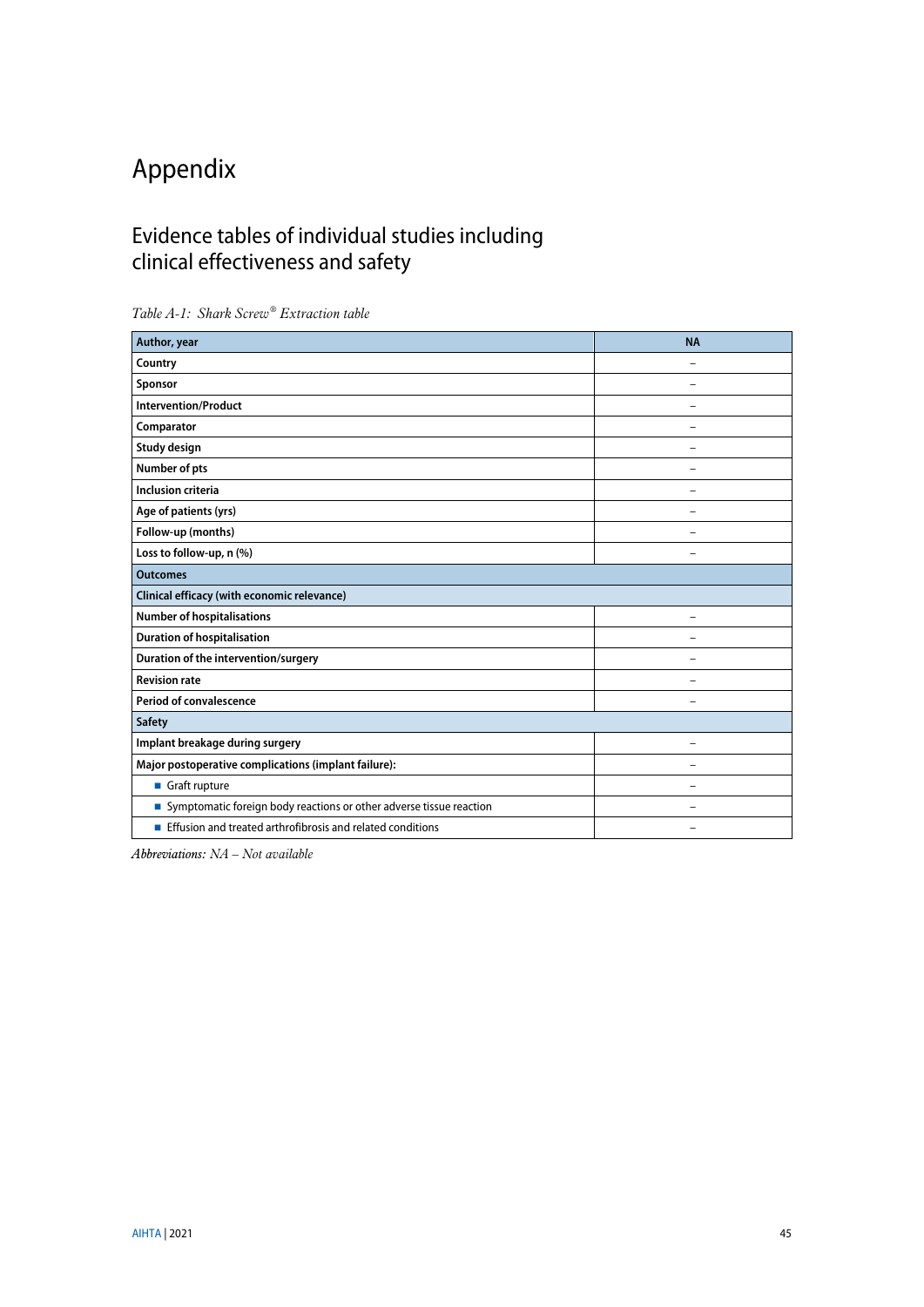# Appendix

## Evidence tables of individual studies including clinical effectiveness and safety

*Table A-1: Shark Screw® Extraction table*

| **Author, year** | **NA** |
|---|---|
| **Country** | – |
| **Sponsor** | – |
| **Intervention/Product** | – |
| **Comparator** | – |
| **Study design** | – |
| **Number of pts** | – |
| **Inclusion criteria** | – |
| **Age of patients (yrs)** | – |
| **Follow-up (months)** | – |
| **Loss to follow-up, n (%)** | – |
| **Outcomes** | |
| **Clinical efficacy (with economic relevance)** | |
| **Number of hospitalisations** | – |
| **Duration of hospitalisation** | – |
| **Duration of the intervention/surgery** | – |
| **Revision rate** | – |
| **Period of convalescence** | – |
| **Safety** | |
| **Implant breakage during surgery** | – |
| **Major postoperative complications (implant failure):** | – |
| ■ Graft rupture | – |
| ■ Symptomatic foreign body reactions or other adverse tissue reaction | – |
| ■ Effusion and treated arthrofibrosis and related conditions | – |

*Abbreviations: NA – Not available*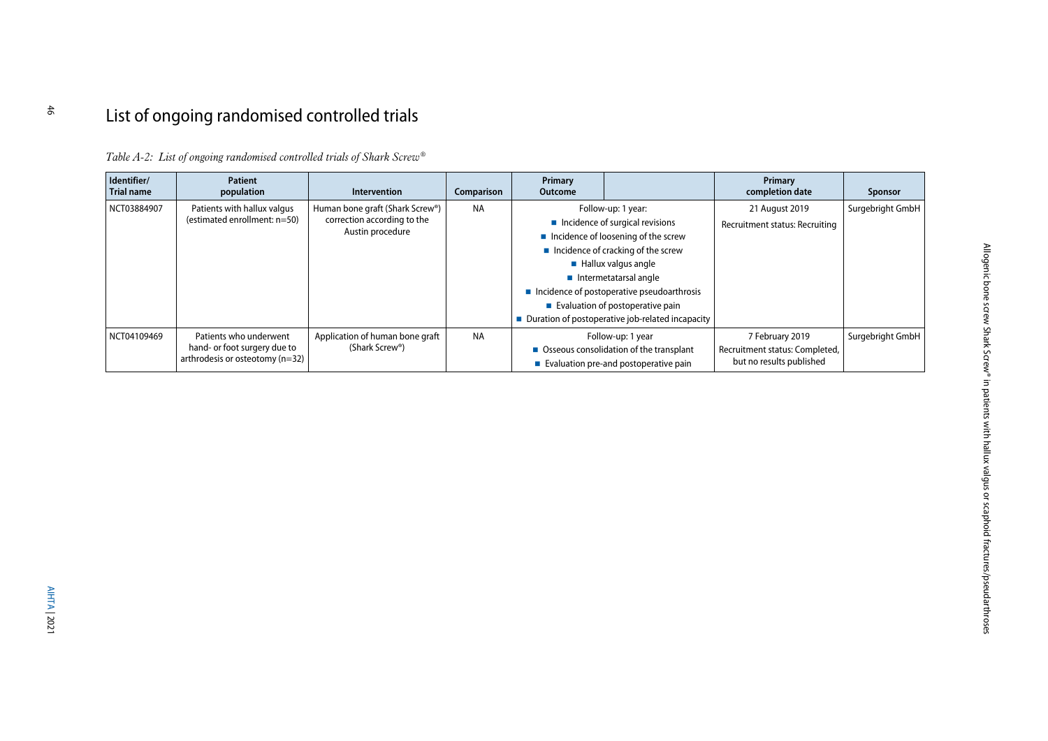# List of ongoing randomised controlled trials

*Table A-2: List of ongoing randomised controlled trials of Shark Screw®*

| Identifier/ Trial name | Patient population | Intervention | Comparison | Primary Outcome | Primary completion date | Sponsor |
|---|---|---|---|---|---|---|
| NCT03884907 | Patients with hallux valgus (estimated enrollment: n=50) | Human bone graft (Shark Screw®) correction according to the Austin procedure | NA | Follow-up: 1 year:<br>■ Incidence of surgical revisions<br>■ Incidence of loosening of the screw<br>■ Incidence of cracking of the screw<br>■ Hallux valgus angle<br>■ Intermetatarsal angle<br>■ Incidence of postoperative pseudoarthrosis<br>■ Evaluation of postoperative pain<br>■ Duration of postoperative job-related incapacity | 21 August 2019<br>Recruitment status: Recruiting | Surgebright GmbH |
| NCT04109469 | Patients who underwent hand- or foot surgery due to arthrodesis or osteotomy (n=32) | Application of human bone graft (Shark Screw®) | NA | Follow-up: 1 year<br>■ Osseous consolidation of the transplant<br>■ Evaluation pre-and postoperative pain | 7 February 2019<br>Recruitment status: Completed, but no results published | Surgebright GmbH |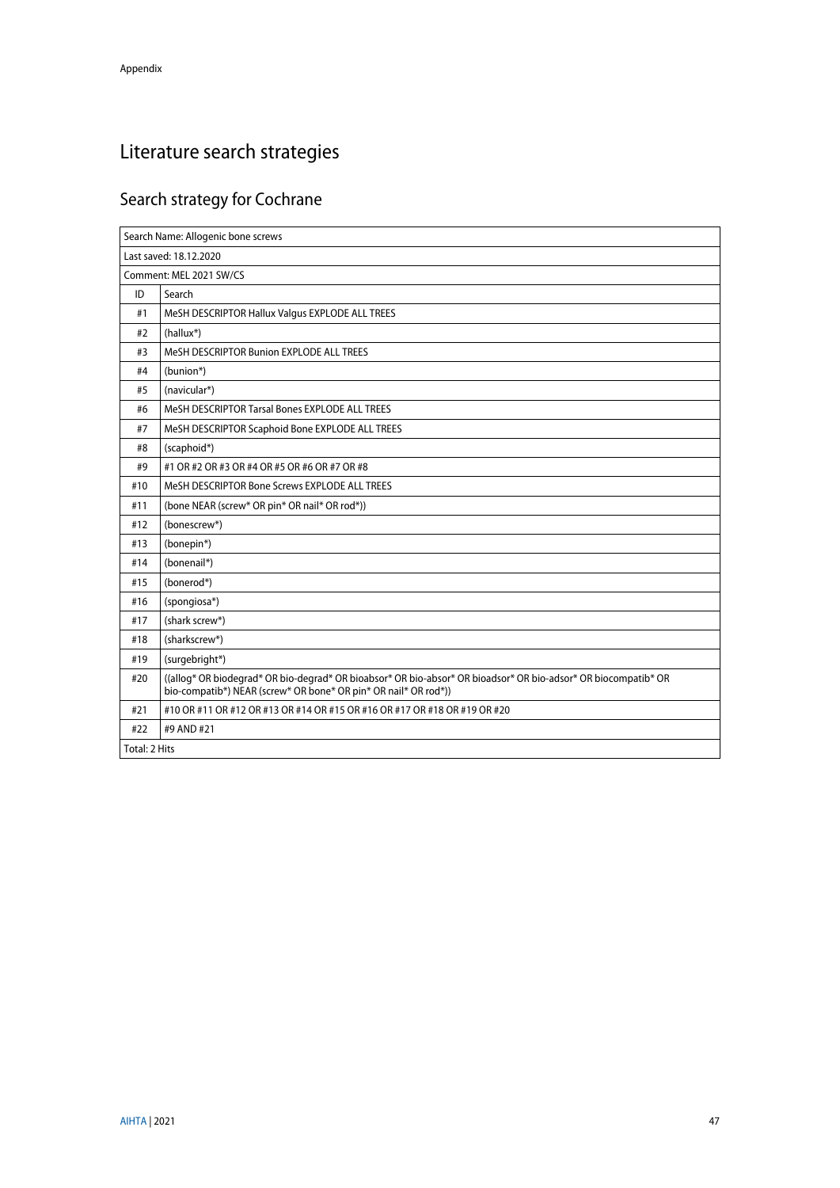# Literature search strategies

## Search strategy for Cochrane

| Search Name: Allogenic bone screws | |
|---|---|
| Last saved: 18.12.2020 | |
| Comment: MEL 2021 SW/CS | |
| ID | Search |
| #1 | MeSH DESCRIPTOR Hallux Valgus EXPLODE ALL TREES |
| #2 | (hallux*) |
| #3 | MeSH DESCRIPTOR Bunion EXPLODE ALL TREES |
| #4 | (bunion*) |
| #5 | (navicular*) |
| #6 | MeSH DESCRIPTOR Tarsal Bones EXPLODE ALL TREES |
| #7 | MeSH DESCRIPTOR Scaphoid Bone EXPLODE ALL TREES |
| #8 | (scaphoid*) |
| #9 | #1 OR #2 OR #3 OR #4 OR #5 OR #6 OR #7 OR #8 |
| #10 | MeSH DESCRIPTOR Bone Screws EXPLODE ALL TREES |
| #11 | (bone NEAR (screw* OR pin* OR nail* OR rod*)) |
| #12 | (bonescrew*) |
| #13 | (bonepin*) |
| #14 | (bonenail*) |
| #15 | (bonerod*) |
| #16 | (spongiosa*) |
| #17 | (shark screw*) |
| #18 | (sharkscrew*) |
| #19 | (surgebright*) |
| #20 | ((allog* OR biodegrad* OR bio-degrad* OR bioabsor* OR bio-absor* OR bioadsor* OR bio-adsor* OR biocompatib* OR bio-compatib*) NEAR (screw* OR bone* OR pin* OR nail* OR rod*)) |
| #21 | #10 OR #11 OR #12 OR #13 OR #14 OR #15 OR #16 OR #17 OR #18 OR #19 OR #20 |
| #22 | #9 AND #21 |
| Total: 2 Hits | |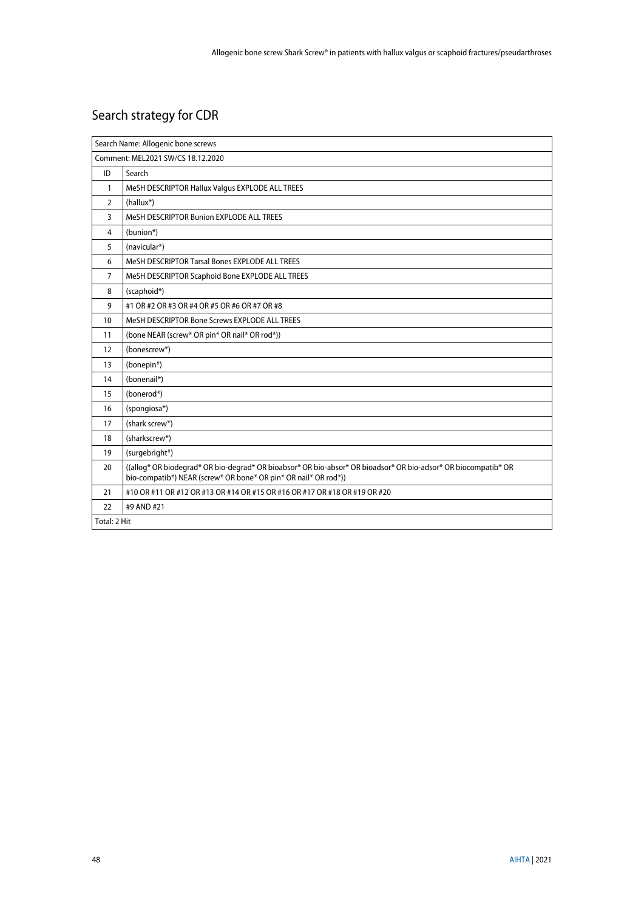## Search strategy for CDR

| Search Name: Allogenic bone screws | |
|---|---|
| Comment: MEL2021 SW/CS 18.12.2020 | |
| ID | Search |
| 1 | MeSH DESCRIPTOR Hallux Valgus EXPLODE ALL TREES |
| 2 | (hallux*) |
| 3 | MeSH DESCRIPTOR Bunion EXPLODE ALL TREES |
| 4 | (bunion*) |
| 5 | (navicular*) |
| 6 | MeSH DESCRIPTOR Tarsal Bones EXPLODE ALL TREES |
| 7 | MeSH DESCRIPTOR Scaphoid Bone EXPLODE ALL TREES |
| 8 | (scaphoid*) |
| 9 | #1 OR #2 OR #3 OR #4 OR #5 OR #6 OR #7 OR #8 |
| 10 | MeSH DESCRIPTOR Bone Screws EXPLODE ALL TREES |
| 11 | (bone NEAR (screw* OR pin* OR nail* OR rod*)) |
| 12 | (bonescrew*) |
| 13 | (bonepin*) |
| 14 | (bonenail*) |
| 15 | (bonerod*) |
| 16 | (spongiosa*) |
| 17 | (shark screw*) |
| 18 | (sharkscrew*) |
| 19 | (surgebright*) |
| 20 | ((allog* OR biodegrad* OR bio-degrad* OR bioabsor* OR bio-absor* OR bioadsor* OR bio-adsor* OR biocompatib* OR bio-compatib*) NEAR (screw* OR bone* OR pin* OR nail* OR rod*)) |
| 21 | #10 OR #11 OR #12 OR #13 OR #14 OR #15 OR #16 OR #17 OR #18 OR #19 OR #20 |
| 22 | #9 AND #21 |
| Total: 2 Hit | |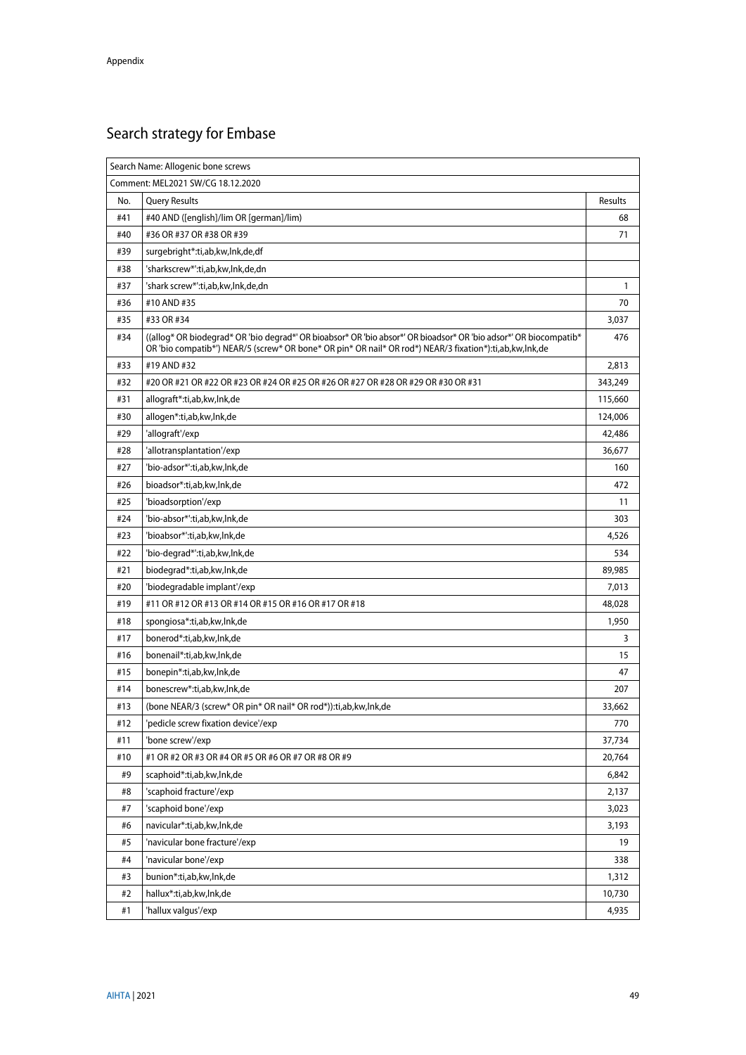# Search strategy for Embase

| Search Name: Allogenic bone screws | | |
|---|---|---|
| Comment: MEL2021 SW/CG 18.12.2020 | | |
| No. | Query Results | Results |
| #41 | #40 AND ([english]/lim OR [german]/lim) | 68 |
| #40 | #36 OR #37 OR #38 OR #39 | 71 |
| #39 | surgebright*:ti,ab,kw,lnk,de,df | |
| #38 | 'sharkscrew*':ti,ab,kw,lnk,de,dn | |
| #37 | 'shark screw*':ti,ab,kw,lnk,de,dn | 1 |
| #36 | #10 AND #35 | 70 |
| #35 | #33 OR #34 | 3,037 |
| #34 | ((allog* OR biodegrad* OR 'bio degrad*' OR bioabsor* OR 'bio absor*' OR bioadsor* OR 'bio adsor*' OR biocompatib* OR 'bio compatib*') NEAR/5 (screw* OR bone* OR pin* OR nail* OR rod*) NEAR/3 fixation*):ti,ab,kw,lnk,de | 476 |
| #33 | #19 AND #32 | 2,813 |
| #32 | #20 OR #21 OR #22 OR #23 OR #24 OR #25 OR #26 OR #27 OR #28 OR #29 OR #30 OR #31 | 343,249 |
| #31 | allograft*:ti,ab,kw,lnk,de | 115,660 |
| #30 | allogen*:ti,ab,kw,lnk,de | 124,006 |
| #29 | 'allograft'/exp | 42,486 |
| #28 | 'allotransplantation'/exp | 36,677 |
| #27 | 'bio-adsor*':ti,ab,kw,lnk,de | 160 |
| #26 | bioadsor*:ti,ab,kw,lnk,de | 472 |
| #25 | 'bioadsorption'/exp | 11 |
| #24 | 'bio-absor*':ti,ab,kw,lnk,de | 303 |
| #23 | 'bioabsor*':ti,ab,kw,lnk,de | 4,526 |
| #22 | 'bio-degrad*':ti,ab,kw,lnk,de | 534 |
| #21 | biodegrad*:ti,ab,kw,lnk,de | 89,985 |
| #20 | 'biodegradable implant'/exp | 7,013 |
| #19 | #11 OR #12 OR #13 OR #14 OR #15 OR #16 OR #17 OR #18 | 48,028 |
| #18 | spongiosa*:ti,ab,kw,lnk,de | 1,950 |
| #17 | bonerod*:ti,ab,kw,lnk,de | 3 |
| #16 | bonenail*:ti,ab,kw,lnk,de | 15 |
| #15 | bonepin*:ti,ab,kw,lnk,de | 47 |
| #14 | bonescrew*:ti,ab,kw,lnk,de | 207 |
| #13 | (bone NEAR/3 (screw* OR pin* OR nail* OR rod*)):ti,ab,kw,lnk,de | 33,662 |
| #12 | 'pedicle screw fixation device'/exp | 770 |
| #11 | 'bone screw'/exp | 37,734 |
| #10 | #1 OR #2 OR #3 OR #4 OR #5 OR #6 OR #7 OR #8 OR #9 | 20,764 |
| #9 | scaphoid*:ti,ab,kw,lnk,de | 6,842 |
| #8 | 'scaphoid fracture'/exp | 2,137 |
| #7 | 'scaphoid bone'/exp | 3,023 |
| #6 | navicular*:ti,ab,kw,lnk,de | 3,193 |
| #5 | 'navicular bone fracture'/exp | 19 |
| #4 | 'navicular bone'/exp | 338 |
| #3 | bunion*:ti,ab,kw,lnk,de | 1,312 |
| #2 | hallux*:ti,ab,kw,lnk,de | 10,730 |
| #1 | 'hallux valgus'/exp | 4,935 |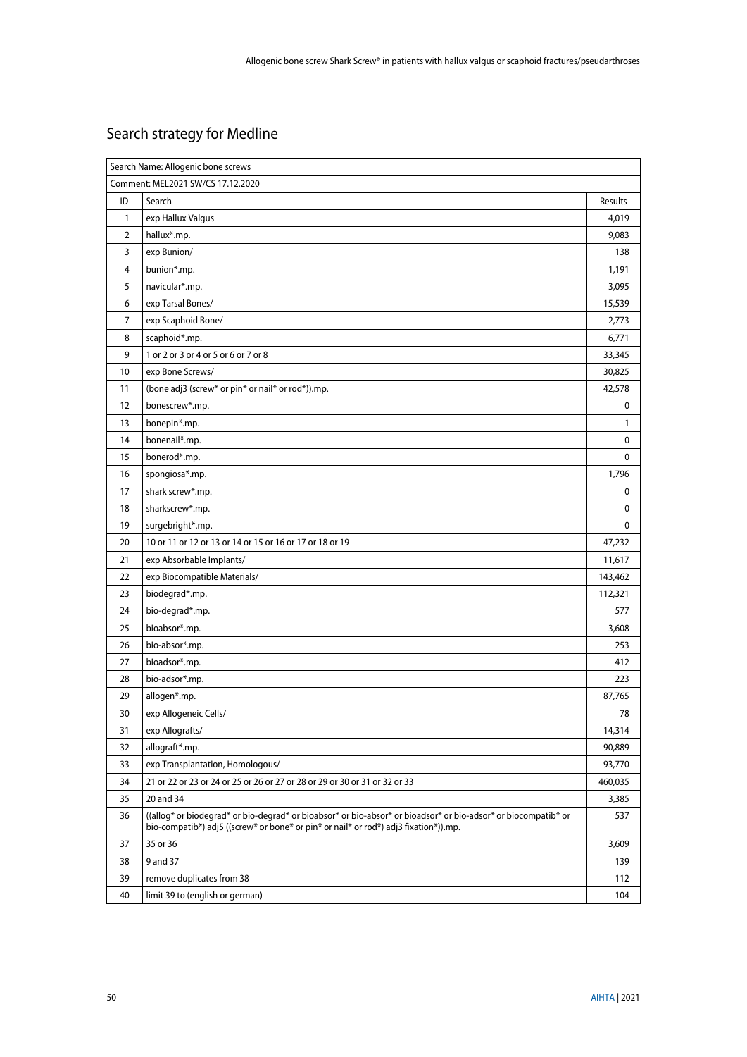## Search strategy for Medline

| Search Name: Allogenic bone screws | | |
|---|---|---|
| Comment: MEL2021 SW/CS 17.12.2020 | | |
| ID | Search | Results |
| 1 | exp Hallux Valgus | 4,019 |
| 2 | hallux*.mp. | 9,083 |
| 3 | exp Bunion/ | 138 |
| 4 | bunion*.mp. | 1,191 |
| 5 | navicular*.mp. | 3,095 |
| 6 | exp Tarsal Bones/ | 15,539 |
| 7 | exp Scaphoid Bone/ | 2,773 |
| 8 | scaphoid*.mp. | 6,771 |
| 9 | 1 or 2 or 3 or 4 or 5 or 6 or 7 or 8 | 33,345 |
| 10 | exp Bone Screws/ | 30,825 |
| 11 | (bone adj3 (screw* or pin* or nail* or rod*)).mp. | 42,578 |
| 12 | bonescrew*.mp. | 0 |
| 13 | bonepin*.mp. | 1 |
| 14 | bonenail*.mp. | 0 |
| 15 | bonerod*.mp. | 0 |
| 16 | spongiosa*.mp. | 1,796 |
| 17 | shark screw*.mp. | 0 |
| 18 | sharkscrew*.mp. | 0 |
| 19 | surgebright*.mp. | 0 |
| 20 | 10 or 11 or 12 or 13 or 14 or 15 or 16 or 17 or 18 or 19 | 47,232 |
| 21 | exp Absorbable Implants/ | 11,617 |
| 22 | exp Biocompatible Materials/ | 143,462 |
| 23 | biodegrad*.mp. | 112,321 |
| 24 | bio-degrad*.mp. | 577 |
| 25 | bioabsor*.mp. | 3,608 |
| 26 | bio-absor*.mp. | 253 |
| 27 | bioadsor*.mp. | 412 |
| 28 | bio-adsor*.mp. | 223 |
| 29 | allogen*.mp. | 87,765 |
| 30 | exp Allogeneic Cells/ | 78 |
| 31 | exp Allografts/ | 14,314 |
| 32 | allograft*.mp. | 90,889 |
| 33 | exp Transplantation, Homologous/ | 93,770 |
| 34 | 21 or 22 or 23 or 24 or 25 or 26 or 27 or 28 or 29 or 30 or 31 or 32 or 33 | 460,035 |
| 35 | 20 and 34 | 3,385 |
| 36 | ((allog* or biodegrad* or bio-degrad* or bioabsor* or bio-absor* or bioadsor* or bio-adsor* or biocompatib* or bio-compatib*) adj5 ((screw* or bone* or pin* or nail* or rod*) adj3 fixation*)).mp. | 537 |
| 37 | 35 or 36 | 3,609 |
| 38 | 9 and 37 | 139 |
| 39 | remove duplicates from 38 | 112 |
| 40 | limit 39 to (english or german) | 104 |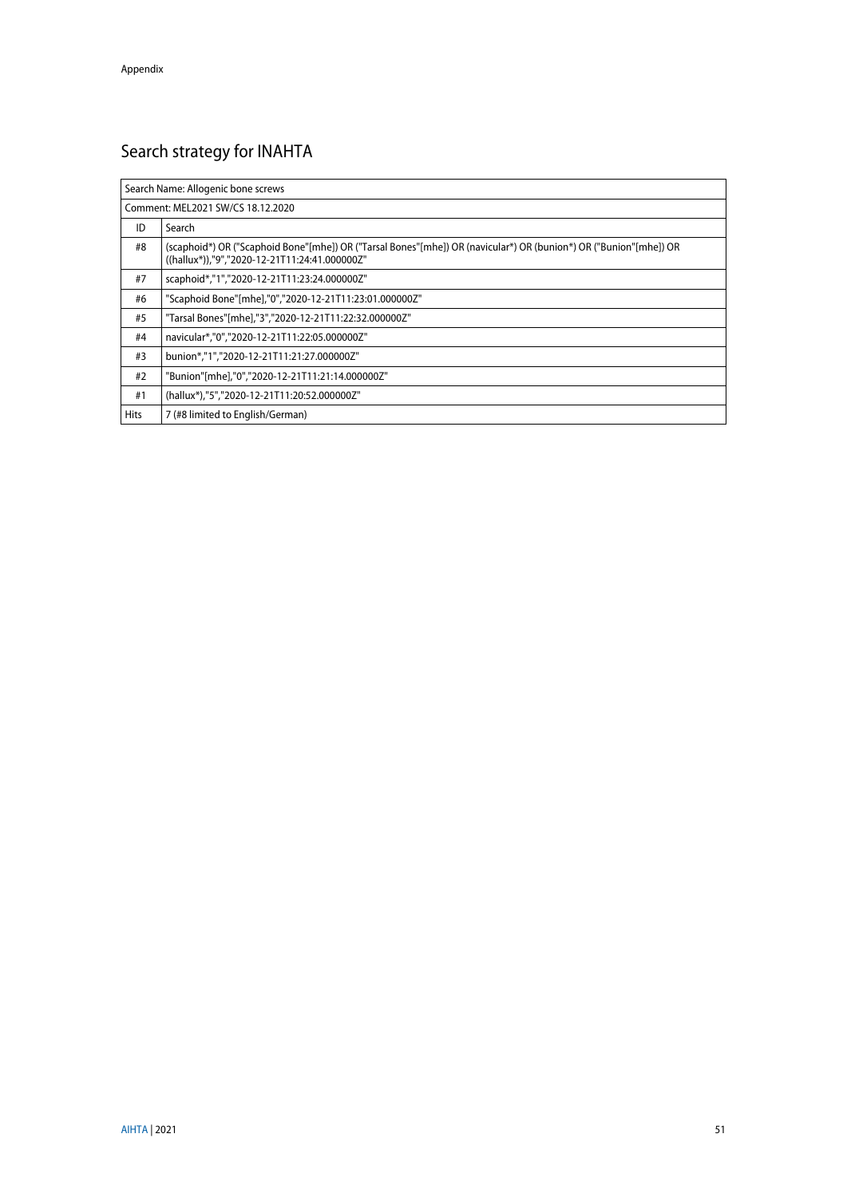## Search strategy for INAHTA

| Search Name: Allogenic bone screws | |
|---|---|
| Comment: MEL2021 SW/CS 18.12.2020 | |
| ID | Search |
| #8 | (scaphoid*) OR ("Scaphoid Bone"[mhe]) OR ("Tarsal Bones"[mhe]) OR (navicular*) OR (bunion*) OR ("Bunion"[mhe]) OR ((hallux*)),"9","2020-12-21T11:24:41.000000Z" |
| #7 | scaphoid*,"1","2020-12-21T11:23:24.000000Z" |
| #6 | "Scaphoid Bone"[mhe],"0","2020-12-21T11:23:01.000000Z" |
| #5 | "Tarsal Bones"[mhe],"3","2020-12-21T11:22:32.000000Z" |
| #4 | navicular*,"0","2020-12-21T11:22:05.000000Z" |
| #3 | bunion*,"1","2020-12-21T11:21:27.000000Z" |
| #2 | "Bunion"[mhe],"0","2020-12-21T11:21:14.000000Z" |
| #1 | (hallux*),"5","2020-12-21T11:20:52.000000Z" |
| Hits | 7 (#8 limited to English/German) |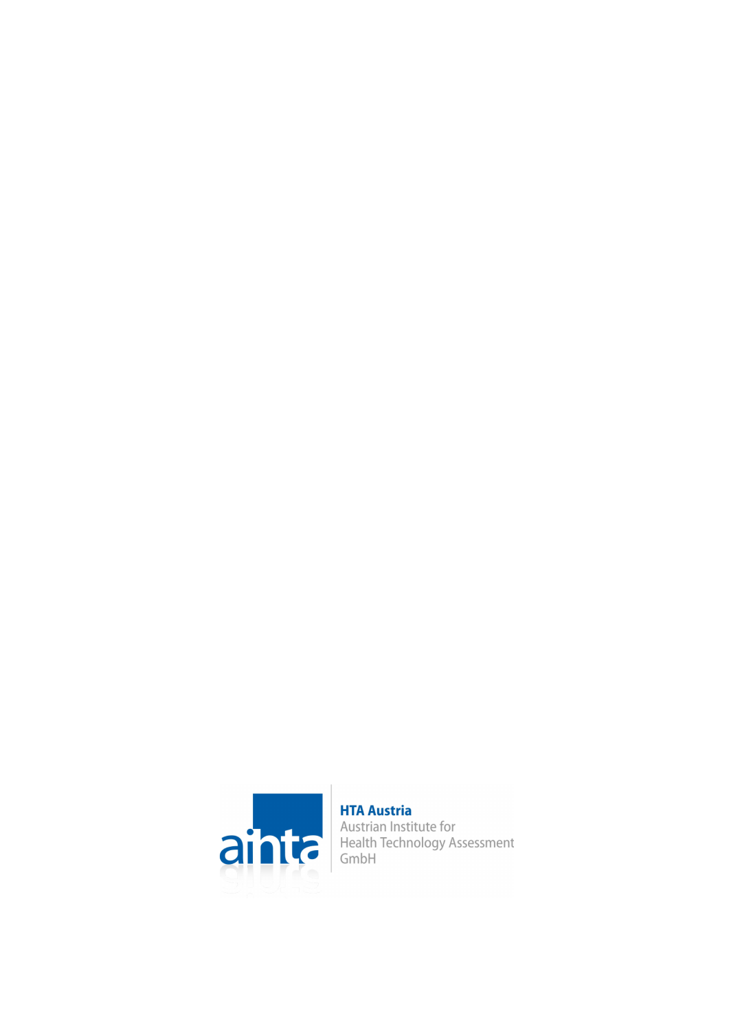aihta

**HTA Austria**
Austrian Institute for
Health Technology Assessment
GmbH